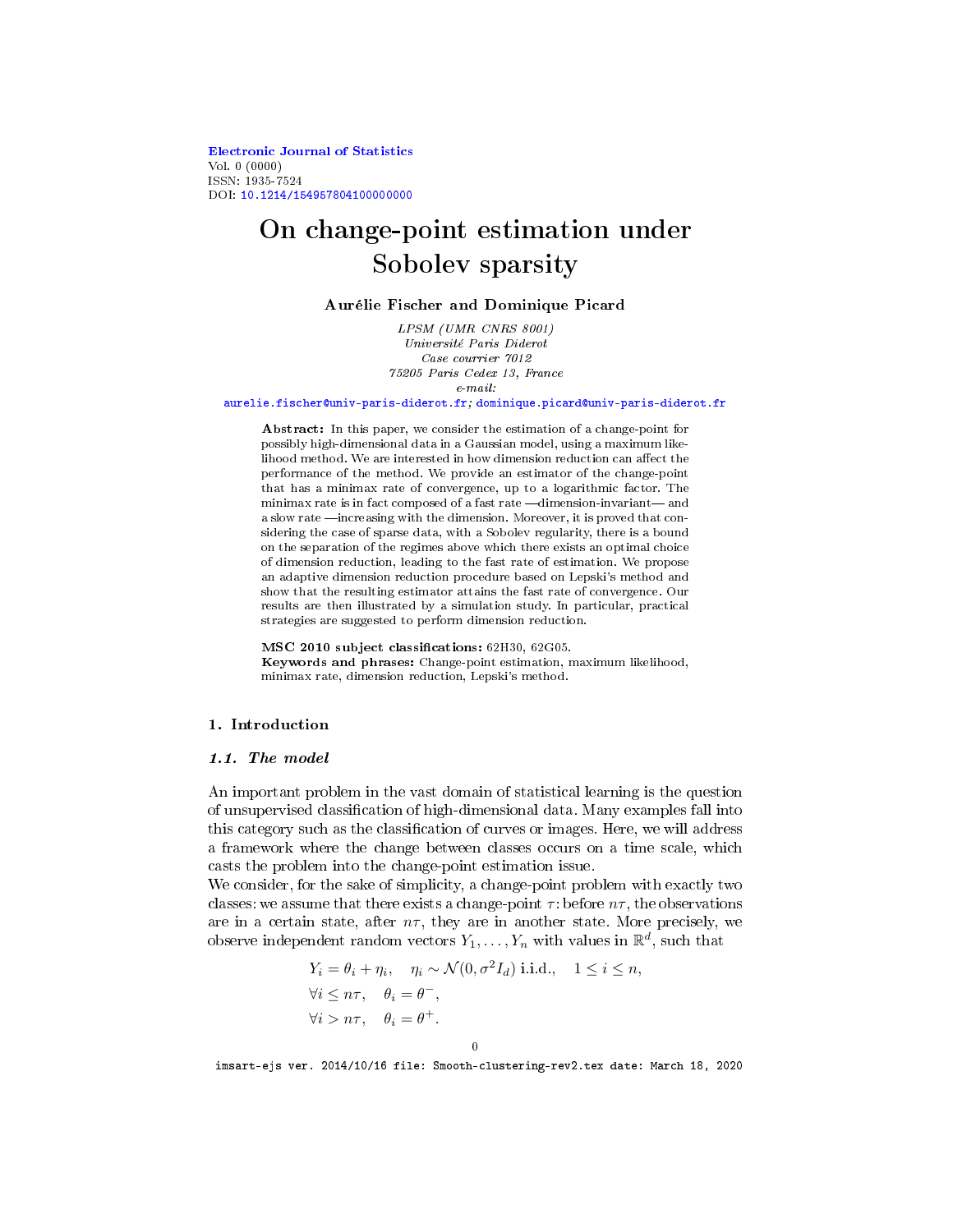# On change-point estimation under Sobolev sparsity

**Aurélie Fischer and Dominique Picard**

*LPSM (UMR CNRS 8001)*
*Université Paris Diderot*
*Case courrier 7012*
*75205 Paris Cedex 13, France*
*e-mail:*
aurelie.fischer@univ-paris-diderot.fr; dominique.picard@univ-paris-diderot.fr

**Abstract:** In this paper, we consider the estimation of a change-point for possibly high-dimensional data in a Gaussian model, using a maximum likelihood method. We are interested in how dimension reduction can affect the performance of the method. We provide an estimator of the change-point that has a minimax rate of convergence, up to a logarithmic factor. The minimax rate is in fact composed of a fast rate —dimension-invariant— and a slow rate —increasing with the dimension. Moreover, it is proved that considering the case of sparse data, with a Sobolev regularity, there is a bound on the separation of the regimes above which there exists an optimal choice of dimension reduction, leading to the fast rate of estimation. We propose an adaptive dimension reduction procedure based on Lepski's method and show that the resulting estimator attains the fast rate of convergence. Our results are then illustrated by a simulation study. In particular, practical strategies are suggested to perform dimension reduction.

**MSC 2010 subject classifications:** 62H30, 62G05.
**Keywords and phrases:** Change-point estimation, maximum likelihood, minimax rate, dimension reduction, Lepski's method.

## 1. Introduction

### 1.1. The model

An important problem in the vast domain of statistical learning is the question of unsupervised classification of high-dimensional data. Many examples fall into this category such as the classification of curves or images. Here, we will address a framework where the change between classes occurs on a time scale, which casts the problem into the change-point estimation issue.

We consider, for the sake of simplicity, a change-point problem with exactly two classes: we assume that there exists a change-point $\tau$: before $n\tau$, the observations are in a certain state, after $n\tau$, they are in another state. More precisely, we observe independent random vectors $Y_1, \dots, Y_n$ with values in $\mathbb{R}^d$, such that

$$
\begin{aligned}
&Y_i = \theta_i + \eta_i, \quad \eta_i \sim \mathcal{N}(0, \sigma^2 I_d) \text{ i.i.d.}, \quad 1 \le i \le n,\\
&\forall i \le n\tau, \quad \theta_i = \theta^-,\\
&\forall i > n\tau, \quad \theta_i = \theta^+.
\end{aligned}
$$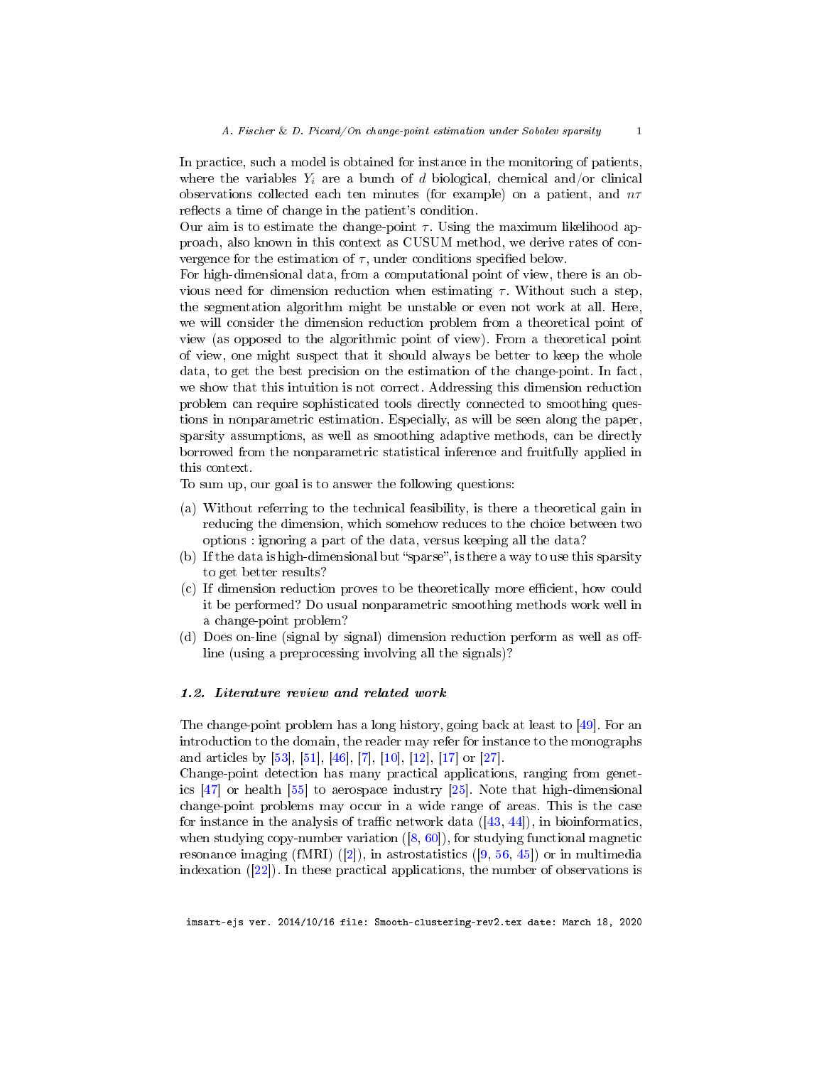In practice, such a model is obtained for instance in the monitoring of patients, where the variables $Y_i$ are a bunch of $d$ biological, chemical and/or clinical observations collected each ten minutes (for example) on a patient, and $n\tau$ reflects a time of change in the patient's condition.

Our aim is to estimate the change-point $\tau$. Using the maximum likelihood approach, also known in this context as CUSUM method, we derive rates of convergence for the estimation of $\tau$, under conditions specified below.

For high-dimensional data, from a computational point of view, there is an obvious need for dimension reduction when estimating $\tau$. Without such a step, the segmentation algorithm might be unstable or even not work at all. Here, we will consider the dimension reduction problem from a theoretical point of view (as opposed to the algorithmic point of view). From a theoretical point of view, one might suspect that it should always be better to keep the whole data, to get the best precision on the estimation of the change-point. In fact, we show that this intuition is not correct. Addressing this dimension reduction problem can require sophisticated tools directly connected to smoothing questions in nonparametric estimation. Especially, as will be seen along the paper, sparsity assumptions, as well as smoothing adaptive methods, can be directly borrowed from the nonparametric statistical inference and fruitfully applied in this context.

To sum up, our goal is to answer the following questions:

(a) Without referring to the technical feasibility, is there a theoretical gain in reducing the dimension, which somehow reduces to the choice between two options : ignoring a part of the data, versus keeping all the data?
(b) If the data is high-dimensional but "sparse", is there a way to use this sparsity to get better results?
(c) If dimension reduction proves to be theoretically more efficient, how could it be performed? Do usual nonparametric smoothing methods work well in a change-point problem?
(d) Does on-line (signal by signal) dimension reduction perform as well as off-line (using a preprocessing involving all the signals)?

### *1.2. Literature review and related work*

The change-point problem has a long history, going back at least to [49]. For an introduction to the domain, the reader may refer for instance to the monographs and articles by [53], [51], [46], [7], [10], [12], [17] or [27].

Change-point detection has many practical applications, ranging from genetics [47] or health [55] to aerospace industry [25]. Note that high-dimensional change-point problems may occur in a wide range of areas. This is the case for instance in the analysis of traffic network data ([43, 44]), in bioinformatics, when studying copy-number variation ([8, 60]), for studying functional magnetic resonance imaging (fMRI) ([2]), in astrostatistics ([9, 56, 45]) or in multimedia indexation ([22]). In these practical applications, the number of observations is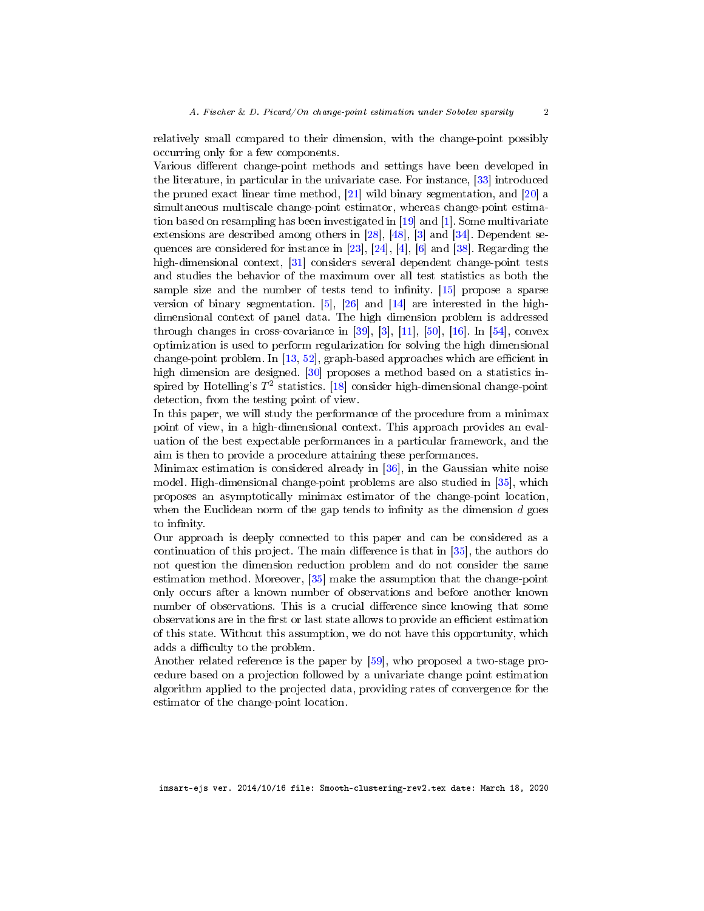relatively small compared to their dimension, with the change-point possibly occurring only for a few components.

Various different change-point methods and settings have been developed in the literature, in particular in the univariate case. For instance, [33] introduced the pruned exact linear time method, [21] wild binary segmentation, and [20] a simultaneous multiscale change-point estimator, whereas change-point estimation based on resampling has been investigated in [19] and [1]. Some multivariate extensions are described among others in [28], [48], [3] and [34]. Dependent sequences are considered for instance in [23], [24], [4], [6] and [38]. Regarding the high-dimensional context, [31] considers several dependent change-point tests and studies the behavior of the maximum over all test statistics as both the sample size and the number of tests tend to infinity. [15] propose a sparse version of binary segmentation. [5], [26] and [14] are interested in the high-dimensional context of panel data. The high dimension problem is addressed through changes in cross-covariance in [39], [3], [11], [50], [16]. In [54], convex optimization is used to perform regularization for solving the high dimensional change-point problem. In [13, 52], graph-based approaches which are efficient in high dimension are designed. [30] proposes a method based on a statistics inspired by Hotelling's $T^2$ statistics. [18] consider high-dimensional change-point detection, from the testing point of view.

In this paper, we will study the performance of the procedure from a minimax point of view, in a high-dimensional context. This approach provides an evaluation of the best expectable performances in a particular framework, and the aim is then to provide a procedure attaining these performances.

Minimax estimation is considered already in [36], in the Gaussian white noise model. High-dimensional change-point problems are also studied in [35], which proposes an asymptotically minimax estimator of the change-point location, when the Euclidean norm of the gap tends to infinity as the dimension $d$ goes to infinity.

Our approach is deeply connected to this paper and can be considered as a continuation of this project. The main difference is that in [35], the authors do not question the dimension reduction problem and do not consider the same estimation method. Moreover, [35] make the assumption that the change-point only occurs after a known number of observations and before another known number of observations. This is a crucial difference since knowing that some observations are in the first or last state allows to provide an efficient estimation of this state. Without this assumption, we do not have this opportunity, which adds a difficulty to the problem.

Another related reference is the paper by [59], who proposed a two-stage procedure based on a projection followed by a univariate change point estimation algorithm applied to the projected data, providing rates of convergence for the estimator of the change-point location.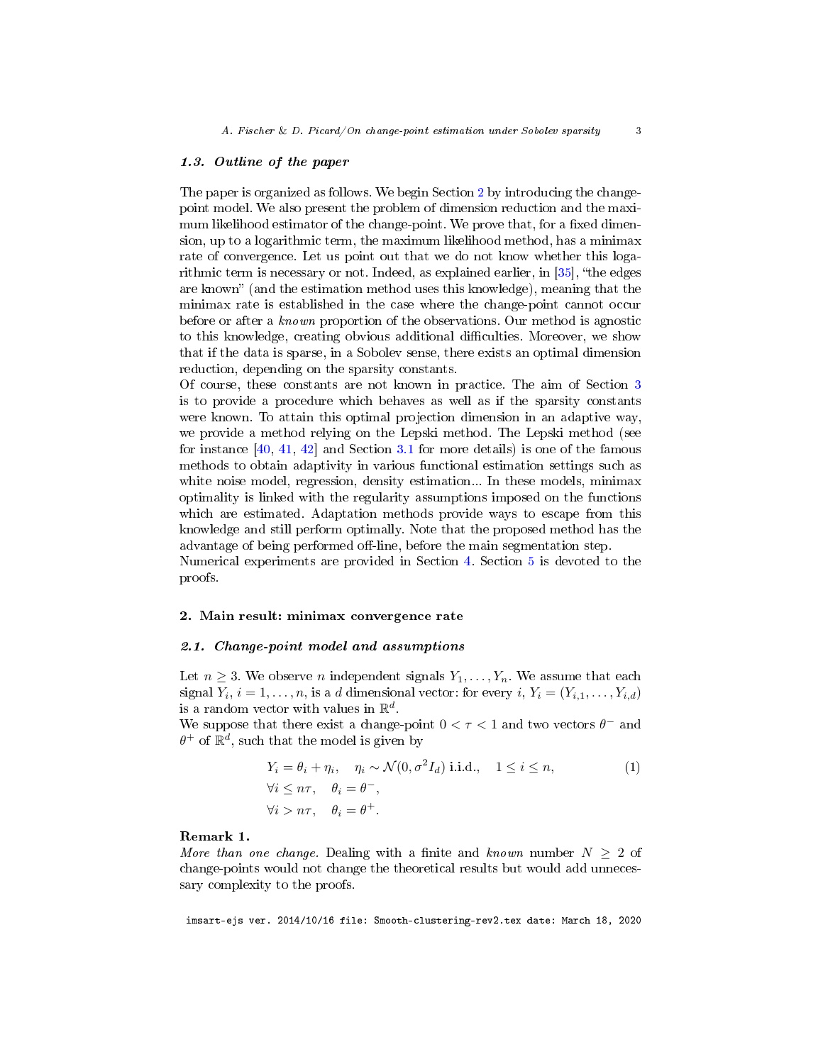### 1.3. Outline of the paper

The paper is organized as follows. We begin Section 2 by introducing the change-point model. We also present the problem of dimension reduction and the maximum likelihood estimator of the change-point. We prove that, for a fixed dimension, up to a logarithmic term, the maximum likelihood method, has a minimax rate of convergence. Let us point out that we do not know whether this logarithmic term is necessary or not. Indeed, as explained earlier, in [35], "the edges are known" (and the estimation method uses this knowledge), meaning that the minimax rate is established in the case where the change-point cannot occur before or after a *known* proportion of the observations. Our method is agnostic to this knowledge, creating obvious additional difficulties. Moreover, we show that if the data is sparse, in a Sobolev sense, there exists an optimal dimension reduction, depending on the sparsity constants.

Of course, these constants are not known in practice. The aim of Section 3 is to provide a procedure which behaves as well as if the sparsity constants were known. To attain this optimal projection dimension in an adaptive way, we provide a method relying on the Lepski method. The Lepski method (see for instance [40, 41, 42] and Section 3.1 for more details) is one of the famous methods to obtain adaptivity in various functional estimation settings such as white noise model, regression, density estimation... In these models, minimax optimality is linked with the regularity assumptions imposed on the functions which are estimated. Adaptation methods provide ways to escape from this knowledge and still perform optimally. Note that the proposed method has the advantage of being performed off-line, before the main segmentation step.

Numerical experiments are provided in Section 4. Section 5 is devoted to the proofs.

## 2. Main result: minimax convergence rate

### 2.1. Change-point model and assumptions

Let $n \geq 3$. We observe $n$ independent signals $Y_1, \ldots, Y_n$. We assume that each signal $Y_i$, $i = 1, \ldots, n$, is a $d$ dimensional vector: for every $i$, $Y_i = (Y_{i,1}, \ldots, Y_{i,d})$ is a random vector with values in $\mathbb{R}^d$.

We suppose that there exist a change-point $0 < \tau < 1$ and two vectors $\theta^-$ and $\theta^+$ of $\mathbb{R}^d$, such that the model is given by

$$
\begin{aligned}
& Y_i = \theta_i + \eta_i, \quad \eta_i \sim \mathcal{N}(0, \sigma^2 I_d) \text{ i.i.d.}, \quad 1 \leq i \leq n, \\
& \forall i \leq n\tau, \quad \theta_i = \theta^-, \\
& \forall i > n\tau, \quad \theta_i = \theta^+.
\end{aligned}
\tag{1}
$$

**Remark 1.**
*More than one change.* Dealing with a finite and *known* number $N \geq 2$ of change-points would not change the theoretical results but would add unnecessary complexity to the proofs.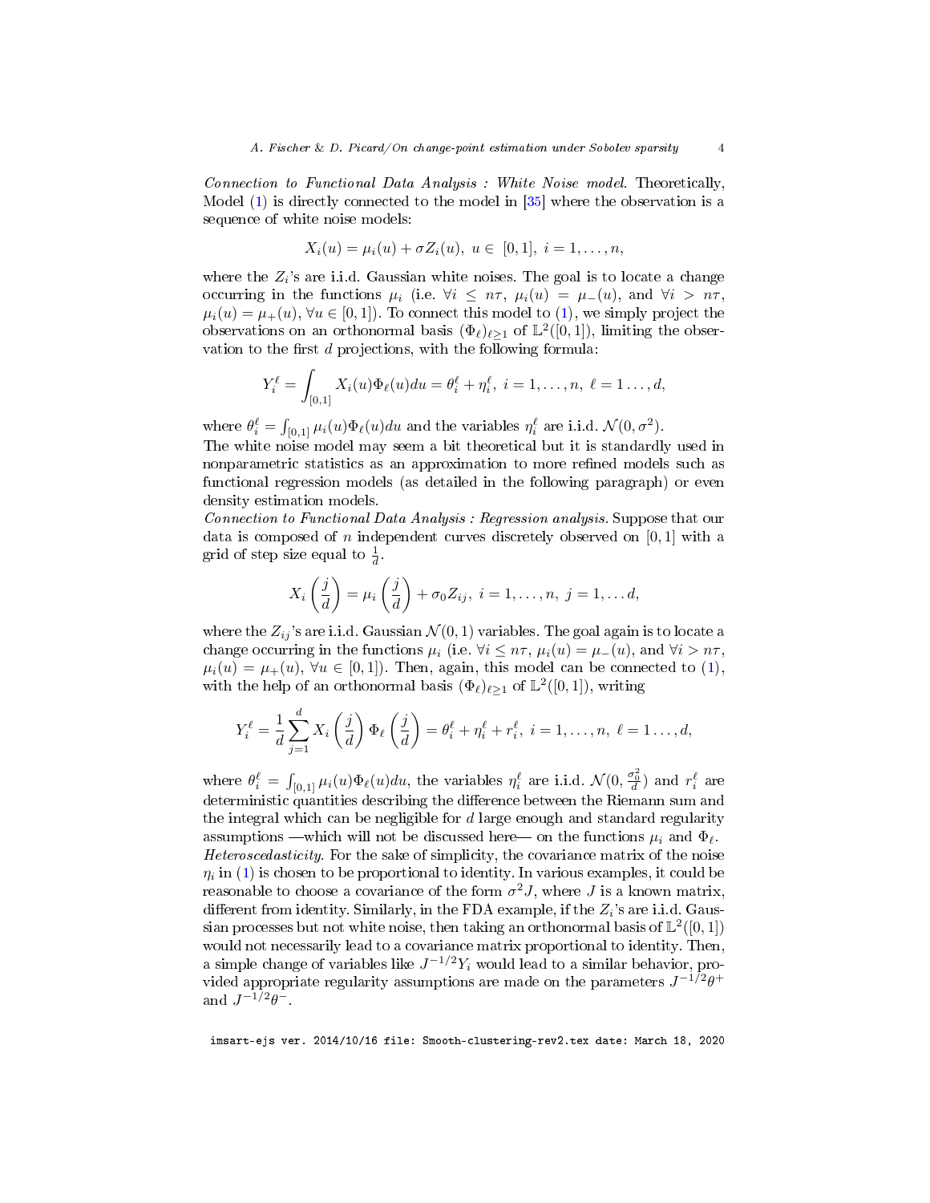*Connection to Functional Data Analysis : White Noise model.* Theoretically, Model (1) is directly connected to the model in [35] where the observation is a sequence of white noise models:

$$X_i(u) = \mu_i(u) + \sigma Z_i(u),\ u \in\ [0,1],\ i = 1, \dots, n,$$

where the $Z_i$'s are i.i.d. Gaussian white noises. The goal is to locate a change occurring in the functions $\mu_i$ (i.e. $\forall i \leq n\tau$, $\mu_i(u) = \mu_-(u)$, and $\forall i > n\tau$, $\mu_i(u) = \mu_+(u)$, $\forall u \in [0,1]$). To connect this model to (1), we simply project the observations on an orthonormal basis $(\Phi_\ell)_{\ell \geq 1}$ of $\mathbb{L}^2([0,1])$, limiting the observation to the first $d$ projections, with the following formula:

$$Y_i^\ell = \int_{[0,1]} X_i(u)\Phi_\ell(u)du = \theta_i^\ell + \eta_i^\ell,\ i = 1, \dots, n,\ \ell = 1 \dots, d,$$

where $\theta_i^\ell = \int_{[0,1]} \mu_i(u)\Phi_\ell(u)du$ and the variables $\eta_i^\ell$ are i.i.d. $\mathcal{N}(0, \sigma^2)$.
The white noise model may seem a bit theoretical but it is standardly used in nonparametric statistics as an approximation to more refined models such as functional regression models (as detailed in the following paragraph) or even density estimation models.
*Connection to Functional Data Analysis : Regression analysis.* Suppose that our data is composed of $n$ independent curves discretely observed on $[0,1]$ with a grid of step size equal to $\frac{1}{d}$.

$$X_i\left(\frac{j}{d}\right) = \mu_i\left(\frac{j}{d}\right) + \sigma_0 Z_{ij},\ i = 1, \dots, n,\ j = 1, \dots d,$$

where the $Z_{ij}$'s are i.i.d. Gaussian $\mathcal{N}(0,1)$ variables. The goal again is to locate a change occurring in the functions $\mu_i$ (i.e. $\forall i \leq n\tau$, $\mu_i(u) = \mu_-(u)$, and $\forall i > n\tau$, $\mu_i(u) = \mu_+(u)$, $\forall u \in [0,1]$). Then, again, this model can be connected to (1), with the help of an orthonormal basis $(\Phi_\ell)_{\ell \geq 1}$ of $\mathbb{L}^2([0,1])$, writing

$$Y_i^\ell = \frac{1}{d}\sum_{j=1}^{d} X_i\left(\frac{j}{d}\right)\Phi_\ell\left(\frac{j}{d}\right) = \theta_i^\ell + \eta_i^\ell + r_i^\ell,\ i = 1, \dots, n,\ \ell = 1 \dots, d,$$

where $\theta_i^\ell = \int_{[0,1]} \mu_i(u)\Phi_\ell(u)du$, the variables $\eta_i^\ell$ are i.i.d. $\mathcal{N}(0, \frac{\sigma_0^2}{d})$ and $r_i^\ell$ are deterministic quantities describing the difference between the Riemann sum and the integral which can be negligible for $d$ large enough and standard regularity assumptions —which will not be discussed here— on the functions $\mu_i$ and $\Phi_\ell$.
*Heteroscedasticity.* For the sake of simplicity, the covariance matrix of the noise $\eta_i$ in (1) is chosen to be proportional to identity. In various examples, it could be reasonable to choose a covariance of the form $\sigma^2 J$, where $J$ is a known matrix, different from identity. Similarly, in the FDA example, if the $Z_i$'s are i.i.d. Gaussian processes but not white noise, then taking an orthonormal basis of $\mathbb{L}^2([0,1])$ would not necessarily lead to a covariance matrix proportional to identity. Then, a simple change of variables like $J^{-1/2}Y_i$ would lead to a similar behavior, provided appropriate regularity assumptions are made on the parameters $J^{-1/2}\theta^+$ and $J^{-1/2}\theta^-$.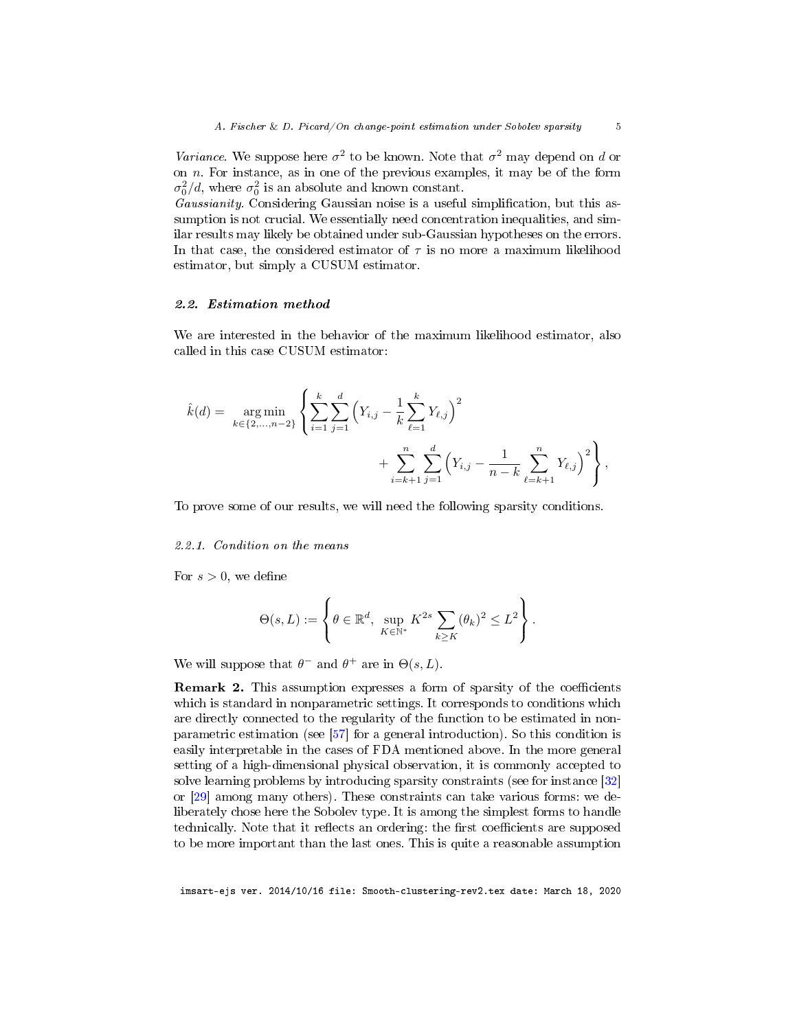*Variance*. We suppose here $\sigma^2$ to be known. Note that $\sigma^2$ may depend on $d$ or on $n$. For instance, as in one of the previous examples, it may be of the form $\sigma_0^2/d$, where $\sigma_0^2$ is an absolute and known constant.
*Gaussianity*. Considering Gaussian noise is a useful simplification, but this assumption is not crucial. We essentially need concentration inequalities, and similar results may likely be obtained under sub-Gaussian hypotheses on the errors. In that case, the considered estimator of $\tau$ is no more a maximum likelihood estimator, but simply a CUSUM estimator.

### 2.2. Estimation method

We are interested in the behavior of the maximum likelihood estimator, also called in this case CUSUM estimator:

$$\hat{k}(d) = \underset{k\in\{2,\ldots,n-2\}}{\arg\min} \left\{ \sum_{i=1}^{k}\sum_{j=1}^{d}\Big(Y_{i,j} - \frac{1}{k}\sum_{\ell=1}^{k} Y_{\ell,j}\Big)^2 + \sum_{i=k+1}^{n}\sum_{j=1}^{d}\Big(Y_{i,j} - \frac{1}{n-k}\sum_{\ell=k+1}^{n} Y_{\ell,j}\Big)^2 \right\},$$

To prove some of our results, we will need the following sparsity conditions.

#### 2.2.1. Condition on the means

For $s > 0$, we define

$$\Theta(s,L) := \left\{ \theta \in \mathbb{R}^d,\ \sup_{K\in\mathbb{N}^*} K^{2s}\sum_{k\geq K}(\theta_k)^2 \leq L^2 \right\}.$$

We will suppose that $\theta^-$ and $\theta^+$ are in $\Theta(s,L)$.

**Remark 2.** This assumption expresses a form of sparsity of the coefficients which is standard in nonparametric settings. It corresponds to conditions which are directly connected to the regularity of the function to be estimated in nonparametric estimation (see [57] for a general introduction). So this condition is easily interpretable in the cases of FDA mentioned above. In the more general setting of a high-dimensional physical observation, it is commonly accepted to solve learning problems by introducing sparsity constraints (see for instance [32] or [29] among many others). These constraints can take various forms: we deliberately chose here the Sobolev type. It is among the simplest forms to handle technically. Note that it reflects an ordering: the first coefficients are supposed to be more important than the last ones. This is quite a reasonable assumption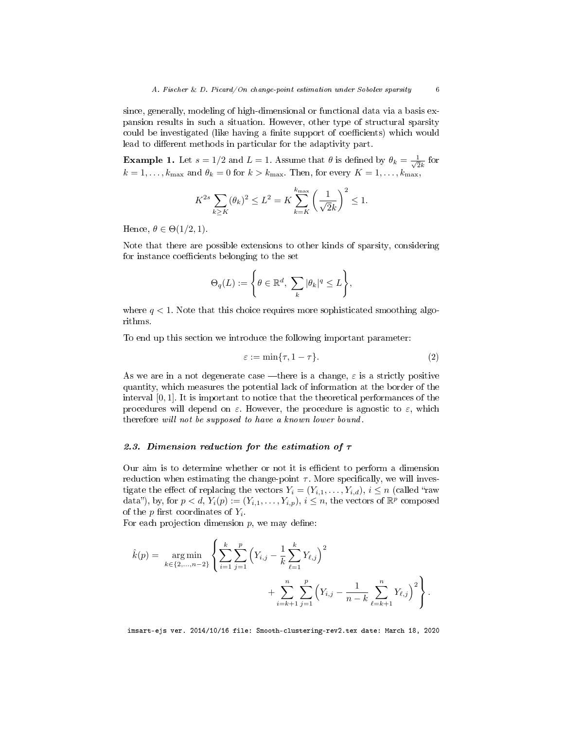since, generally, modeling of high-dimensional or functional data via a basis expansion results in such a situation. However, other type of structural sparsity could be investigated (like having a finite support of coefficients) which would lead to different methods in particular for the adaptivity part.

**Example 1.** Let $s = 1/2$ and $L = 1$. Assume that $\theta$ is defined by $\theta_k = \frac{1}{\sqrt{2}k}$ for $k = 1, \dots, k_{\max}$ and $\theta_k = 0$ for $k > k_{\max}$. Then, for every $K = 1, \dots, k_{\max}$,

$$K^{2s} \sum_{k \geq K} (\theta_k)^2 \leq L^2 = K \sum_{k=K}^{k_{\max}} \left( \frac{1}{\sqrt{2}k} \right)^2 \leq 1.$$

Hence, $\theta \in \Theta(1/2, 1)$.

Note that there are possible extensions to other kinds of sparsity, considering for instance coefficients belonging to the set

$$\Theta_q(L) := \left\{ \theta \in \mathbb{R}^d, \ \sum_k |\theta_k|^q \leq L \right\},$$

where $q < 1$. Note that this choice requires more sophisticated smoothing algorithms.

To end up this section we introduce the following important parameter:

$$\varepsilon := \min\{\tau, 1 - \tau\}. \tag{2}$$

As we are in a not degenerate case —there is a change, $\varepsilon$ is a strictly positive quantity, which measures the potential lack of information at the border of the interval $[0, 1]$. It is important to notice that the theoretical performances of the procedures will depend on $\varepsilon$. However, the procedure is agnostic to $\varepsilon$, which therefore *will not be supposed to have a known lower bound*.

### *2.3. Dimension reduction for the estimation of $\tau$*

Our aim is to determine whether or not it is efficient to perform a dimension reduction when estimating the change-point $\tau$. More specifically, we will investigate the effect of replacing the vectors $Y_i = (Y_{i,1}, \dots, Y_{i,d})$, $i \leq n$ (called "raw data"), by, for $p < d$, $Y_i(p) := (Y_{i,1}, \dots, Y_{i,p})$, $i \leq n$, the vectors of $\mathbb{R}^p$ composed of the $p$ first coordinates of $Y_i$.

For each projection dimension $p$, we may define:

$$\hat{k}(p) = \underset{k \in \{2, \dots, n-2\}}{\arg\min} \left\{ \sum_{i=1}^{k} \sum_{j=1}^{p} \Big( Y_{i,j} - \frac{1}{k} \sum_{\ell=1}^{k} Y_{\ell,j} \Big)^2 + \sum_{i=k+1}^{n} \sum_{j=1}^{p} \Big( Y_{i,j} - \frac{1}{n-k} \sum_{\ell=k+1}^{n} Y_{\ell,j} \Big)^2 \right\}.$$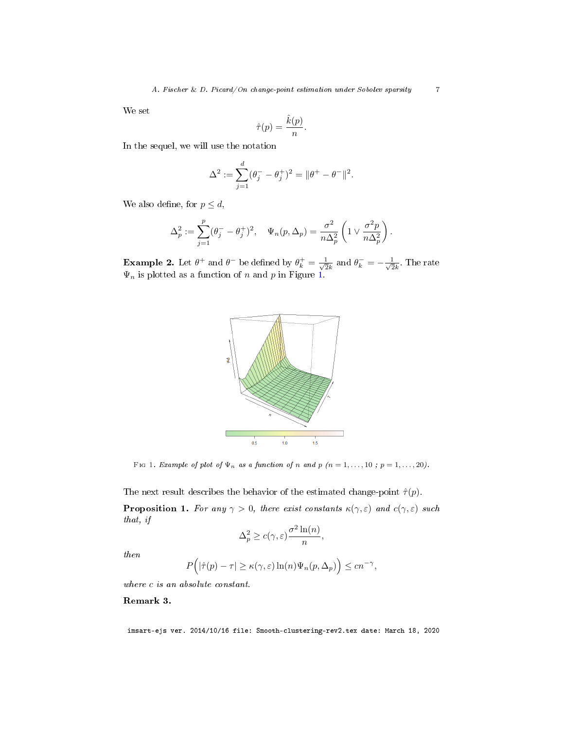We set

$$\hat{\tau}(p) = \frac{\hat{k}(p)}{n}.$$

In the sequel, we will use the notation

$$\Delta^2 := \sum_{j=1}^{d} (\theta_j^- - \theta_j^+)^2 = \|\theta^+ - \theta^-\|^2.$$

We also define, for $p \leq d$,

$$\Delta_p^2 := \sum_{j=1}^{p} (\theta_j^- - \theta_j^+)^2, \quad \Psi_n(p, \Delta_p) = \frac{\sigma^2}{n\Delta_p^2}\left(1 \vee \frac{\sigma^2 p}{n\Delta_p^2}\right).$$

**Example 2.** Let $\theta^+$ and $\theta^-$ be defined by $\theta_k^+ = \frac{1}{\sqrt{2k}}$ and $\theta_k^- = -\frac{1}{\sqrt{2k}}$. The rate $\Psi_n$ is plotted as a function of $n$ and $p$ in Figure 1.

Fig 1. *Example of plot of $\Psi_n$ as a function of $n$ and $p$ ($n = 1, \ldots, 10$ ; $p = 1, \ldots, 20$).*

The next result describes the behavior of the estimated change-point $\hat{\tau}(p)$.

**Proposition 1.** *For any $\gamma > 0$, there exist constants $\kappa(\gamma, \varepsilon)$ and $c(\gamma, \varepsilon)$ such that, if*

$$\Delta_p^2 \geq c(\gamma, \varepsilon)\frac{\sigma^2 \ln(n)}{n},$$

*then*

$$P\Big(|\hat{\tau}(p) - \tau| \geq \kappa(\gamma, \varepsilon) \ln(n) \Psi_n(p, \Delta_p)\Big) \leq cn^{-\gamma},$$

*where $c$ is an absolute constant.*

**Remark 3.**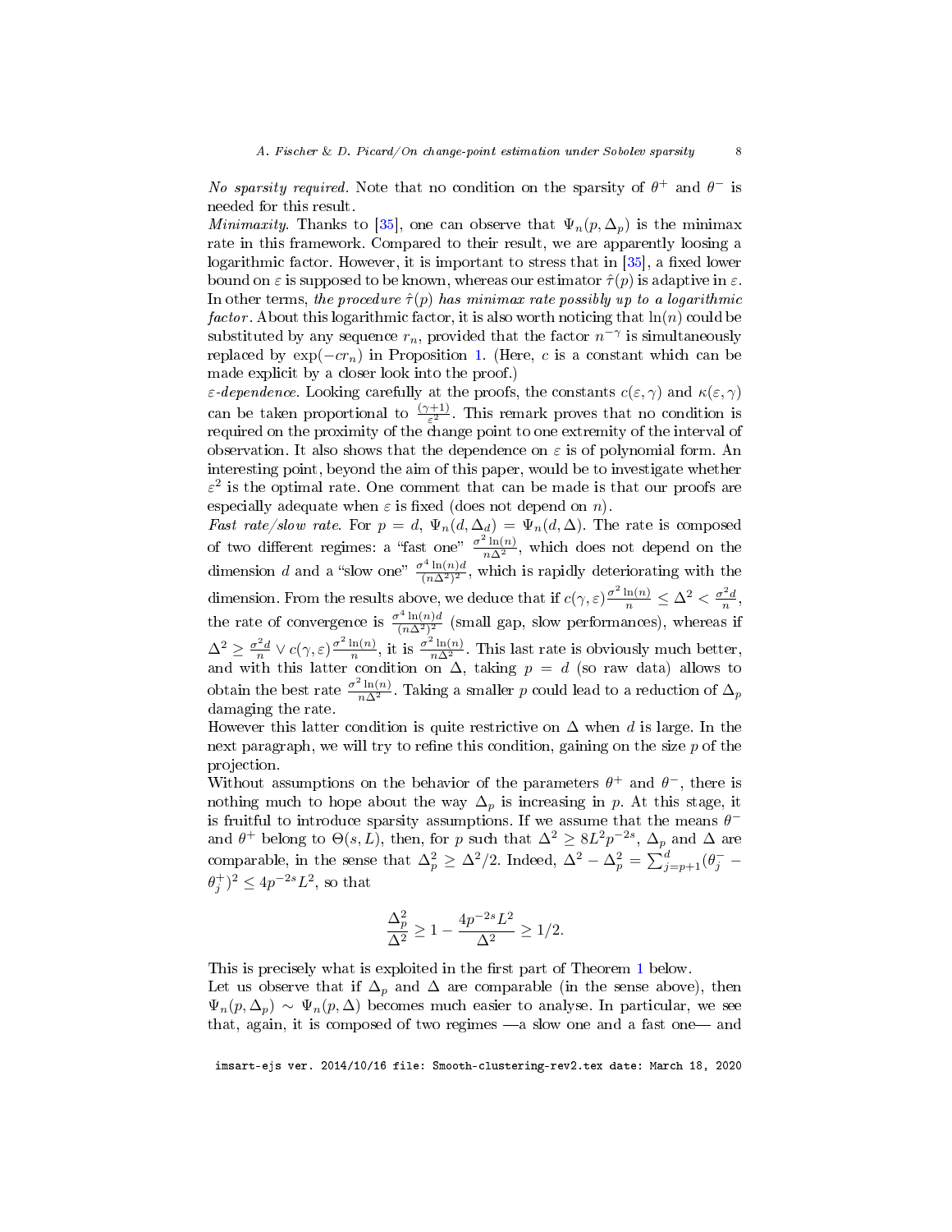*No sparsity required.* Note that no condition on the sparsity of $\theta^+$ and $\theta^-$ is needed for this result.

*Minimaxity.* Thanks to [35], one can observe that $\Psi_n(p, \Delta_p)$ is the minimax rate in this framework. Compared to their result, we are apparently loosing a logarithmic factor. However, it is important to stress that in [35], a fixed lower bound on $\varepsilon$ is supposed to be known, whereas our estimator $\hat{\tau}(p)$ is adaptive in $\varepsilon$. In other terms, *the procedure $\hat{\tau}(p)$ has minimax rate possibly up to a logarithmic factor*. About this logarithmic factor, it is also worth noticing that $\ln(n)$ could be substituted by any sequence $r_n$, provided that the factor $n^{-\gamma}$ is simultaneously replaced by $\exp(-cr_n)$ in Proposition 1. (Here, $c$ is a constant which can be made explicit by a closer look into the proof.)

*$\varepsilon$-dependence.* Looking carefully at the proofs, the constants $c(\varepsilon, \gamma)$ and $\kappa(\varepsilon, \gamma)$ can be taken proportional to $\frac{(\gamma+1)}{\varepsilon^2}$. This remark proves that no condition is required on the proximity of the change point to one extremity of the interval of observation. It also shows that the dependence on $\varepsilon$ is of polynomial form. An interesting point, beyond the aim of this paper, would be to investigate whether $\varepsilon^2$ is the optimal rate. One comment that can be made is that our proofs are especially adequate when $\varepsilon$ is fixed (does not depend on $n$).

*Fast rate/slow rate.* For $p = d$, $\Psi_n(d, \Delta_d) = \Psi_n(d, \Delta)$. The rate is composed of two different regimes: a "fast one" $\frac{\sigma^2 \ln(n)}{n\Delta^2}$, which does not depend on the dimension $d$ and a "slow one" $\frac{\sigma^4 \ln(n) d}{(n\Delta^2)^2}$, which is rapidly deteriorating with the dimension. From the results above, we deduce that if $c(\gamma, \varepsilon)\frac{\sigma^2 \ln(n)}{n} \leq \Delta^2 < \frac{\sigma^2 d}{n}$, the rate of convergence is $\frac{\sigma^4 \ln(n) d}{(n\Delta^2)^2}$ (small gap, slow performances), whereas if $\Delta^2 \geq \frac{\sigma^2 d}{n} \vee c(\gamma, \varepsilon)\frac{\sigma^2 \ln(n)}{n}$, it is $\frac{\sigma^2 \ln(n)}{n\Delta^2}$. This last rate is obviously much better, and with this latter condition on $\Delta$, taking $p = d$ (so raw data) allows to obtain the best rate $\frac{\sigma^2 \ln(n)}{n\Delta^2}$. Taking a smaller $p$ could lead to a reduction of $\Delta_p$ damaging the rate.

However this latter condition is quite restrictive on $\Delta$ when $d$ is large. In the next paragraph, we will try to refine this condition, gaining on the size $p$ of the projection.

Without assumptions on the behavior of the parameters $\theta^+$ and $\theta^-$, there is nothing much to hope about the way $\Delta_p$ is increasing in $p$. At this stage, it is fruitful to introduce sparsity assumptions. If we assume that the means $\theta^-$ and $\theta^+$ belong to $\Theta(s, L)$, then, for $p$ such that $\Delta^2 \geq 8L^2 p^{-2s}$, $\Delta_p$ and $\Delta$ are comparable, in the sense that $\Delta_p^2 \geq \Delta^2/2$. Indeed, $\Delta^2 - \Delta_p^2 = \sum_{j=p+1}^{d}(\theta_j^- - \theta_j^+)^2 \leq 4p^{-2s}L^2$, so that

$$\frac{\Delta_p^2}{\Delta^2} \geq 1 - \frac{4p^{-2s}L^2}{\Delta^2} \geq 1/2.$$

This is precisely what is exploited in the first part of Theorem 1 below.

Let us observe that if $\Delta_p$ and $\Delta$ are comparable (in the sense above), then $\Psi_n(p, \Delta_p) \sim \Psi_n(p, \Delta)$ becomes much easier to analyse. In particular, we see that, again, it is composed of two regimes —a slow one and a fast one— and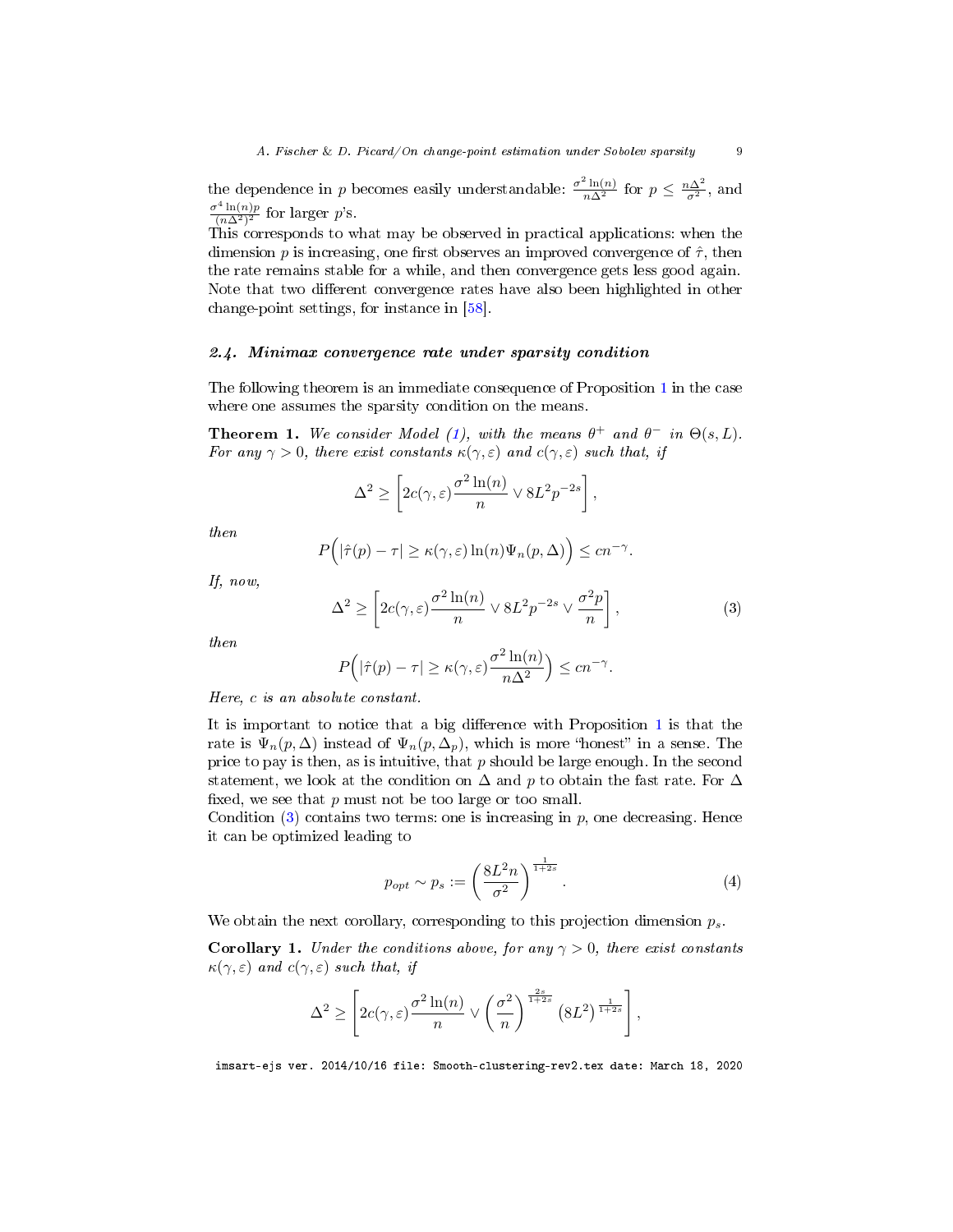the dependence in $p$ becomes easily understandable: $\frac{\sigma^2 \ln(n)}{n\Delta^2}$ for $p \leq \frac{n\Delta^2}{\sigma^2}$, and $\frac{\sigma^4 \ln(n) p}{(n\Delta^2)^2}$ for larger $p$'s.

This corresponds to what may be observed in practical applications: when the dimension $p$ is increasing, one first observes an improved convergence of $\hat{\tau}$, then the rate remains stable for a while, and then convergence gets less good again. Note that two different convergence rates have also been highlighted in other change-point settings, for instance in [58].

### 2.4. Minimax convergence rate under sparsity condition

The following theorem is an immediate consequence of Proposition 1 in the case where one assumes the sparsity condition on the means.

**Theorem 1.** *We consider Model (1), with the means $\theta^+$ and $\theta^-$ in $\Theta(s, L)$. For any $\gamma > 0$, there exist constants $\kappa(\gamma, \varepsilon)$ and $c(\gamma, \varepsilon)$ such that, if*

$$\Delta^2 \geq \left[ 2c(\gamma, \varepsilon) \frac{\sigma^2 \ln(n)}{n} \vee 8L^2 p^{-2s} \right],$$

*then*

$$P\Big( |\hat{\tau}(p) - \tau| \geq \kappa(\gamma, \varepsilon) \ln(n) \Psi_n(p, \Delta) \Big) \leq c n^{-\gamma}.$$

*If, now,*

$$\Delta^2 \geq \left[ 2c(\gamma, \varepsilon) \frac{\sigma^2 \ln(n)}{n} \vee 8L^2 p^{-2s} \vee \frac{\sigma^2 p}{n} \right], \tag{3}$$

*then*

$$P\Big( |\hat{\tau}(p) - \tau| \geq \kappa(\gamma, \varepsilon) \frac{\sigma^2 \ln(n)}{n\Delta^2} \Big) \leq c n^{-\gamma}.$$

*Here, $c$ is an absolute constant.*

It is important to notice that a big difference with Proposition 1 is that the rate is $\Psi_n(p, \Delta)$ instead of $\Psi_n(p, \Delta_p)$, which is more "honest" in a sense. The price to pay is then, as is intuitive, that $p$ should be large enough. In the second statement, we look at the condition on $\Delta$ and $p$ to obtain the fast rate. For $\Delta$ fixed, we see that $p$ must not be too large or too small.

Condition (3) contains two terms: one is increasing in $p$, one decreasing. Hence it can be optimized leading to

$$p_{opt} \sim p_s := \left( \frac{8L^2 n}{\sigma^2} \right)^{\frac{1}{1+2s}}. \tag{4}$$

We obtain the next corollary, corresponding to this projection dimension $p_s$.

**Corollary 1.** *Under the conditions above, for any $\gamma > 0$, there exist constants $\kappa(\gamma, \varepsilon)$ and $c(\gamma, \varepsilon)$ such that, if*

$$\Delta^2 \geq \left[ 2c(\gamma, \varepsilon) \frac{\sigma^2 \ln(n)}{n} \vee \left( \frac{\sigma^2}{n} \right)^{\frac{2s}{1+2s}} \left( 8L^2 \right)^{\frac{1}{1+2s}} \right],$$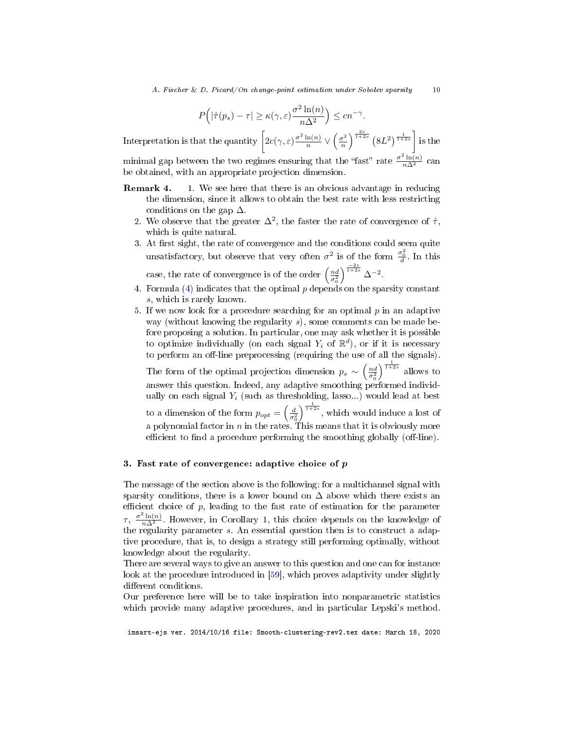$$P\Big(|\hat{\tau}(p_s) - \tau| \geq \kappa(\gamma, \varepsilon)\frac{\sigma^2 \ln(n)}{n\Delta^2}\Big) \leq cn^{-\gamma}.$$

Interpretation is that the quantity $\left[2c(\gamma,\varepsilon)\frac{\sigma^2 \ln(n)}{n} \vee \left(\frac{\sigma^2}{n}\right)^{\frac{2s}{1+2s}} (8L^2)^{\frac{1}{1+2s}}\right]$ is the minimal gap between the two regimes ensuring that the "fast" rate $\frac{\sigma^2 \ln(n)}{n\Delta^2}$ can be obtained, with an appropriate projection dimension.

**Remark 4.**

1. We see here that there is an obvious advantage in reducing the dimension, since it allows to obtain the best rate with less restricting conditions on the gap $\Delta$.
2. We observe that the greater $\Delta^2$, the faster the rate of convergence of $\hat{\tau}$, which is quite natural.
3. At first sight, the rate of convergence and the conditions could seem quite unsatisfactory, but observe that very often $\sigma^2$ is of the form $\frac{\sigma_0^2}{d}$. In this case, the rate of convergence is of the order $\left(\frac{nd}{\sigma_0^2}\right)^{\frac{-2s}{1+2s}} \Delta^{-2}$.
4. Formula (4) indicates that the optimal $p$ depends on the sparsity constant $s$, which is rarely known.
5. If we now look for a procedure searching for an optimal $p$ in an adaptive way (without knowing the regularity $s$), some comments can be made before proposing a solution. In particular, one may ask whether it is possible to optimize individually (on each signal $Y_i$ of $\mathbb{R}^d$), or if it is necessary to perform an off-line preprocessing (requiring the use of all the signals). The form of the optimal projection dimension $p_s \sim \left(\frac{nd}{\sigma_0^2}\right)^{\frac{1}{1+2s}}$ allows to answer this question. Indeed, any adaptive smoothing performed individually on each signal $Y_i$ (such as thresholding, lasso...) would lead at best to a dimension of the form $p_{opt} = \left(\frac{d}{\sigma_0^2}\right)^{\frac{1}{1+2s}}$, which would induce a lost of a polynomial factor in $n$ in the rates. This means that it is obviously more efficient to find a procedure performing the smoothing globally (off-line).

## 3. Fast rate of convergence: adaptive choice of $p$

The message of the section above is the following: for a multichannel signal with sparsity conditions, there is a lower bound on $\Delta$ above which there exists an efficient choice of $p$, leading to the fast rate of estimation for the parameter $\tau$, $\frac{\sigma^2 \ln(n)}{n\Delta^2}$. However, in Corollary 1, this choice depends on the knowledge of the regularity parameter $s$. An essential question then is to construct a adaptive procedure, that is, to design a strategy still performing optimally, without knowledge about the regularity.

There are several ways to give an answer to this question and one can for instance look at the procedure introduced in [59], which proves adaptivity under slightly different conditions.

Our preference here will be to take inspiration into nonparametric statistics which provide many adaptive procedures, and in particular Lepski's method.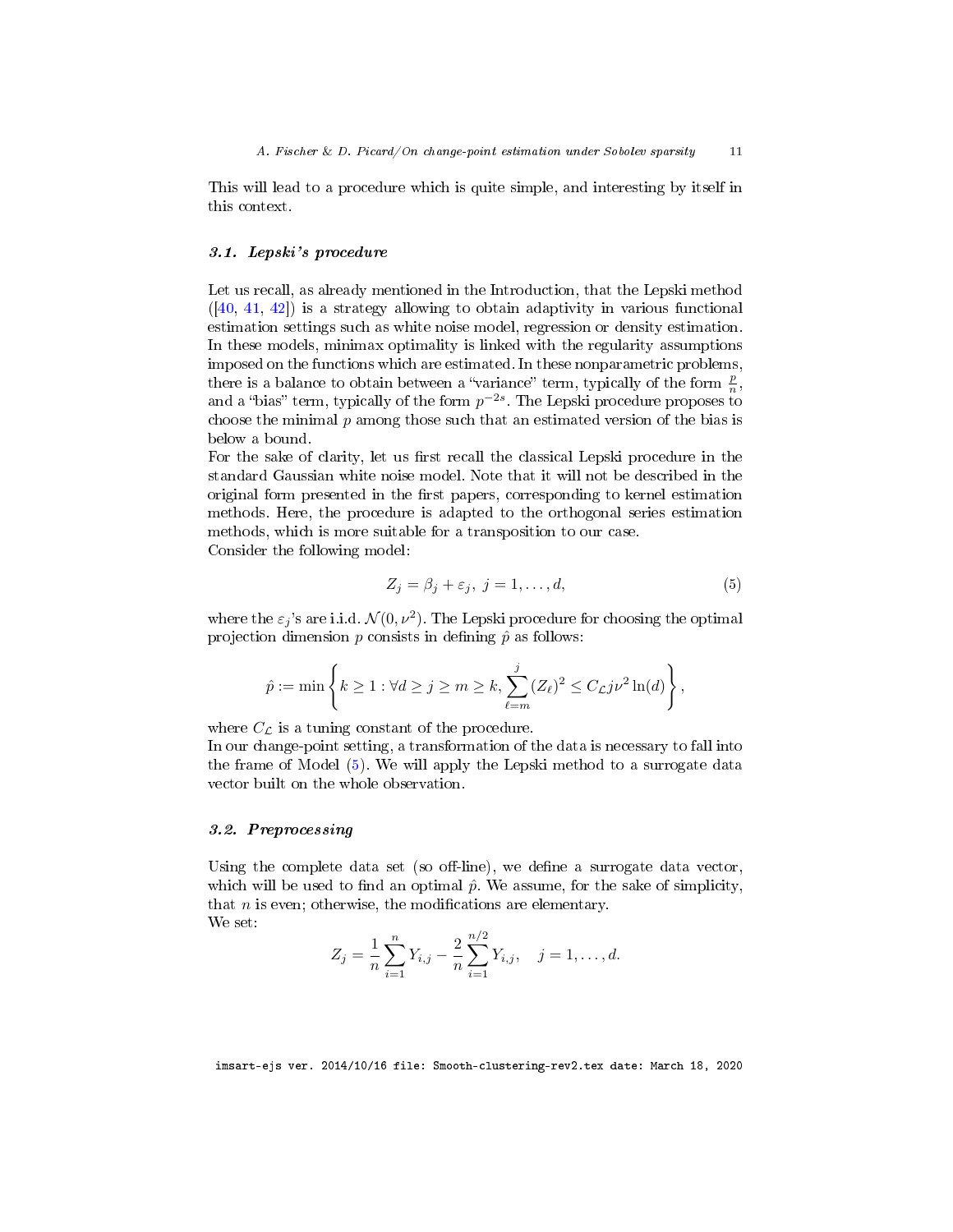This will lead to a procedure which is quite simple, and interesting by itself in this context.

### 3.1. Lepski's procedure

Let us recall, as already mentioned in the Introduction, that the Lepski method ([40, 41, 42]) is a strategy allowing to obtain adaptivity in various functional estimation settings such as white noise model, regression or density estimation. In these models, minimax optimality is linked with the regularity assumptions imposed on the functions which are estimated. In these nonparametric problems, there is a balance to obtain between a "variance" term, typically of the form $\frac{p}{n}$, and a "bias" term, typically of the form $p^{-2s}$. The Lepski procedure proposes to choose the minimal $p$ among those such that an estimated version of the bias is below a bound.

For the sake of clarity, let us first recall the classical Lepski procedure in the standard Gaussian white noise model. Note that it will not be described in the original form presented in the first papers, corresponding to kernel estimation methods. Here, the procedure is adapted to the orthogonal series estimation methods, which is more suitable for a transposition to our case.

Consider the following model:

$$Z_j = \beta_j + \varepsilon_j, \; j = 1, \ldots, d, \tag{5}$$

where the $\varepsilon_j$'s are i.i.d. $\mathcal{N}(0, \nu^2)$. The Lepski procedure for choosing the optimal projection dimension $p$ consists in defining $\hat{p}$ as follows:

$$\hat{p} := \min \left\{ k \geq 1 : \forall d \geq j \geq m \geq k, \sum_{\ell=m}^{j} (Z_\ell)^2 \leq C_{\mathcal{L}} j \nu^2 \ln(d) \right\},$$

where $C_{\mathcal{L}}$ is a tuning constant of the procedure.

In our change-point setting, a transformation of the data is necessary to fall into the frame of Model (5). We will apply the Lepski method to a surrogate data vector built on the whole observation.

### 3.2. Preprocessing

Using the complete data set (so off-line), we define a surrogate data vector, which will be used to find an optimal $\hat{p}$. We assume, for the sake of simplicity, that $n$ is even; otherwise, the modifications are elementary.

We set:

$$Z_j = \frac{1}{n} \sum_{i=1}^{n} Y_{i,j} - \frac{2}{n} \sum_{i=1}^{n/2} Y_{i,j}, \quad j = 1, \ldots, d.$$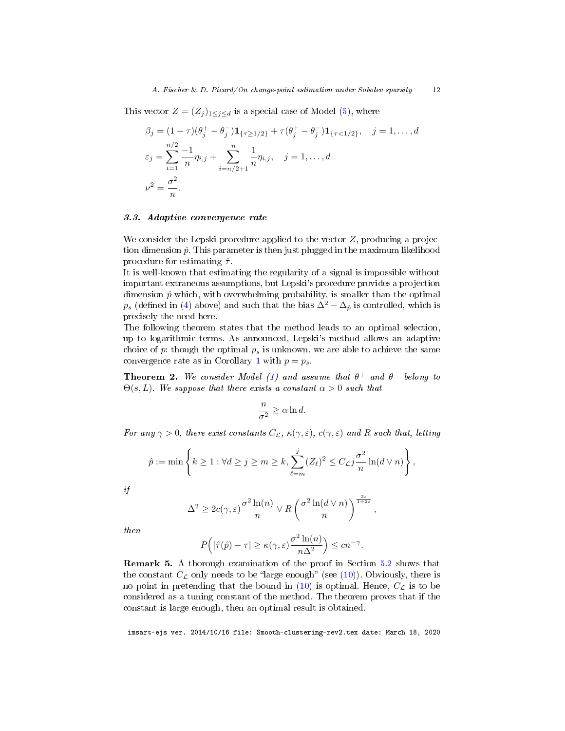This vector $Z = (Z_j)_{1 \le j \le d}$ is a special case of Model (5), where

$$
\begin{aligned}
\beta_j &= (1-\tau)(\theta_j^+ - \theta_j^-)\mathbf{1}_{\{\tau \ge 1/2\}} + \tau(\theta_j^+ - \theta_j^-)\mathbf{1}_{\{\tau < 1/2\}}, \quad j = 1, \dots, d \\
\varepsilon_j &= \sum_{i=1}^{n/2} \frac{-1}{n}\eta_{i,j} + \sum_{i=n/2+1}^{n} \frac{1}{n}\eta_{i,j}, \quad j = 1, \dots, d \\
\nu^2 &= \frac{\sigma^2}{n}.
\end{aligned}
$$

### 3.3. Adaptive convergence rate

We consider the Lepski procedure applied to the vector $Z$, producing a projection dimension $\hat{p}$. This parameter is then just plugged in the maximum likelihood procedure for estimating $\hat{\tau}$.

It is well-known that estimating the regularity of a signal is impossible without important extraneous assumptions, but Lepski's procedure provides a projection dimension $\hat{p}$ which, with overwhelming probability, is smaller than the optimal $p_s$ (defined in (4) above) and such that the bias $\Delta^2 - \Delta_{\hat{p}}$ is controlled, which is precisely the need here.

The following theorem states that the method leads to an optimal selection, up to logarithmic terms. As announced, Lepski's method allows an adaptive choice of $p$: though the optimal $p_s$ is unknown, we are able to achieve the same convergence rate as in Corollary 1 with $p = p_s$.

**Theorem 2.** *We consider Model (1) and assume that $\theta^+$ and $\theta^-$ belong to $\Theta(s, L)$. We suppose that there exists a constant $\alpha > 0$ such that*

$$
\frac{n}{\sigma^2} \ge \alpha \ln d.
$$

*For any $\gamma > 0$, there exist constants $C_{\mathcal{L}}$, $\kappa(\gamma, \varepsilon)$, $c(\gamma, \varepsilon)$ and $R$ such that, letting*

$$
\hat{p} := \min \left\{ k \ge 1 : \forall d \ge j \ge m \ge k, \sum_{\ell=m}^{j} (Z_\ell)^2 \le C_{\mathcal{L}} j \frac{\sigma^2}{n} \ln(d \vee n) \right\},
$$

*if*

$$
\Delta^2 \ge 2c(\gamma, \varepsilon)\frac{\sigma^2 \ln(n)}{n} \vee R\left(\frac{\sigma^2 \ln(d \vee n)}{n}\right)^{\frac{2s}{1+2s}},
$$

*then*

$$
P\Big(|\hat{\tau}(\hat{p}) - \tau| \ge \kappa(\gamma, \varepsilon)\frac{\sigma^2 \ln(n)}{n\Delta^2}\Big) \le cn^{-\gamma}.
$$

**Remark 5.** A thorough examination of the proof in Section 5.2 shows that the constant $C_{\mathcal{L}}$ only needs to be "large enough" (see (10)). Obviously, there is no point in pretending that the bound in (10) is optimal. Hence, $C_{\mathcal{L}}$ is to be considered as a tuning constant of the method. The theorem proves that if the constant is large enough, then an optimal result is obtained.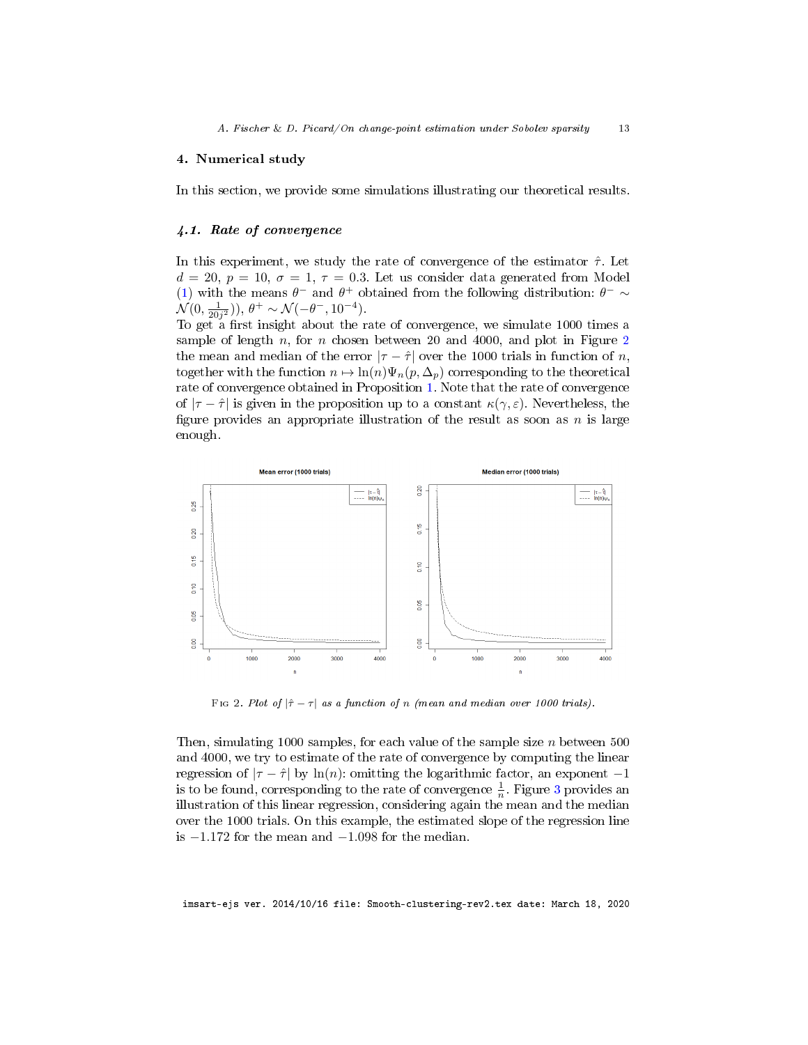## 4. Numerical study

In this section, we provide some simulations illustrating our theoretical results.

### 4.1. Rate of convergence

In this experiment, we study the rate of convergence of the estimator $\hat{\tau}$. Let $d = 20$, $p = 10$, $\sigma = 1$, $\tau = 0.3$. Let us consider data generated from Model (1) with the means $\theta^-$ and $\theta^+$ obtained from the following distribution: $\theta^- \sim \mathcal{N}(0, \frac{1}{20j^2})$), $\theta^+ \sim \mathcal{N}(-\theta^-, 10^{-4})$.

To get a first insight about the rate of convergence, we simulate 1000 times a sample of length $n$, for $n$ chosen between 20 and 4000, and plot in Figure 2 the mean and median of the error $|\tau - \hat{\tau}|$ over the 1000 trials in function of $n$, together with the function $n \mapsto \ln(n)\Psi_n(p, \Delta_p)$ corresponding to the theoretical rate of convergence obtained in Proposition 1. Note that the rate of convergence of $|\tau - \hat{\tau}|$ is given in the proposition up to a constant $\kappa(\gamma, \varepsilon)$. Nevertheless, the figure provides an appropriate illustration of the result as soon as $n$ is large enough.

FIG 2. *Plot of $|\hat{\tau} - \tau|$ as a function of $n$ (mean and median over 1000 trials).*

Then, simulating 1000 samples, for each value of the sample size $n$ between 500 and 4000, we try to estimate of the rate of convergence by computing the linear regression of $|\tau - \hat{\tau}|$ by $\ln(n)$: omitting the logarithmic factor, an exponent $-1$ is to be found, corresponding to the rate of convergence $\frac{1}{n}$. Figure 3 provides an illustration of this linear regression, considering again the mean and the median over the 1000 trials. On this example, the estimated slope of the regression line is $-1.172$ for the mean and $-1.098$ for the median.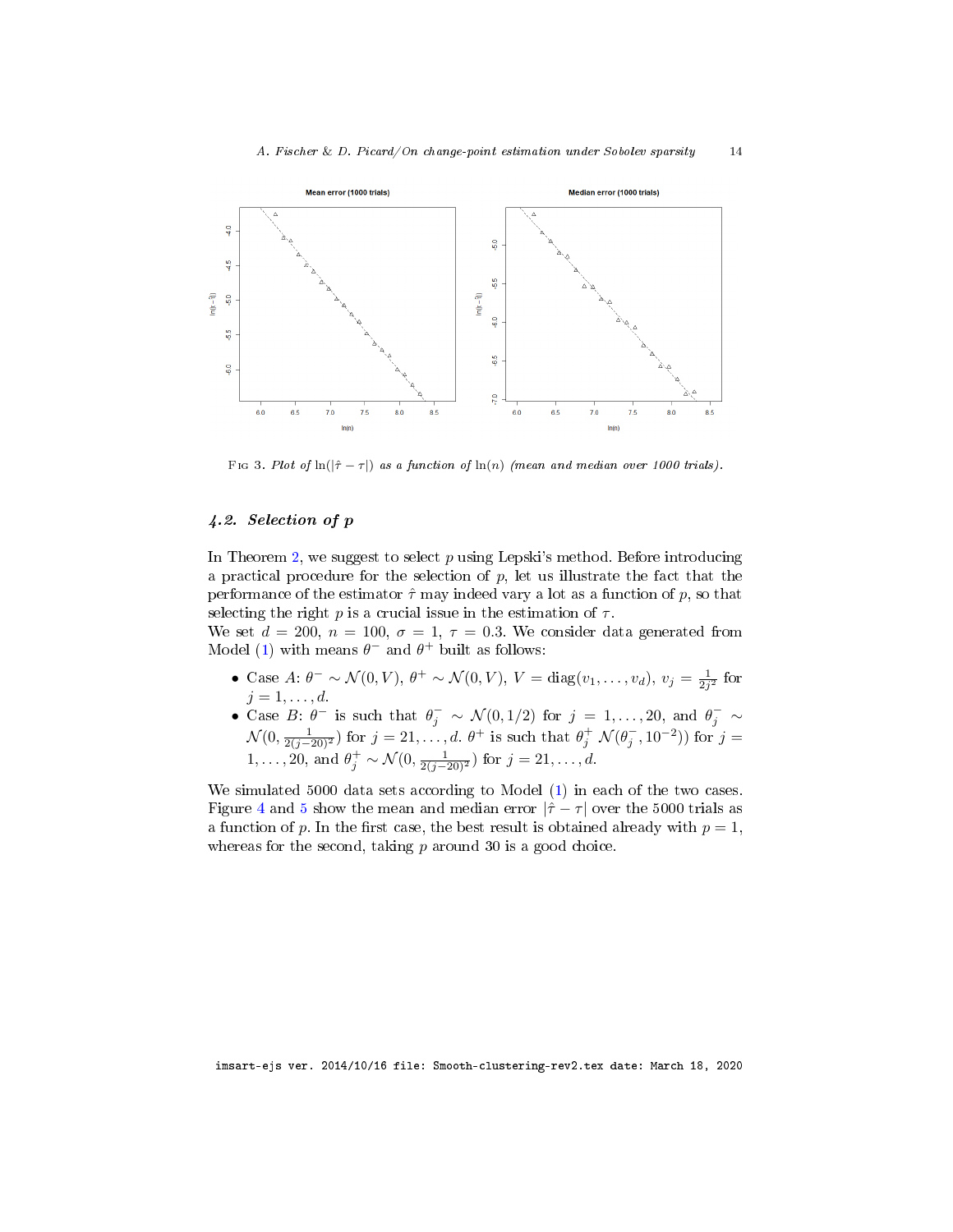FIG 3. *Plot of* $\ln(|\hat{\tau} - \tau|)$ *as a function of* $\ln(n)$ *(mean and median over 1000 trials).*

### 4.2. Selection of $p$

In Theorem 2, we suggest to select $p$ using Lepski's method. Before introducing a practical procedure for the selection of $p$, let us illustrate the fact that the performance of the estimator $\hat{\tau}$ may indeed vary a lot as a function of $p$, so that selecting the right $p$ is a crucial issue in the estimation of $\tau$.

We set $d = 200$, $n = 100$, $\sigma = 1$, $\tau = 0.3$. We consider data generated from Model (1) with means $\theta^-$ and $\theta^+$ built as follows:

- Case $A$: $\theta^- \sim \mathcal{N}(0, V)$, $\theta^+ \sim \mathcal{N}(0, V)$, $V = \text{diag}(v_1, \ldots, v_d)$, $v_j = \frac{1}{2j^2}$ for $j = 1, \ldots, d$.
- Case $B$: $\theta^-$ is such that $\theta^-_j \sim \mathcal{N}(0, 1/2)$ for $j = 1, \ldots, 20$, and $\theta^-_j \sim \mathcal{N}(0, \frac{1}{2(j-20)^2})$ for $j = 21, \ldots, d$. $\theta^+$ is such that $\theta^+_j\ \mathcal{N}(\theta^-_j, 10^{-2}))$ for $j = 1, \ldots, 20$, and $\theta^+_j \sim \mathcal{N}(0, \frac{1}{2(j-20)^2})$ for $j = 21, \ldots, d$.

We simulated 5000 data sets according to Model (1) in each of the two cases. Figure 4 and 5 show the mean and median error $|\hat{\tau} - \tau|$ over the 5000 trials as a function of $p$. In the first case, the best result is obtained already with $p = 1$, whereas for the second, taking $p$ around 30 is a good choice.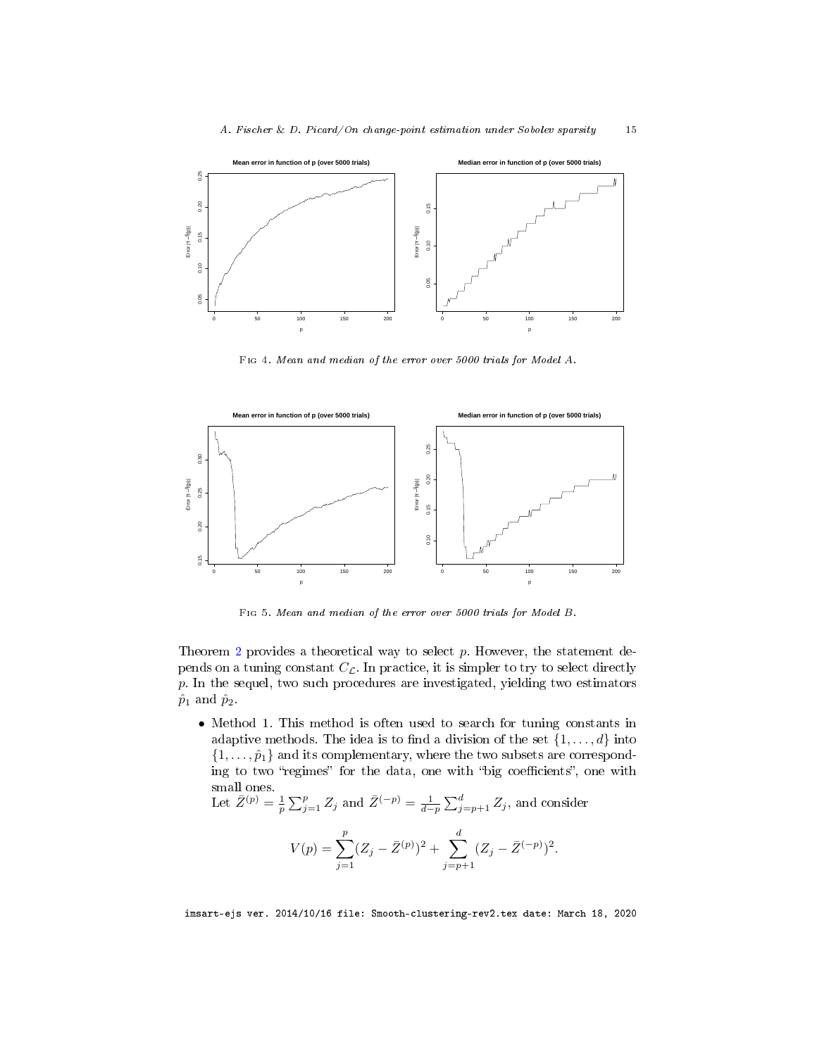Fig 4. *Mean and median of the error over 5000 trials for Model A.*

Fig 5. *Mean and median of the error over 5000 trials for Model B.*

Theorem 2 provides a theoretical way to select $p$. However, the statement depends on a tuning constant $C_{\mathcal{L}}$. In practice, it is simpler to try to select directly $p$. In the sequel, two such procedures are investigated, yielding two estimators $\hat{p}_1$ and $\hat{p}_2$.

- Method 1. This method is often used to search for tuning constants in adaptive methods. The idea is to find a division of the set $\{1, \dots, d\}$ into $\{1, \dots, \hat{p}_1\}$ and its complementary, where the two subsets are corresponding to two "regimes" for the data, one with "big coefficients", one with small ones.

  Let $\bar{Z}^{(p)} = \frac{1}{p} \sum_{j=1}^{p} Z_j$ and $\bar{Z}^{(-p)} = \frac{1}{d-p} \sum_{j=p+1}^{d} Z_j$, and consider

$$V(p) = \sum_{j=1}^{p} (Z_j - \bar{Z}^{(p)})^2 + \sum_{j=p+1}^{d} (Z_j - \bar{Z}^{(-p)})^2.$$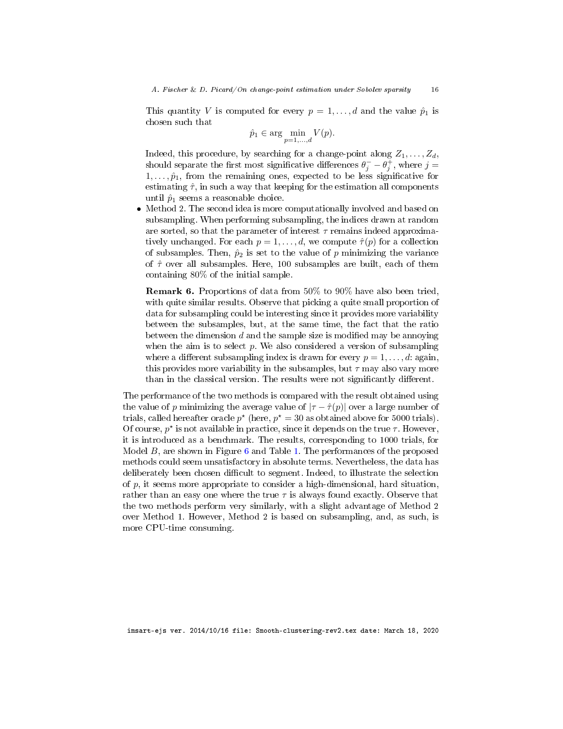This quantity $V$ is computed for every $p = 1, \dots, d$ and the value $\hat{p}_1$ is chosen such that

$$\hat{p}_1 \in \arg \min_{p=1,\dots,d} V(p).$$

Indeed, this procedure, by searching for a change-point along $Z_1, \dots, Z_d$, should separate the first most significative differences $\theta_j^- - \theta_j^+$, where $j = 1, \dots, \hat{p}_1$, from the remaining ones, expected to be less significative for estimating $\hat{\tau}$, in such a way that keeping for the estimation all components until $\hat{p}_1$ seems a reasonable choice.

- Method 2. The second idea is more computationally involved and based on subsampling. When performing subsampling, the indices drawn at random are sorted, so that the parameter of interest $\tau$ remains indeed approximatively unchanged. For each $p = 1, \dots, d$, we compute $\hat{\tau}(p)$ for a collection of subsamples. Then, $\hat{p}_2$ is set to the value of $p$ minimizing the variance of $\hat{\tau}$ over all subsamples. Here, 100 subsamples are built, each of them containing 80% of the initial sample.

  **Remark 6.** Proportions of data from 50% to 90% have also been tried, with quite similar results. Observe that picking a quite small proportion of data for subsampling could be interesting since it provides more variability between the subsamples, but, at the same time, the fact that the ratio between the dimension $d$ and the sample size is modified may be annoying when the aim is to select $p$. We also considered a version of subsampling where a different subsampling index is drawn for every $p = 1, \dots, d$: again, this provides more variability in the subsamples, but $\tau$ may also vary more than in the classical version. The results were not significantly different.

The performance of the two methods is compared with the result obtained using the value of $p$ minimizing the average value of $|\tau - \hat{\tau}(p)|$ over a large number of trials, called hereafter oracle $p^\star$ (here, $p^\star = 30$ as obtained above for 5000 trials). Of course, $p^\star$ is not available in practice, since it depends on the true $\tau$. However, it is introduced as a benchmark. The results, corresponding to 1000 trials, for Model $B$, are shown in Figure 6 and Table 1. The performances of the proposed methods could seem unsatisfactory in absolute terms. Nevertheless, the data has deliberately been chosen difficult to segment. Indeed, to illustrate the selection of $p$, it seems more appropriate to consider a high-dimensional, hard situation, rather than an easy one where the true $\tau$ is always found exactly. Observe that the two methods perform very similarly, with a slight advantage of Method 2 over Method 1. However, Method 2 is based on subsampling, and, as such, is more CPU-time consuming.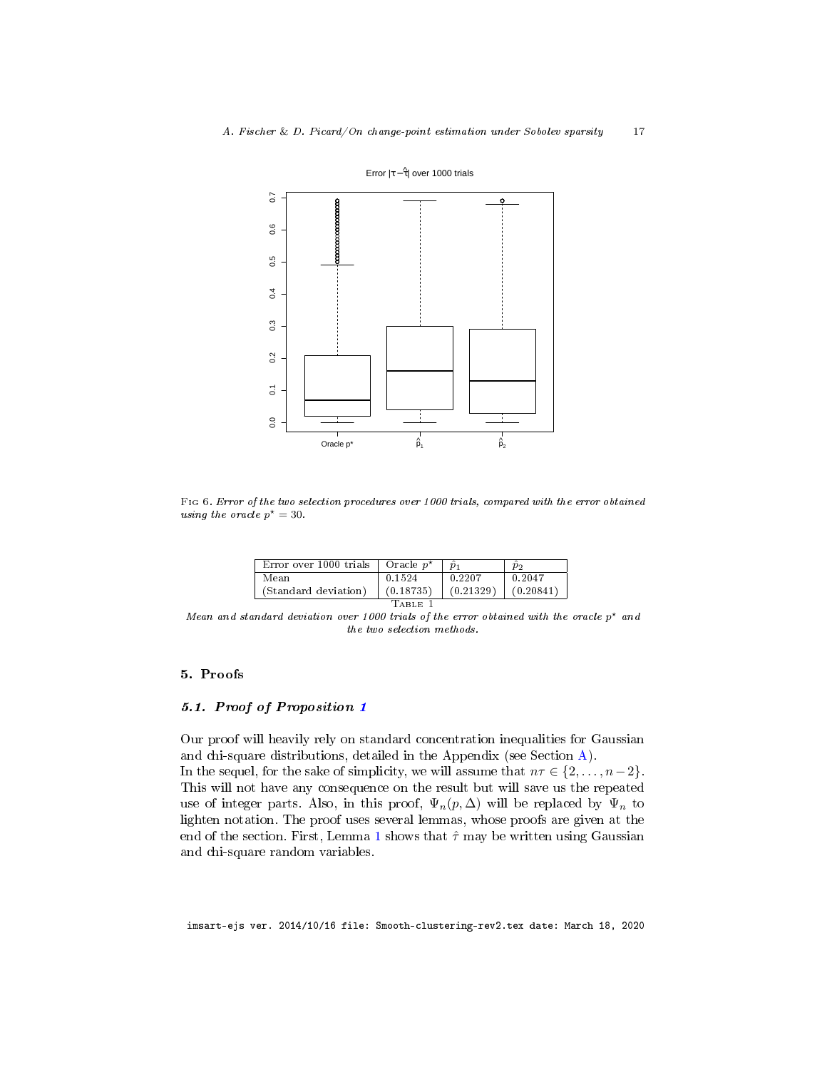Fig 6. *Error of the two selection procedures over 1000 trials, compared with the error obtained using the oracle $p^\star = 30$.*

| Error over 1000 trials | Oracle $p^\star$ | $\hat{p}_1$ | $\hat{p}_2$ |
|---|---|---|---|
| Mean | 0.1524 | 0.2207 | 0.2047 |
| (Standard deviation) | (0.18735) | (0.21329) | (0.20841) |

Table 1

*Mean and standard deviation over 1000 trials of the error obtained with the oracle $p^\star$ and the two selection methods.*

## 5. Proofs

### 5.1. Proof of Proposition 1

Our proof will heavily rely on standard concentration inequalities for Gaussian and chi-square distributions, detailed in the Appendix (see Section A).

In the sequel, for the sake of simplicity, we will assume that $n\tau \in \{2, \dots, n-2\}$. This will not have any consequence on the result but will save us the repeated use of integer parts. Also, in this proof, $\Psi_n(p, \Delta)$ will be replaced by $\Psi_n$ to lighten notation. The proof uses several lemmas, whose proofs are given at the end of the section. First, Lemma 1 shows that $\hat{\tau}$ may be written using Gaussian and chi-square random variables.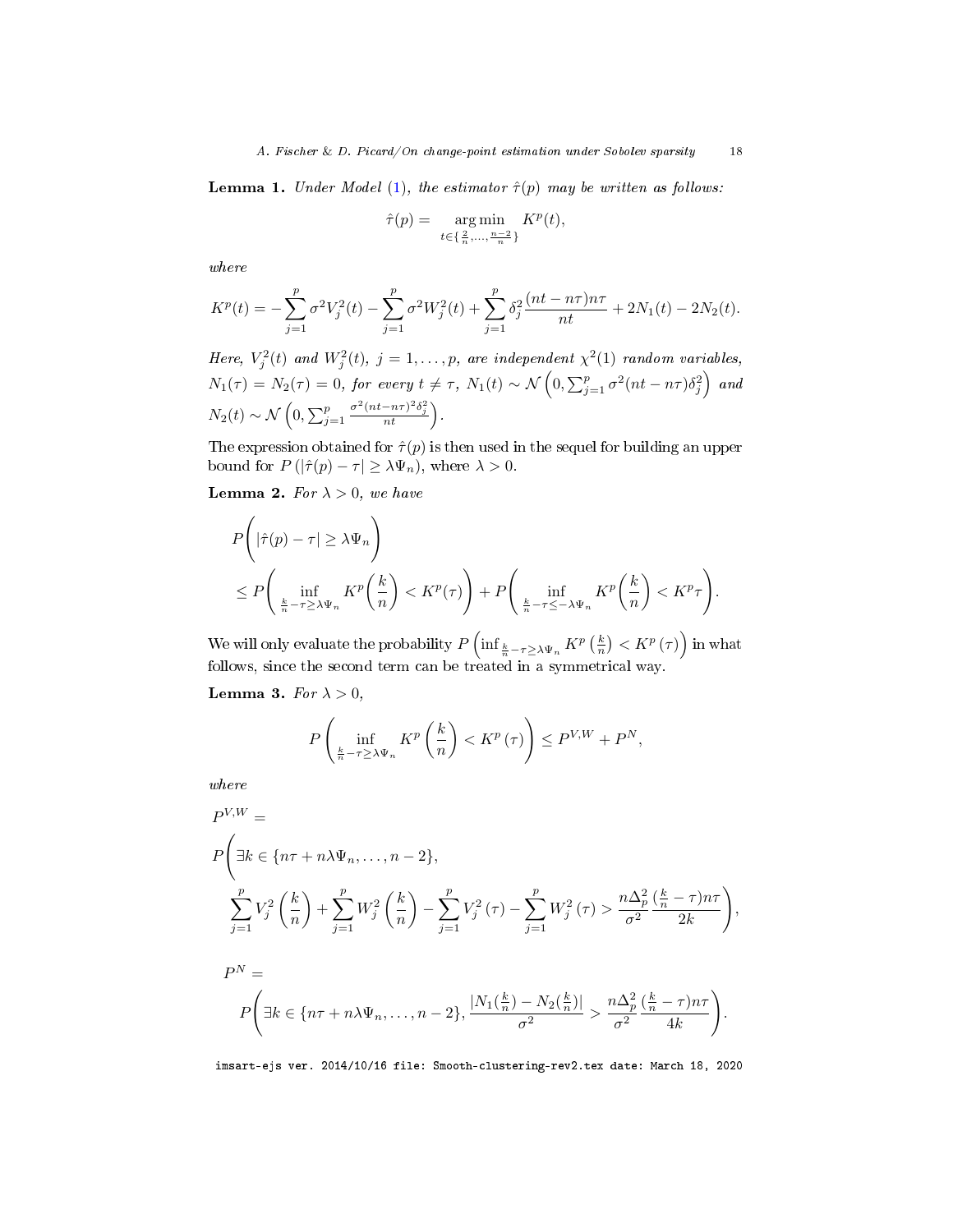**Lemma 1.** *Under Model (1), the estimator $\hat{\tau}(p)$ may be written as follows:*

$$\hat{\tau}(p) = \underset{t \in \{\frac{2}{n}, \ldots, \frac{n-2}{n}\}}{\arg\min} K^p(t),$$

*where*

$$K^p(t) = -\sum_{j=1}^{p} \sigma^2 V_j^2(t) - \sum_{j=1}^{p} \sigma^2 W_j^2(t) + \sum_{j=1}^{p} \delta_j^2 \frac{(nt - n\tau)n\tau}{nt} + 2N_1(t) - 2N_2(t).$$

*Here, $V_j^2(t)$ and $W_j^2(t)$, $j = 1, \ldots, p$, are independent $\chi^2(1)$ random variables, $N_1(\tau) = N_2(\tau) = 0$, for every $t \neq \tau$, $N_1(t) \sim \mathcal{N}\left(0, \sum_{j=1}^{p} \sigma^2 (nt - n\tau)\delta_j^2\right)$ and $N_2(t) \sim \mathcal{N}\left(0, \sum_{j=1}^{p} \frac{\sigma^2 (nt-n\tau)^2 \delta_j^2}{nt}\right)$.*

The expression obtained for $\hat{\tau}(p)$ is then used in the sequel for building an upper bound for $P(|\hat{\tau}(p) - \tau| \geq \lambda \Psi_n)$, where $\lambda > 0$.

**Lemma 2.** *For $\lambda > 0$, we have*

$$P\Bigg(|\hat{\tau}(p) - \tau| \geq \lambda \Psi_n\Bigg) \leq P\Bigg(\inf_{\frac{k}{n} - \tau \geq \lambda \Psi_n} K^p\bigg(\frac{k}{n}\bigg) < K^p(\tau)\Bigg) + P\Bigg(\inf_{\frac{k}{n} - \tau \leq -\lambda \Psi_n} K^p\bigg(\frac{k}{n}\bigg) < K^p \tau\Bigg).$$

We will only evaluate the probability $P\left(\inf_{\frac{k}{n} - \tau \geq \lambda \Psi_n} K^p\left(\frac{k}{n}\right) < K^p(\tau)\right)$ in what follows, since the second term can be treated in a symmetrical way.

**Lemma 3.** *For $\lambda > 0$,*

$$P\left(\inf_{\frac{k}{n} - \tau \geq \lambda \Psi_n} K^p\left(\frac{k}{n}\right) < K^p(\tau)\right) \leq P^{V,W} + P^N,$$

*where*

$$P^{V,W} = P\Bigg(\exists k \in \{n\tau + n\lambda\Psi_n, \ldots, n-2\}, \sum_{j=1}^{p} V_j^2\left(\frac{k}{n}\right) + \sum_{j=1}^{p} W_j^2\left(\frac{k}{n}\right) - \sum_{j=1}^{p} V_j^2(\tau) - \sum_{j=1}^{p} W_j^2(\tau) > \frac{n\Delta_p^2}{\sigma^2} \frac{(\frac{k}{n} - \tau)n\tau}{2k}\Bigg),$$

$$P^N = P\Bigg(\exists k \in \{n\tau + n\lambda\Psi_n, \ldots, n-2\}, \frac{|N_1(\frac{k}{n}) - N_2(\frac{k}{n})|}{\sigma^2} > \frac{n\Delta_p^2}{\sigma^2} \frac{(\frac{k}{n} - \tau)n\tau}{4k}\Bigg).$$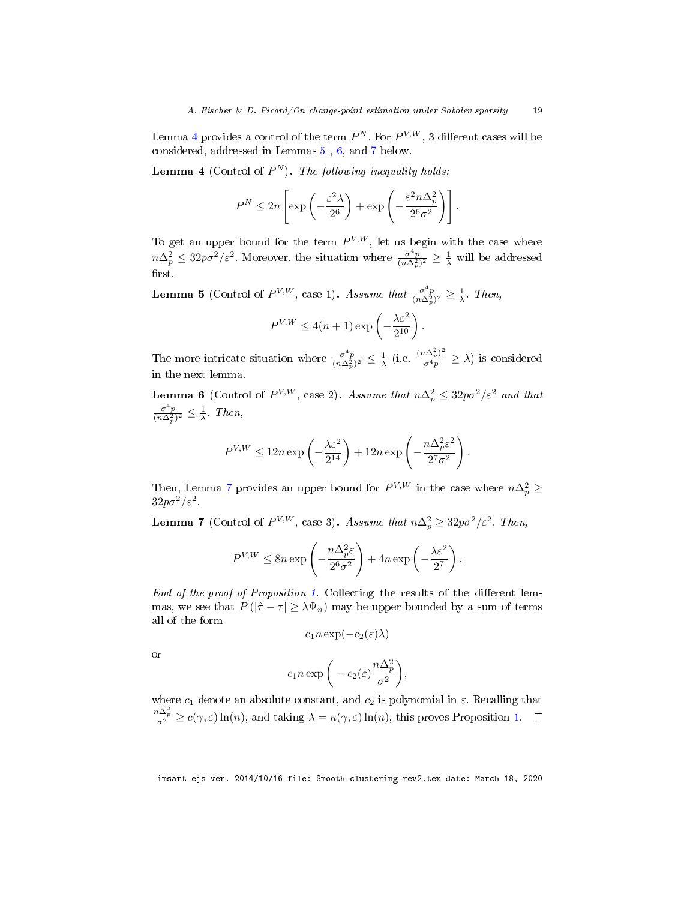Lemma 4 provides a control of the term $P^N$. For $P^{V,W}$, 3 different cases will be considered, addressed in Lemmas 5 , 6, and 7 below.

**Lemma 4** (Control of $P^N$)**.** *The following inequality holds:*

$$P^N \leq 2n\left[\exp\left(-\frac{\varepsilon^2\lambda}{2^6}\right) + \exp\left(-\frac{\varepsilon^2 n\Delta_p^2}{2^6\sigma^2}\right)\right].$$

To get an upper bound for the term $P^{V,W}$, let us begin with the case where $n\Delta_p^2 \leq 32p\sigma^2/\varepsilon^2$. Moreover, the situation where $\frac{\sigma^4 p}{(n\Delta_p^2)^2} \geq \frac{1}{\lambda}$ will be addressed first.

**Lemma 5** (Control of $P^{V,W}$, case 1)**.** *Assume that $\frac{\sigma^4 p}{(n\Delta_p^2)^2} \geq \frac{1}{\lambda}$. Then,*

$$P^{V,W} \leq 4(n+1)\exp\left(-\frac{\lambda\varepsilon^2}{2^{10}}\right).$$

The more intricate situation where $\frac{\sigma^4 p}{(n\Delta_p^2)^2} \leq \frac{1}{\lambda}$ (i.e. $\frac{(n\Delta_p^2)^2}{\sigma^4 p} \geq \lambda$) is considered in the next lemma.

**Lemma 6** (Control of $P^{V,W}$, case 2)**.** *Assume that $n\Delta_p^2 \leq 32p\sigma^2/\varepsilon^2$ and that $\frac{\sigma^4 p}{(n\Delta_p^2)^2} \leq \frac{1}{\lambda}$. Then,*

$$P^{V,W} \leq 12n\exp\left(-\frac{\lambda\varepsilon^2}{2^{14}}\right) + 12n\exp\left(-\frac{n\Delta_p^2\varepsilon^2}{2^7\sigma^2}\right).$$

Then, Lemma 7 provides an upper bound for $P^{V,W}$ in the case where $n\Delta_p^2 \geq 32p\sigma^2/\varepsilon^2$.

**Lemma 7** (Control of $P^{V,W}$, case 3)**.** *Assume that $n\Delta_p^2 \geq 32p\sigma^2/\varepsilon^2$. Then,*

$$P^{V,W} \leq 8n\exp\left(-\frac{n\Delta_p^2\varepsilon}{2^6\sigma^2}\right) + 4n\exp\left(-\frac{\lambda\varepsilon^2}{2^7}\right).$$

*End of the proof of Proposition 1.* Collecting the results of the different lemmas, we see that $P(|\hat{\tau} - \tau| \geq \lambda\Psi_n)$ may be upper bounded by a sum of terms all of the form

$$c_1 n\exp(-c_2(\varepsilon)\lambda)$$

or

$$c_1 n\exp\left(-c_2(\varepsilon)\frac{n\Delta_p^2}{\sigma^2}\right),$$

where $c_1$ denote an absolute constant, and $c_2$ is polynomial in $\varepsilon$. Recalling that $\frac{n\Delta_p^2}{\sigma^2} \geq c(\gamma, \varepsilon)\ln(n)$, and taking $\lambda = \kappa(\gamma, \varepsilon)\ln(n)$, this proves Proposition 1. $\square$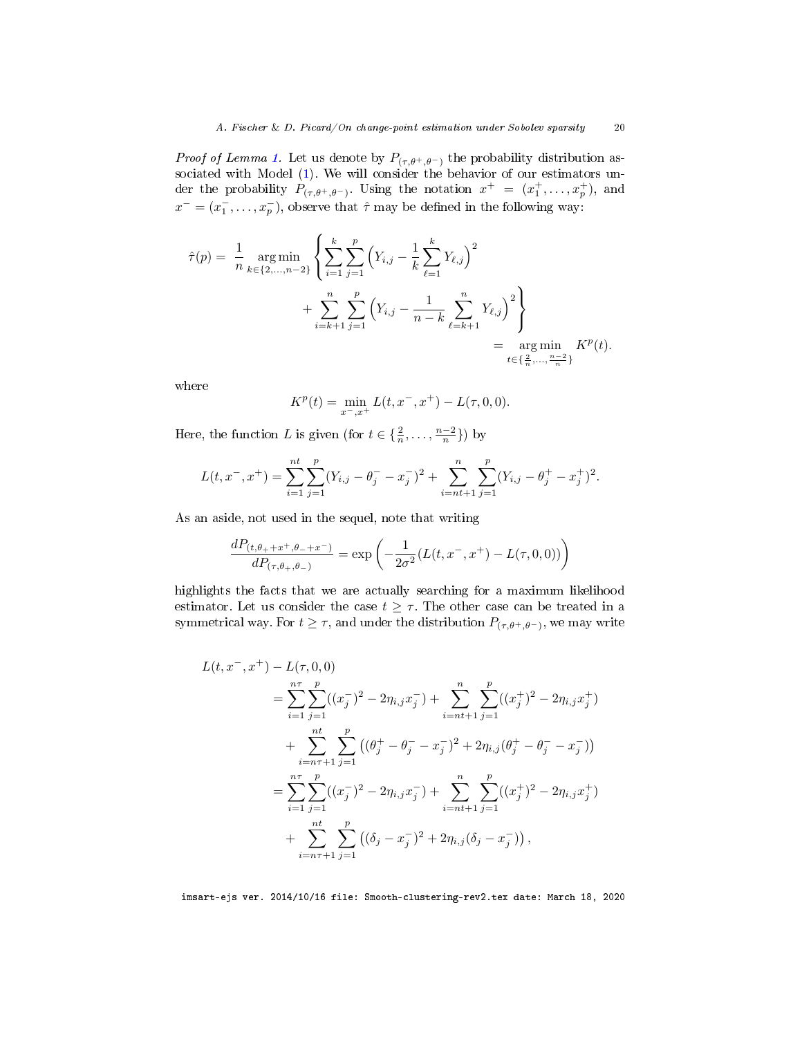*Proof of Lemma 1.* Let us denote by $P_{(\tau,\theta^+,\theta^-)}$ the probability distribution associated with Model (1). We will consider the behavior of our estimators under the probability $P_{(\tau,\theta^+,\theta^-)}$. Using the notation $x^+ = (x_1^+, \ldots, x_p^+)$, and $x^- = (x_1^-, \ldots, x_p^-)$, observe that $\hat{\tau}$ may be defined in the following way:

$$\hat{\tau}(p) = \frac{1}{n} \underset{k \in \{2,\ldots,n-2\}}{\arg\min} \left\{ \sum_{i=1}^{k} \sum_{j=1}^{p} \Big( Y_{i,j} - \frac{1}{k} \sum_{\ell=1}^{k} Y_{\ell,j} \Big)^2 + \sum_{i=k+1}^{n} \sum_{j=1}^{p} \Big( Y_{i,j} - \frac{1}{n-k} \sum_{\ell=k+1}^{n} Y_{\ell,j} \Big)^2 \right\}$$

$$= \underset{t \in \{\frac{2}{n},\ldots,\frac{n-2}{n}\}}{\arg\min} K^p(t).$$

where

$$K^p(t) = \min_{x^-,x^+} L(t, x^-, x^+) - L(\tau, 0, 0).$$

Here, the function $L$ is given (for $t \in \{\frac{2}{n}, \ldots, \frac{n-2}{n}\}$) by

$$L(t, x^-, x^+) = \sum_{i=1}^{nt} \sum_{j=1}^{p} (Y_{i,j} - \theta_j^- - x_j^-)^2 + \sum_{i=nt+1}^{n} \sum_{j=1}^{p} (Y_{i,j} - \theta_j^+ - x_j^+)^2.$$

As an aside, not used in the sequel, note that writing

$$\frac{dP_{(t,\theta_+ + x^+, \theta_- + x^-)}}{dP_{(\tau,\theta_+,\theta_-)}} = \exp\left( -\frac{1}{2\sigma^2} (L(t, x^-, x^+) - L(\tau, 0, 0)) \right)$$

highlights the facts that we are actually searching for a maximum likelihood estimator. Let us consider the case $t \geq \tau$. The other case can be treated in a symmetrical way. For $t \geq \tau$, and under the distribution $P_{(\tau,\theta^+,\theta^-)}$, we may write

$$\begin{aligned}
L(t, x^-, x^+) &- L(\tau, 0, 0) \\
&= \sum_{i=1}^{n\tau} \sum_{j=1}^{p} ((x_j^-)^2 - 2\eta_{i,j} x_j^-) + \sum_{i=nt+1}^{n} \sum_{j=1}^{p} ((x_j^+)^2 - 2\eta_{i,j} x_j^+) \\
&\quad + \sum_{i=n\tau+1}^{nt} \sum_{j=1}^{p} \left( (\theta_j^+ - \theta_j^- - x_j^-)^2 + 2\eta_{i,j}(\theta_j^+ - \theta_j^- - x_j^-) \right) \\
&= \sum_{i=1}^{n\tau} \sum_{j=1}^{p} ((x_j^-)^2 - 2\eta_{i,j} x_j^-) + \sum_{i=nt+1}^{n} \sum_{j=1}^{p} ((x_j^+)^2 - 2\eta_{i,j} x_j^+) \\
&\quad + \sum_{i=n\tau+1}^{nt} \sum_{j=1}^{p} \left( (\delta_j - x_j^-)^2 + 2\eta_{i,j}(\delta_j - x_j^-) \right),
\end{aligned}$$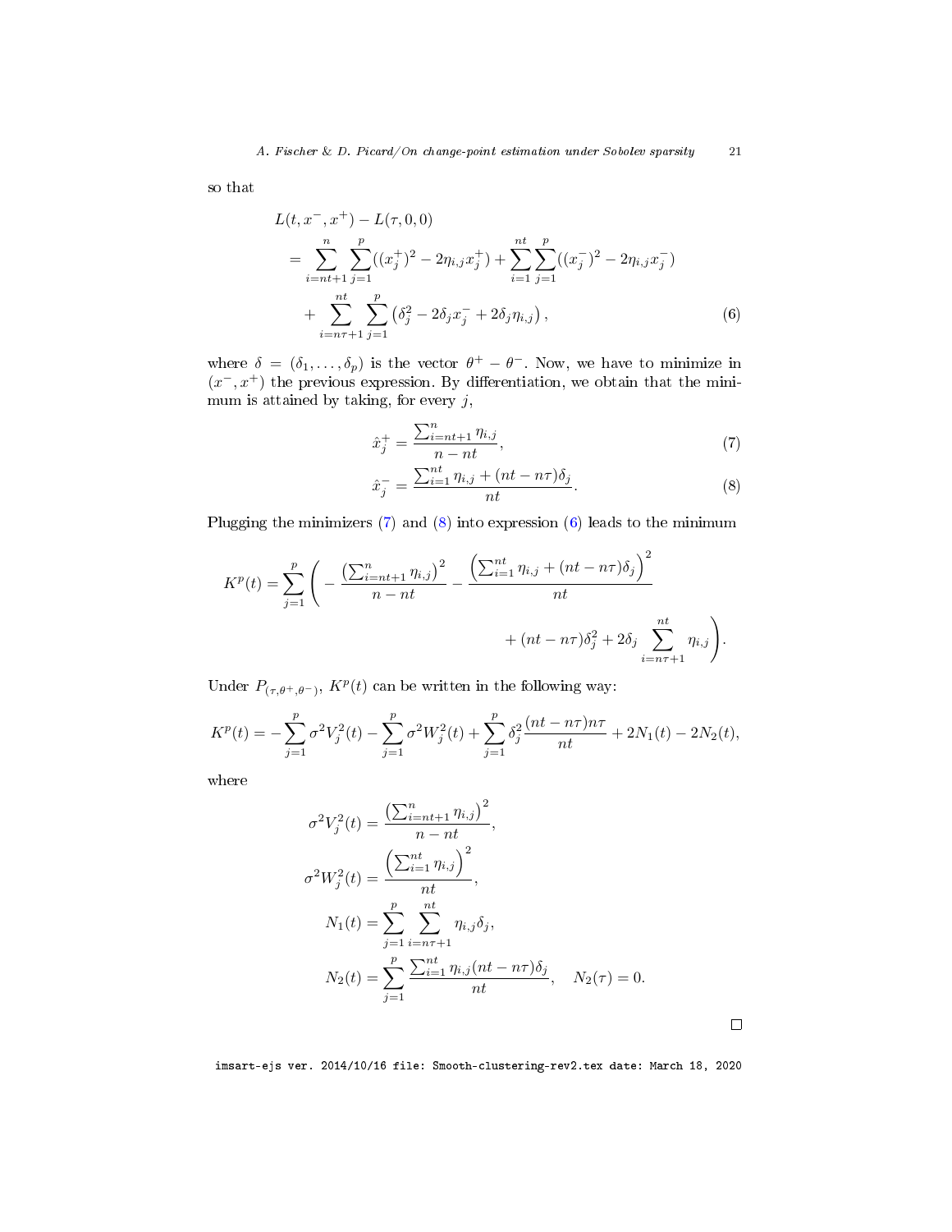so that

$$
\begin{aligned}
&L(t, x^-, x^+) - L(\tau, 0, 0) \\
&= \sum_{i=nt+1}^{n} \sum_{j=1}^{p} ((x_j^+)^2 - 2\eta_{i,j} x_j^+) + \sum_{i=1}^{nt} \sum_{j=1}^{p} ((x_j^-)^2 - 2\eta_{i,j} x_j^-) \\
&\quad + \sum_{i=n\tau+1}^{nt} \sum_{j=1}^{p} \left( \delta_j^2 - 2\delta_j x_j^- + 2\delta_j \eta_{i,j} \right),
\end{aligned} \tag{6}
$$

where $\delta = (\delta_1, \dots, \delta_p)$ is the vector $\theta^+ - \theta^-$. Now, we have to minimize in $(x^-, x^+)$ the previous expression. By differentiation, we obtain that the minimum is attained by taking, for every $j$,

$$
\hat{x}_j^+ = \frac{\sum_{i=nt+1}^{n} \eta_{i,j}}{n - nt}, \tag{7}
$$

$$
\hat{x}_j^- = \frac{\sum_{i=1}^{nt} \eta_{i,j} + (nt - n\tau)\delta_j}{nt}. \tag{8}
$$

Plugging the minimizers (7) and (8) into expression (6) leads to the minimum

$$
K^p(t) = \sum_{j=1}^{p} \left( - \frac{\left(\sum_{i=nt+1}^{n} \eta_{i,j}\right)^2}{n - nt} - \frac{\left(\sum_{i=1}^{nt} \eta_{i,j} + (nt - n\tau)\delta_j\right)^2}{nt} + (nt - n\tau)\delta_j^2 + 2\delta_j \sum_{i=n\tau+1}^{nt} \eta_{i,j} \right).
$$

Under $P_{(\tau, \theta^+, \theta^-)}$, $K^p(t)$ can be written in the following way:

$$
K^p(t) = -\sum_{j=1}^{p} \sigma^2 V_j^2(t) - \sum_{j=1}^{p} \sigma^2 W_j^2(t) + \sum_{j=1}^{p} \delta_j^2 \frac{(nt - n\tau)n\tau}{nt} + 2N_1(t) - 2N_2(t),
$$

where

$$
\begin{aligned}
\sigma^2 V_j^2(t) &= \frac{\left(\sum_{i=nt+1}^{n} \eta_{i,j}\right)^2}{n - nt}, \\
\sigma^2 W_j^2(t) &= \frac{\left(\sum_{i=1}^{nt} \eta_{i,j}\right)^2}{nt}, \\
N_1(t) &= \sum_{j=1}^{p} \sum_{i=n\tau+1}^{nt} \eta_{i,j} \delta_j, \\
N_2(t) &= \sum_{j=1}^{p} \frac{\sum_{i=1}^{nt} \eta_{i,j} (nt - n\tau)\delta_j}{nt}, \quad N_2(\tau) = 0.
\end{aligned}
$$

□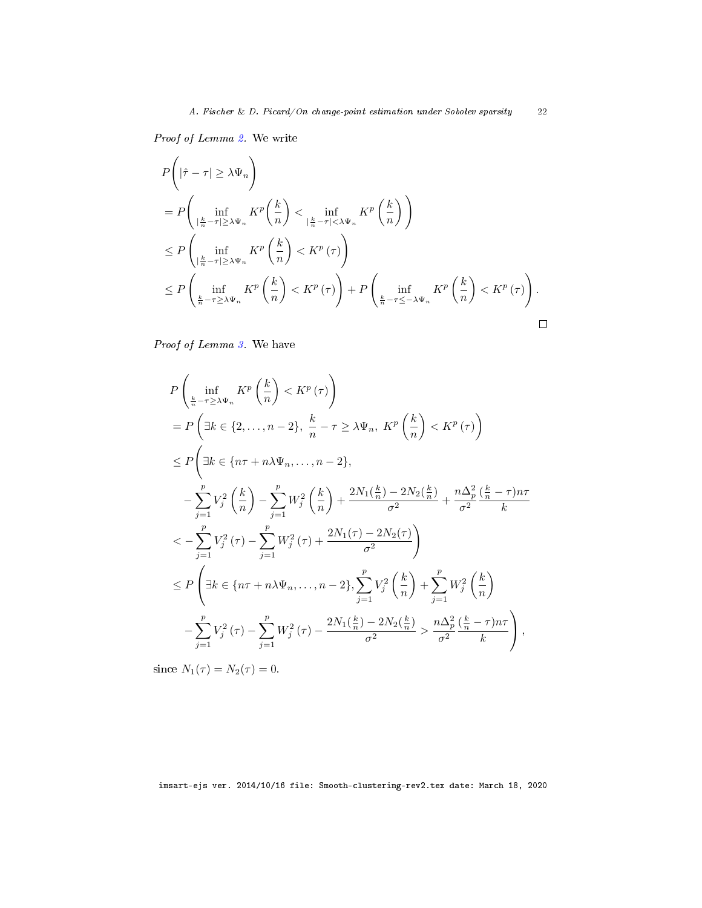*Proof of Lemma 2.* We write

$$
\begin{aligned}
&P\left(|\hat{\tau} - \tau| \geq \lambda \Psi_n\right) \\
&= P\left(\inf_{|\frac{k}{n}-\tau|\geq \lambda\Psi_n} K^p\left(\frac{k}{n}\right) < \inf_{|\frac{k}{n}-\tau|<\lambda\Psi_n} K^p\left(\frac{k}{n}\right)\right) \\
&\leq P\left(\inf_{|\frac{k}{n}-\tau|\geq \lambda\Psi_n} K^p\left(\frac{k}{n}\right) < K^p\left(\tau\right)\right) \\
&\leq P\left(\inf_{\frac{k}{n}-\tau\geq \lambda\Psi_n} K^p\left(\frac{k}{n}\right) < K^p\left(\tau\right)\right) + P\left(\inf_{\frac{k}{n}-\tau\leq -\lambda\Psi_n} K^p\left(\frac{k}{n}\right) < K^p\left(\tau\right)\right).
\end{aligned}
$$

□

*Proof of Lemma 3.* We have

$$
\begin{aligned}
&P\left(\inf_{\frac{k}{n}-\tau\geq \lambda\Psi_n} K^p\left(\frac{k}{n}\right) < K^p\left(\tau\right)\right) \\
&= P\left(\exists k \in \{2,\dots,n-2\},\ \frac{k}{n}-\tau \geq \lambda\Psi_n,\ K^p\left(\frac{k}{n}\right) < K^p\left(\tau\right)\right) \\
&\leq P\Bigg(\exists k \in \{n\tau + n\lambda\Psi_n,\dots,n-2\}, \\
&\qquad -\sum_{j=1}^{p} V_j^2\left(\frac{k}{n}\right) - \sum_{j=1}^{p} W_j^2\left(\frac{k}{n}\right) + \frac{2N_1(\frac{k}{n}) - 2N_2(\frac{k}{n})}{\sigma^2} + \frac{n\Delta_p^2}{\sigma^2}\frac{(\frac{k}{n}-\tau)n\tau}{k} \\
&\qquad < -\sum_{j=1}^{p} V_j^2\left(\tau\right) - \sum_{j=1}^{p} W_j^2\left(\tau\right) + \frac{2N_1(\tau)-2N_2(\tau)}{\sigma^2}\Bigg) \\
&\leq P\Bigg(\exists k \in \{n\tau + n\lambda\Psi_n,\dots,n-2\}, \sum_{j=1}^{p} V_j^2\left(\frac{k}{n}\right) + \sum_{j=1}^{p} W_j^2\left(\frac{k}{n}\right) \\
&\qquad -\sum_{j=1}^{p} V_j^2\left(\tau\right) - \sum_{j=1}^{p} W_j^2\left(\tau\right) - \frac{2N_1(\frac{k}{n}) - 2N_2(\frac{k}{n})}{\sigma^2} > \frac{n\Delta_p^2}{\sigma^2}\frac{(\frac{k}{n}-\tau)n\tau}{k}\Bigg),
\end{aligned}
$$

since $N_1(\tau) = N_2(\tau) = 0$.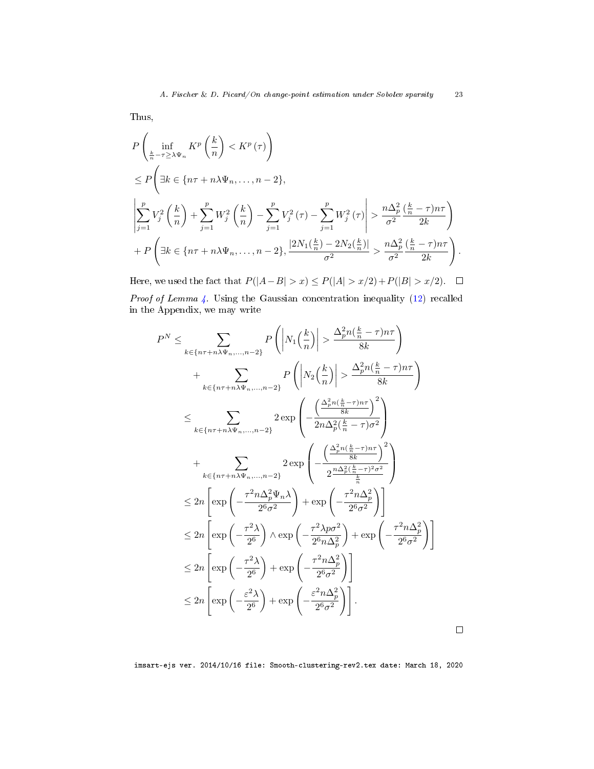Thus,

$$
\begin{aligned}
&P\left(\inf_{\frac{k}{n}-\tau\geq\lambda\Psi_n} K^p\left(\frac{k}{n}\right) < K^p(\tau)\right)\\
&\leq P\Bigg(\exists k\in\{n\tau+n\lambda\Psi_n,\dots,n-2\},\\
&\left|\sum_{j=1}^p V_j^2\left(\frac{k}{n}\right)+\sum_{j=1}^p W_j^2\left(\frac{k}{n}\right)-\sum_{j=1}^p V_j^2(\tau)-\sum_{j=1}^p W_j^2(\tau)\right| > \frac{n\Delta_p^2}{\sigma^2}\frac{(\frac{k}{n}-\tau)n\tau}{2k}\Bigg)\\
&+P\left(\exists k\in\{n\tau+n\lambda\Psi_n,\dots,n-2\}, \frac{|2N_1(\frac{k}{n})-2N_2(\frac{k}{n})|}{\sigma^2} > \frac{n\Delta_p^2}{\sigma^2}\frac{(\frac{k}{n}-\tau)n\tau}{2k}\right).
\end{aligned}
$$

Here, we used the fact that $P(|A-B|>x)\leq P(|A|>x/2)+P(|B|>x/2)$. $\square$

*Proof of Lemma 4.* Using the Gaussian concentration inequality (12) recalled in the Appendix, we may write

$$
\begin{aligned}
P^N &\leq \sum_{k\in\{n\tau+n\lambda\Psi_n,\dots,n-2\}} P\left(\left|N_1\Big(\frac{k}{n}\Big)\right| > \frac{\Delta_p^2 n(\frac{k}{n}-\tau)n\tau}{8k}\right)\\
&\quad+\sum_{k\in\{n\tau+n\lambda\Psi_n,\dots,n-2\}} P\left(\left|N_2\Big(\frac{k}{n}\Big)\right| > \frac{\Delta_p^2 n(\frac{k}{n}-\tau)n\tau}{8k}\right)\\
&\leq \sum_{k\in\{n\tau+n\lambda\Psi_n,\dots,n-2\}} 2\exp\left(-\frac{\left(\frac{\Delta_p^2 n(\frac{k}{n}-\tau)n\tau}{8k}\right)^2}{2n\Delta_p^2(\frac{k}{n}-\tau)\sigma^2}\right)\\
&\quad+\sum_{k\in\{n\tau+n\lambda\Psi_n,\dots,n-2\}} 2\exp\left(-\frac{\left(\frac{\Delta_p^2 n(\frac{k}{n}-\tau)n\tau}{8k}\right)^2}{2\frac{n\Delta_p^2(\frac{k}{n}-\tau)^2\sigma^2}{\frac{k}{n}}}\right)\\
&\leq 2n\left[\exp\left(-\frac{\tau^2 n\Delta_p^2\Psi_n\lambda}{2^6\sigma^2}\right)+\exp\left(-\frac{\tau^2 n\Delta_p^2}{2^6\sigma^2}\right)\right]\\
&\leq 2n\left[\exp\left(-\frac{\tau^2\lambda}{2^6}\right)\wedge\exp\left(-\frac{\tau^2\lambda p\sigma^2}{2^6 n\Delta_p^2}\right)+\exp\left(-\frac{\tau^2 n\Delta_p^2}{2^6\sigma^2}\right)\right]\\
&\leq 2n\left[\exp\left(-\frac{\tau^2\lambda}{2^6}\right)+\exp\left(-\frac{\tau^2 n\Delta_p^2}{2^6\sigma^2}\right)\right]\\
&\leq 2n\left[\exp\left(-\frac{\varepsilon^2\lambda}{2^6}\right)+\exp\left(-\frac{\varepsilon^2 n\Delta_p^2}{2^6\sigma^2}\right)\right].
\end{aligned}
$$

$\square$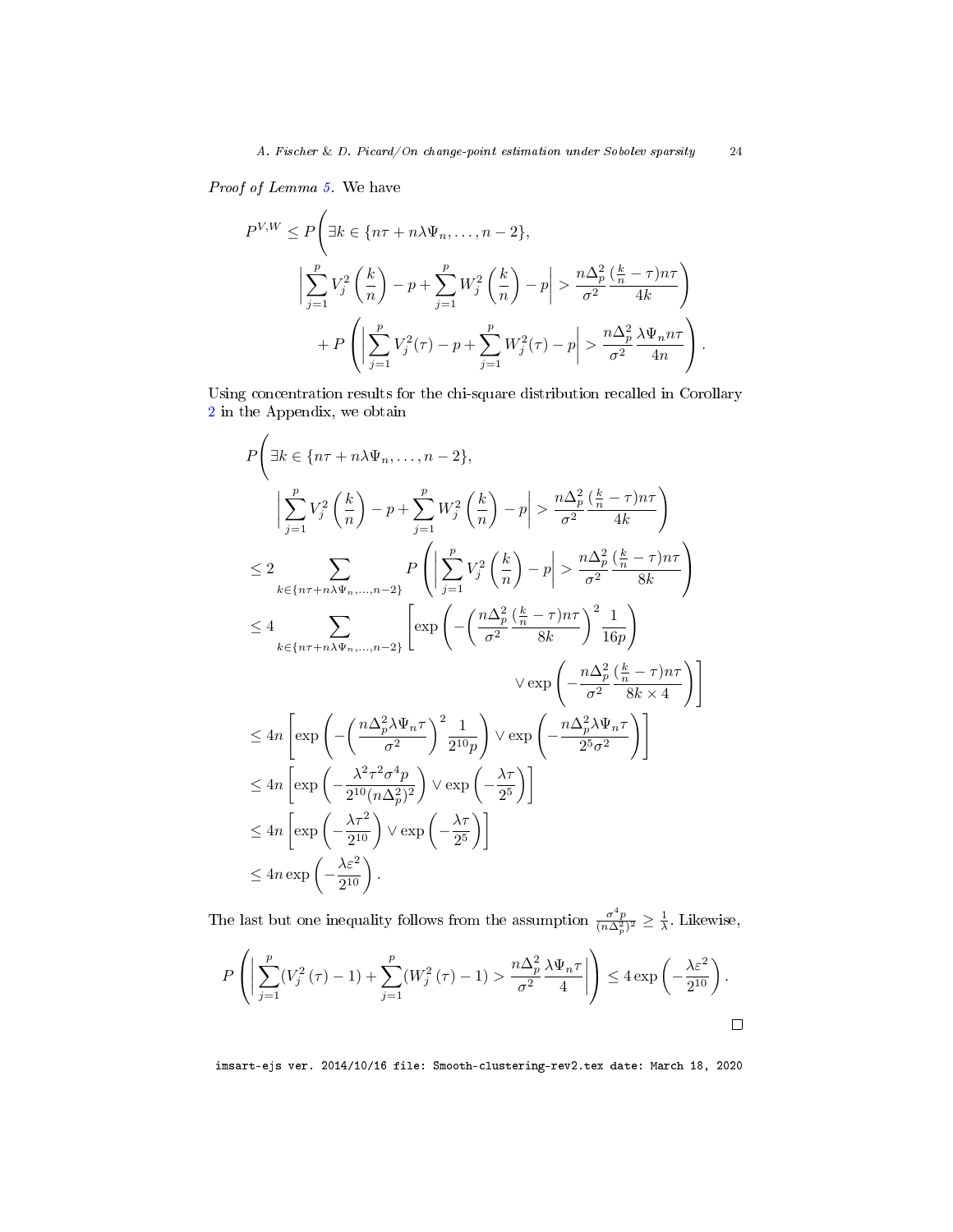*Proof of Lemma 5.* We have

$$
\begin{aligned}
P^{V,W} \leq P\Bigg(&\exists k \in \{n\tau + n\lambda\Psi_n, \dots, n-2\}, \\
&\left|\sum_{j=1}^{p} V_j^2\left(\frac{k}{n}\right) - p + \sum_{j=1}^{p} W_j^2\left(\frac{k}{n}\right) - p\right| > \frac{n\Delta_p^2}{\sigma^2}\frac{(\frac{k}{n}-\tau)n\tau}{4k}\Bigg) \\
&+ P\left(\left|\sum_{j=1}^{p} V_j^2(\tau) - p + \sum_{j=1}^{p} W_j^2(\tau) - p\right| > \frac{n\Delta_p^2}{\sigma^2}\frac{\lambda\Psi_n n\tau}{4n}\right).
\end{aligned}
$$

Using concentration results for the chi-square distribution recalled in Corollary 2 in the Appendix, we obtain

$$
\begin{aligned}
&P\Bigg(\exists k \in \{n\tau + n\lambda\Psi_n, \dots, n-2\}, \\
&\qquad \left|\sum_{j=1}^{p} V_j^2\left(\frac{k}{n}\right) - p + \sum_{j=1}^{p} W_j^2\left(\frac{k}{n}\right) - p\right| > \frac{n\Delta_p^2}{\sigma^2}\frac{(\frac{k}{n}-\tau)n\tau}{4k}\Bigg) \\
&\leq 2 \sum_{k\in\{n\tau+n\lambda\Psi_n,\dots,n-2\}} P\left(\left|\sum_{j=1}^{p} V_j^2\left(\frac{k}{n}\right) - p\right| > \frac{n\Delta_p^2}{\sigma^2}\frac{(\frac{k}{n}-\tau)n\tau}{8k}\right) \\
&\leq 4 \sum_{k\in\{n\tau+n\lambda\Psi_n,\dots,n-2\}} \left[\exp\left(-\left(\frac{n\Delta_p^2}{\sigma^2}\frac{(\frac{k}{n}-\tau)n\tau}{8k}\right)^2\frac{1}{16p}\right)\right. \\
&\qquad\qquad\qquad\qquad\qquad\qquad \left.\vee \exp\left(-\frac{n\Delta_p^2}{\sigma^2}\frac{(\frac{k}{n}-\tau)n\tau}{8k\times 4}\right)\right] \\
&\leq 4n\left[\exp\left(-\left(\frac{n\Delta_p^2\lambda\Psi_n\tau}{\sigma^2}\right)^2\frac{1}{2^{10}p}\right) \vee \exp\left(-\frac{n\Delta_p^2\lambda\Psi_n\tau}{2^5\sigma^2}\right)\right] \\
&\leq 4n\left[\exp\left(-\frac{\lambda^2\tau^2\sigma^4 p}{2^{10}(n\Delta_p^2)^2}\right) \vee \exp\left(-\frac{\lambda\tau}{2^5}\right)\right] \\
&\leq 4n\left[\exp\left(-\frac{\lambda\tau^2}{2^{10}}\right) \vee \exp\left(-\frac{\lambda\tau}{2^5}\right)\right] \\
&\leq 4n\exp\left(-\frac{\lambda\varepsilon^2}{2^{10}}\right).
\end{aligned}
$$

The last but one inequality follows from the assumption $\frac{\sigma^4 p}{(n\Delta_p^2)^2} \geq \frac{1}{\lambda}$. Likewise,

$$
P\left(\left|\sum_{j=1}^{p}(V_j^2(\tau)-1) + \sum_{j=1}^{p}(W_j^2(\tau)-1) > \frac{n\Delta_p^2}{\sigma^2}\frac{\lambda\Psi_n\tau}{4}\right|\right) \leq 4\exp\left(-\frac{\lambda\varepsilon^2}{2^{10}}\right).
$$

□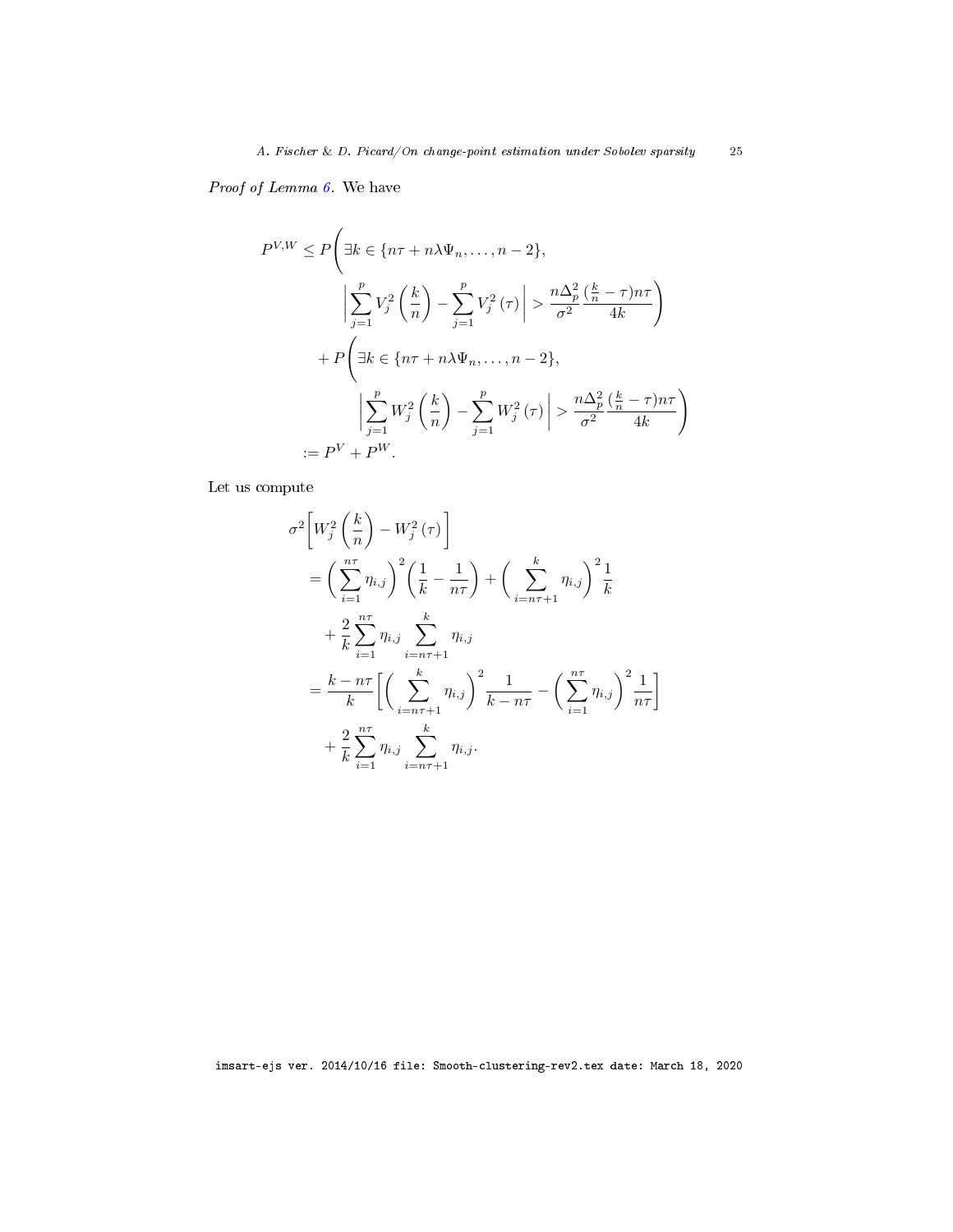*Proof of Lemma 6.* We have

$$
\begin{aligned}
P^{V,W} \leq\; & P\Bigg(\exists k \in \{n\tau + n\lambda\Psi_n, \dots, n-2\}, \\
& \qquad \left| \sum_{j=1}^{p} V_j^2\left(\frac{k}{n}\right) - \sum_{j=1}^{p} V_j^2\left(\tau\right) \right| > \frac{n\Delta_p^2}{\sigma^2}\frac{(\frac{k}{n}-\tau)n\tau}{4k}\Bigg) \\
& + P\Bigg(\exists k \in \{n\tau + n\lambda\Psi_n, \dots, n-2\}, \\
& \qquad \left| \sum_{j=1}^{p} W_j^2\left(\frac{k}{n}\right) - \sum_{j=1}^{p} W_j^2\left(\tau\right) \right| > \frac{n\Delta_p^2}{\sigma^2}\frac{(\frac{k}{n}-\tau)n\tau}{4k}\Bigg) \\
:=\; & P^V + P^W.
\end{aligned}
$$

Let us compute

$$
\begin{aligned}
& \sigma^2\left[W_j^2\left(\frac{k}{n}\right) - W_j^2\left(\tau\right)\right] \\
& = \left(\sum_{i=1}^{n\tau}\eta_{i,j}\right)^2\left(\frac{1}{k} - \frac{1}{n\tau}\right) + \left(\sum_{i=n\tau+1}^{k}\eta_{i,j}\right)^2\frac{1}{k} \\
& \quad + \frac{2}{k}\sum_{i=1}^{n\tau}\eta_{i,j}\sum_{i=n\tau+1}^{k}\eta_{i,j} \\
& = \frac{k-n\tau}{k}\left[\left(\sum_{i=n\tau+1}^{k}\eta_{i,j}\right)^2\frac{1}{k-n\tau} - \left(\sum_{i=1}^{n\tau}\eta_{i,j}\right)^2\frac{1}{n\tau}\right] \\
& \quad + \frac{2}{k}\sum_{i=1}^{n\tau}\eta_{i,j}\sum_{i=n\tau+1}^{k}\eta_{i,j}.
\end{aligned}
$$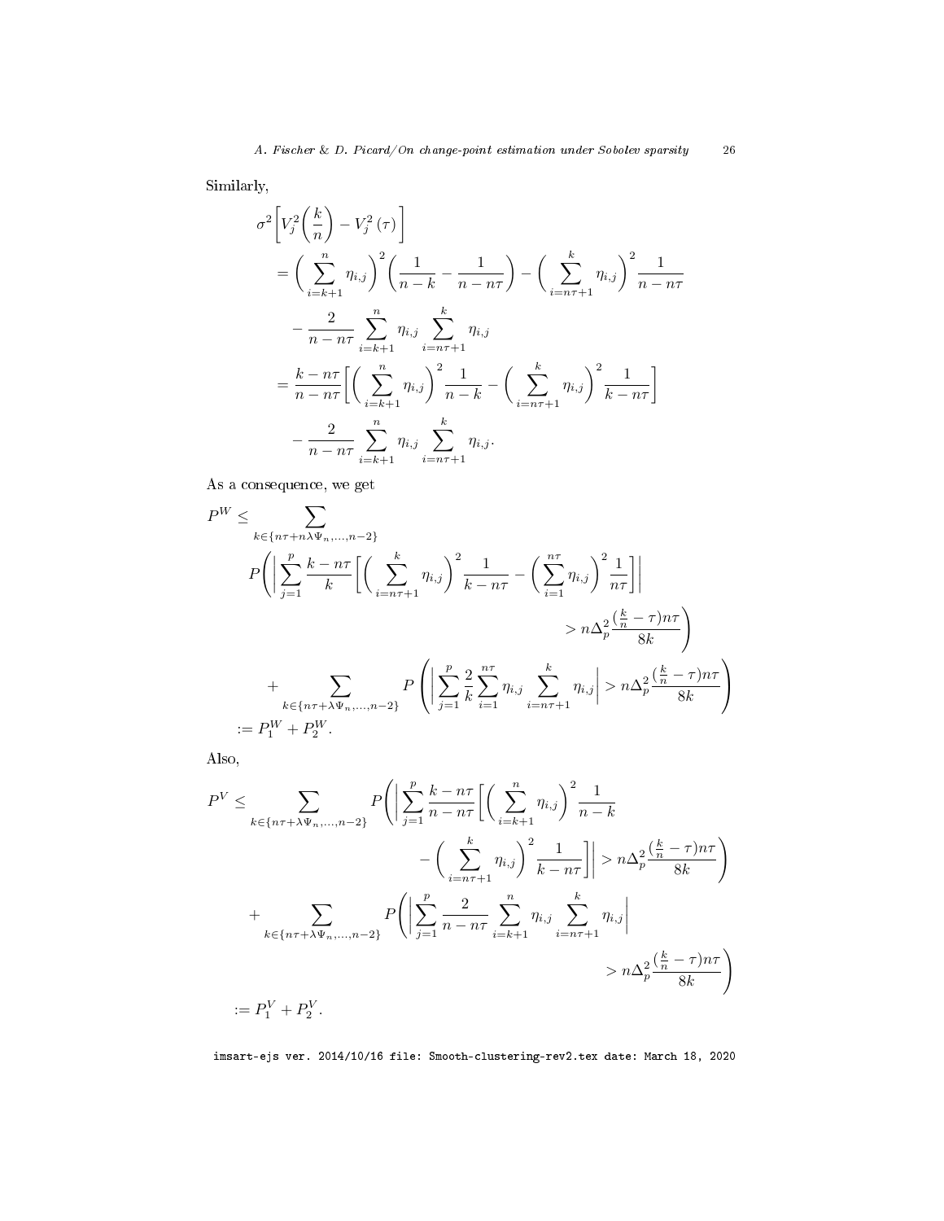Similarly,

$$
\begin{aligned}
&\sigma^2\left[V_j^2\left(\frac{k}{n}\right) - V_j^2\left(\tau\right)\right] \\
&= \left(\sum_{i=k+1}^{n}\eta_{i,j}\right)^2\left(\frac{1}{n-k} - \frac{1}{n-n\tau}\right) - \left(\sum_{i=n\tau+1}^{k}\eta_{i,j}\right)^2\frac{1}{n-n\tau} \\
&\quad - \frac{2}{n-n\tau}\sum_{i=k+1}^{n}\eta_{i,j}\sum_{i=n\tau+1}^{k}\eta_{i,j} \\
&= \frac{k-n\tau}{n-n\tau}\left[\left(\sum_{i=k+1}^{n}\eta_{i,j}\right)^2\frac{1}{n-k} - \left(\sum_{i=n\tau+1}^{k}\eta_{i,j}\right)^2\frac{1}{k-n\tau}\right] \\
&\quad - \frac{2}{n-n\tau}\sum_{i=k+1}^{n}\eta_{i,j}\sum_{i=n\tau+1}^{k}\eta_{i,j}.
\end{aligned}
$$

As a consequence, we get

$$
\begin{aligned}
P^W \leq &\sum_{k\in\{n\tau+n\lambda\Psi_n,\ldots,n-2\}} \\
&P\left(\left|\sum_{j=1}^{p}\frac{k-n\tau}{k}\left[\left(\sum_{i=n\tau+1}^{k}\eta_{i,j}\right)^2\frac{1}{k-n\tau} - \left(\sum_{i=1}^{n\tau}\eta_{i,j}\right)^2\frac{1}{n\tau}\right]\right| \right.\\
&\qquad\qquad\qquad\qquad\qquad\qquad\qquad\left. > n\Delta_p^2\frac{(\frac{k}{n}-\tau)n\tau}{8k}\right) \\
&+ \sum_{k\in\{n\tau+\lambda\Psi_n,\ldots,n-2\}} P\left(\left|\sum_{j=1}^{p}\frac{2}{k}\sum_{i=1}^{n\tau}\eta_{i,j}\sum_{i=n\tau+1}^{k}\eta_{i,j}\right| > n\Delta_p^2\frac{(\frac{k}{n}-\tau)n\tau}{8k}\right) \\
:= &P_1^W + P_2^W.
\end{aligned}
$$

Also,

$$
\begin{aligned}
P^V \leq &\sum_{k\in\{n\tau+\lambda\Psi_n,\ldots,n-2\}} P\left(\left|\sum_{j=1}^{p}\frac{k-n\tau}{n-n\tau}\left[\left(\sum_{i=k+1}^{n}\eta_{i,j}\right)^2\frac{1}{n-k}\right.\right.\right. \\
&\qquad\qquad\left.\left.\left. - \left(\sum_{i=n\tau+1}^{k}\eta_{i,j}\right)^2\frac{1}{k-n\tau}\right]\right| > n\Delta_p^2\frac{(\frac{k}{n}-\tau)n\tau}{8k}\right) \\
&+ \sum_{k\in\{n\tau+\lambda\Psi_n,\ldots,n-2\}} P\left(\left|\sum_{j=1}^{p}\frac{2}{n-n\tau}\sum_{i=k+1}^{n}\eta_{i,j}\sum_{i=n\tau+1}^{k}\eta_{i,j}\right|\right. \\
&\qquad\qquad\qquad\qquad\qquad\qquad\left. > n\Delta_p^2\frac{(\frac{k}{n}-\tau)n\tau}{8k}\right) \\
:= &P_1^V + P_2^V.
\end{aligned}
$$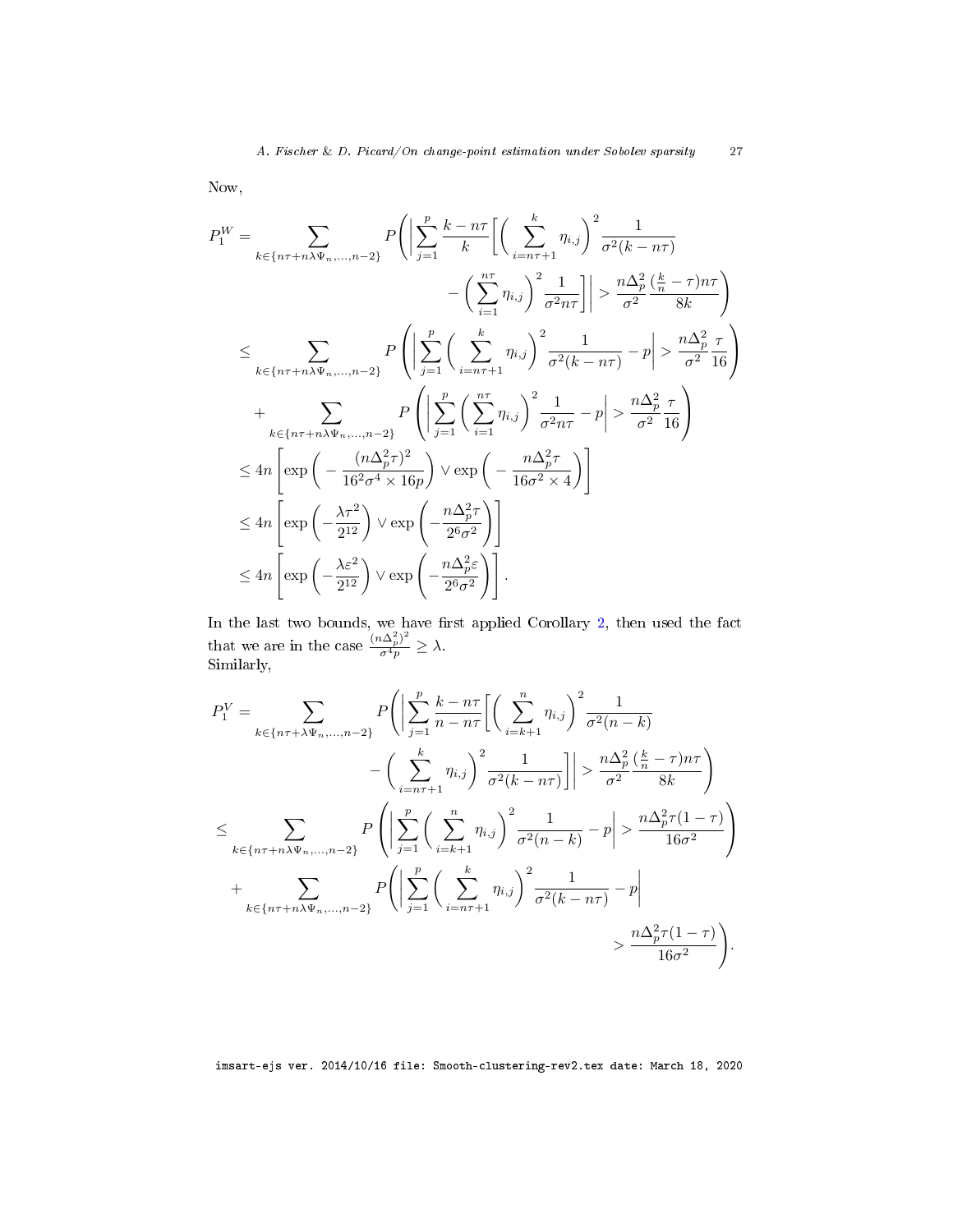Now,

$$
\begin{aligned}
P_1^W = & \sum_{k\in\{n\tau+n\lambda\Psi_n,\dots,n-2\}} P\Bigg(\Big|\sum_{j=1}^{p}\frac{k-n\tau}{k}\Big[\Big(\sum_{i=n\tau+1}^{k}\eta_{i,j}\Big)^2\frac{1}{\sigma^2(k-n\tau)} \\
& \qquad\qquad - \Big(\sum_{i=1}^{n\tau}\eta_{i,j}\Big)^2\frac{1}{\sigma^2 n\tau}\Big]\Big| > \frac{n\Delta_p^2}{\sigma^2}\frac{(\frac{k}{n}-\tau)n\tau}{8k}\Bigg) \\
\leq & \sum_{k\in\{n\tau+n\lambda\Psi_n,\dots,n-2\}} P\left(\Big|\sum_{j=1}^{p}\Big(\sum_{i=n\tau+1}^{k}\eta_{i,j}\Big)^2\frac{1}{\sigma^2(k-n\tau)}-p\Big| > \frac{n\Delta_p^2}{\sigma^2}\frac{\tau}{16}\right) \\
& + \sum_{k\in\{n\tau+n\lambda\Psi_n,\dots,n-2\}} P\left(\Big|\sum_{j=1}^{p}\Big(\sum_{i=1}^{n\tau}\eta_{i,j}\Big)^2\frac{1}{\sigma^2 n\tau}-p\Big| > \frac{n\Delta_p^2}{\sigma^2}\frac{\tau}{16}\right) \\
\leq & \; 4n\left[\exp\Big(-\frac{(n\Delta_p^2\tau)^2}{16^2\sigma^4\times 16p}\Big)\vee\exp\Big(-\frac{n\Delta_p^2\tau}{16\sigma^2\times 4}\Big)\right] \\
\leq & \; 4n\left[\exp\left(-\frac{\lambda\tau^2}{2^{12}}\right)\vee\exp\left(-\frac{n\Delta_p^2\tau}{2^6\sigma^2}\right)\right] \\
\leq & \; 4n\left[\exp\left(-\frac{\lambda\varepsilon^2}{2^{12}}\right)\vee\exp\left(-\frac{n\Delta_p^2\varepsilon}{2^6\sigma^2}\right)\right].
\end{aligned}
$$

In the last two bounds, we have first applied Corollary 2, then used the fact that we are in the case $\frac{(n\Delta_p^2)^2}{\sigma^4 p}\geq\lambda$.
Similarly,

$$
\begin{aligned}
P_1^V = & \sum_{k\in\{n\tau+\lambda\Psi_n,\dots,n-2\}} P\Bigg(\Big|\sum_{j=1}^{p}\frac{k-n\tau}{n-n\tau}\Big[\Big(\sum_{i=k+1}^{n}\eta_{i,j}\Big)^2\frac{1}{\sigma^2(n-k)} \\
& \qquad\qquad - \Big(\sum_{i=n\tau+1}^{k}\eta_{i,j}\Big)^2\frac{1}{\sigma^2(k-n\tau)}\Big]\Big| > \frac{n\Delta_p^2}{\sigma^2}\frac{(\frac{k}{n}-\tau)n\tau}{8k}\Bigg) \\
\leq & \sum_{k\in\{n\tau+n\lambda\Psi_n,\dots,n-2\}} P\left(\Big|\sum_{j=1}^{p}\Big(\sum_{i=k+1}^{n}\eta_{i,j}\Big)^2\frac{1}{\sigma^2(n-k)}-p\Big| > \frac{n\Delta_p^2\tau(1-\tau)}{16\sigma^2}\right) \\
& + \sum_{k\in\{n\tau+n\lambda\Psi_n,\dots,n-2\}} P\Bigg(\Big|\sum_{j=1}^{p}\Big(\sum_{i=n\tau+1}^{k}\eta_{i,j}\Big)^2\frac{1}{\sigma^2(k-n\tau)}-p\Big| \\
& \qquad\qquad > \frac{n\Delta_p^2\tau(1-\tau)}{16\sigma^2}\Bigg).
\end{aligned}
$$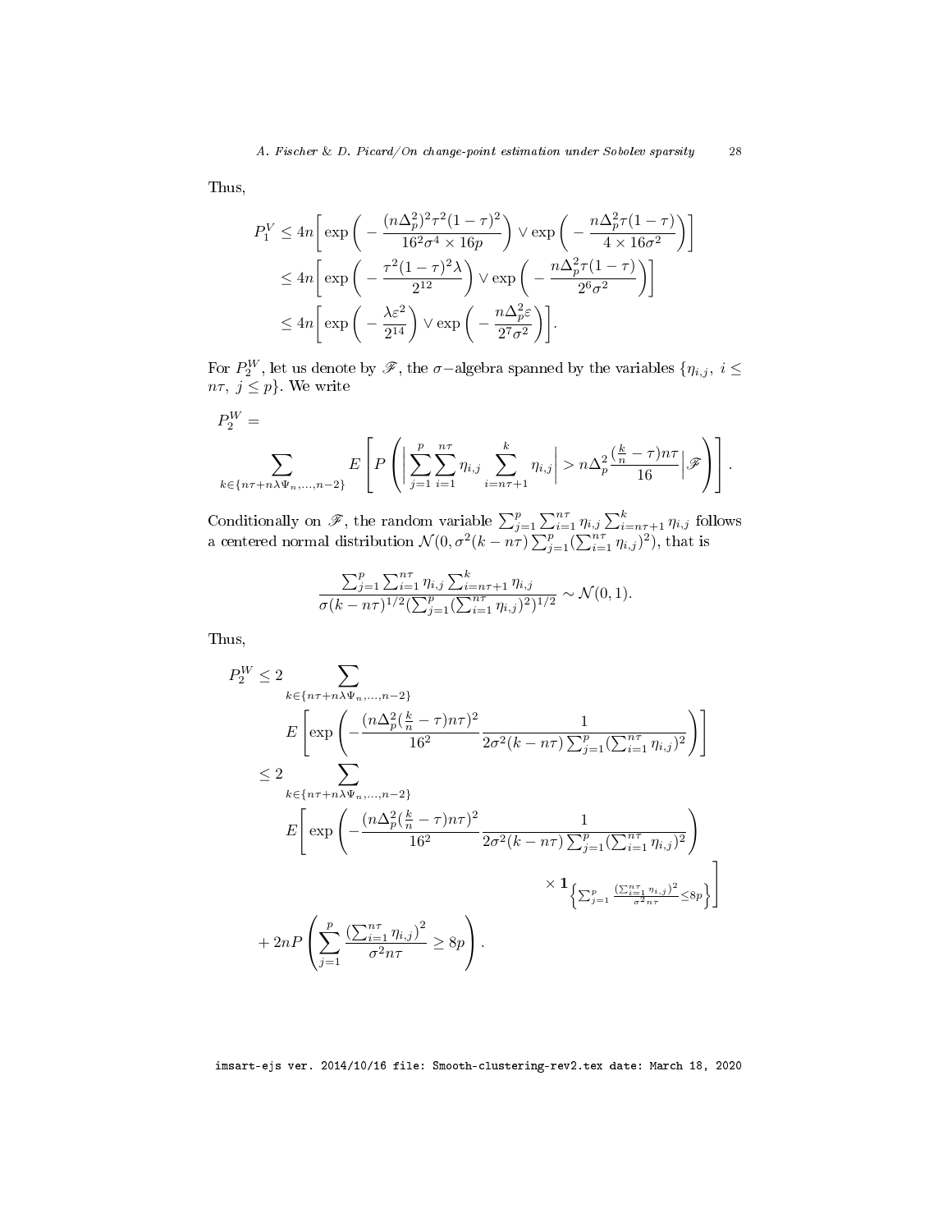Thus,

$$
\begin{aligned}
P_1^V &\leq 4n\Bigg[\exp\bigg(-\frac{(n\Delta_p^2)^2\tau^2(1-\tau)^2}{16^2\sigma^4\times 16p}\bigg)\vee\exp\bigg(-\frac{n\Delta_p^2\tau(1-\tau)}{4\times 16\sigma^2}\bigg)\Bigg] \\
&\leq 4n\Bigg[\exp\bigg(-\frac{\tau^2(1-\tau)^2\lambda}{2^{12}}\bigg)\vee\exp\bigg(-\frac{n\Delta_p^2\tau(1-\tau)}{2^6\sigma^2}\bigg)\Bigg] \\
&\leq 4n\Bigg[\exp\bigg(-\frac{\lambda\varepsilon^2}{2^{14}}\bigg)\vee\exp\bigg(-\frac{n\Delta_p^2\varepsilon}{2^7\sigma^2}\bigg)\Bigg].
\end{aligned}
$$

For $P_2^W$, let us denote by $\mathscr{F}$, the $\sigma-$algebra spanned by the variables $\{\eta_{i,j},\ i \leq n\tau,\ j \leq p\}$. We write

$$
P_2^W = \sum_{k\in\{n\tau+n\lambda\Psi_n,\ldots,n-2\}} E\left[P\left(\Big|\sum_{j=1}^{p}\sum_{i=1}^{n\tau}\eta_{i,j}\sum_{i=n\tau+1}^{k}\eta_{i,j}\Big| > n\Delta_p^2\frac{(\frac{k}{n}-\tau)n\tau}{16}\Big|\mathscr{F}\right)\right].
$$

Conditionally on $\mathscr{F}$, the random variable $\sum_{j=1}^{p}\sum_{i=1}^{n\tau}\eta_{i,j}\sum_{i=n\tau+1}^{k}\eta_{i,j}$ follows a centered normal distribution $\mathcal{N}(0,\sigma^2(k-n\tau)\sum_{j=1}^{p}(\sum_{i=1}^{n\tau}\eta_{i,j})^2)$, that is

$$
\frac{\sum_{j=1}^{p}\sum_{i=1}^{n\tau}\eta_{i,j}\sum_{i=n\tau+1}^{k}\eta_{i,j}}{\sigma(k-n\tau)^{1/2}(\sum_{j=1}^{p}(\sum_{i=1}^{n\tau}\eta_{i,j})^2)^{1/2}} \sim \mathcal{N}(0,1).
$$

Thus,

$$
\begin{aligned}
P_2^W &\leq 2\sum_{k\in\{n\tau+n\lambda\Psi_n,\ldots,n-2\}} E\left[\exp\left(-\frac{(n\Delta_p^2(\frac{k}{n}-\tau)n\tau)^2}{16^2}\frac{1}{2\sigma^2(k-n\tau)\sum_{j=1}^{p}(\sum_{i=1}^{n\tau}\eta_{i,j})^2}\right)\right] \\
&\leq 2\sum_{k\in\{n\tau+n\lambda\Psi_n,\ldots,n-2\}} E\Bigg[\exp\left(-\frac{(n\Delta_p^2(\frac{k}{n}-\tau)n\tau)^2}{16^2}\frac{1}{2\sigma^2(k-n\tau)\sum_{j=1}^{p}(\sum_{i=1}^{n\tau}\eta_{i,j})^2}\right) \\
&\qquad\qquad \times \mathbf{1}_{\left\{\sum_{j=1}^{p}\frac{(\sum_{i=1}^{n\tau}\eta_{i,j})^2}{\sigma^2 n\tau}\leq 8p\right\}}\Bigg] \\
&\quad + 2nP\left(\sum_{j=1}^{p}\frac{\left(\sum_{i=1}^{n\tau}\eta_{i,j}\right)^2}{\sigma^2 n\tau}\geq 8p\right).
\end{aligned}
$$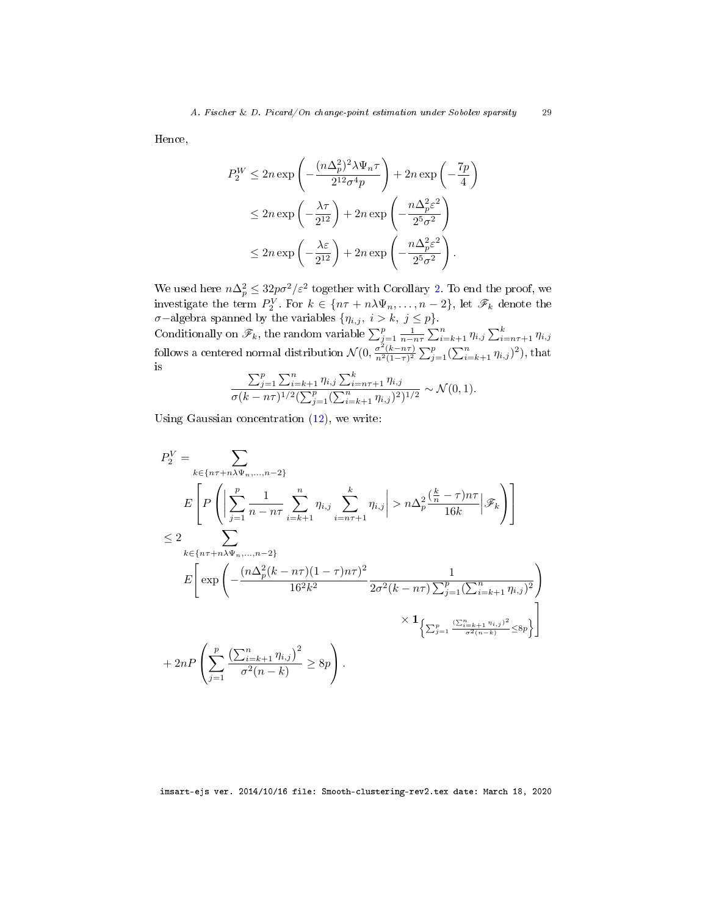Hence,

$$
\begin{aligned}
P_2^W &\leq 2n \exp\left(-\frac{(n\Delta_p^2)^2 \lambda \Psi_n \tau}{2^{12}\sigma^4 p}\right) + 2n \exp\left(-\frac{7p}{4}\right) \\
&\leq 2n \exp\left(-\frac{\lambda \tau}{2^{12}}\right) + 2n \exp\left(-\frac{n\Delta_p^2 \varepsilon^2}{2^5 \sigma^2}\right) \\
&\leq 2n \exp\left(-\frac{\lambda \varepsilon}{2^{12}}\right) + 2n \exp\left(-\frac{n\Delta_p^2 \varepsilon^2}{2^5 \sigma^2}\right).
\end{aligned}
$$

We used here $n\Delta_p^2 \leq 32p\sigma^2/\varepsilon^2$ together with Corollary 2. To end the proof, we investigate the term $P_2^V$. For $k \in \{n\tau + n\lambda\Psi_n, \dots, n-2\}$, let $\mathscr{F}_k$ denote the $\sigma-$algebra spanned by the variables $\{\eta_{i,j},\ i > k,\ j \leq p\}$.
Conditionally on $\mathscr{F}_k$, the random variable $\sum_{j=1}^p \frac{1}{n-n\tau} \sum_{i=k+1}^n \eta_{i,j} \sum_{i=n\tau+1}^k \eta_{i,j}$ follows a centered normal distribution $\mathcal{N}(0, \frac{\sigma^2(k-n\tau)}{n^2(1-\tau)^2} \sum_{j=1}^p (\sum_{i=k+1}^n \eta_{i,j})^2)$, that is

$$
\frac{\sum_{j=1}^p \sum_{i=k+1}^n \eta_{i,j} \sum_{i=n\tau+1}^k \eta_{i,j}}{\sigma(k-n\tau)^{1/2} (\sum_{j=1}^p (\sum_{i=k+1}^n \eta_{i,j})^2)^{1/2}} \sim \mathcal{N}(0,1).
$$

Using Gaussian concentration (12), we write:

$$
\begin{aligned}
P_2^V = &\sum_{k \in \{n\tau + n\lambda\Psi_n, \dots, n-2\}} \\
&E\left[ P\left( \Big| \sum_{j=1}^p \frac{1}{n-n\tau} \sum_{i=k+1}^n \eta_{i,j} \sum_{i=n\tau+1}^k \eta_{i,j} \Big| > n\Delta_p^2 \frac{(\frac{k}{n} - \tau) n\tau}{16k} \Big| \mathscr{F}_k \right) \right] \\
\leq 2 &\sum_{k \in \{n\tau + n\lambda\Psi_n, \dots, n-2\}} \\
&E\Bigg[ \exp\left( -\frac{(n\Delta_p^2 (k-n\tau)(1-\tau)n\tau)^2}{16^2 k^2} \frac{1}{2\sigma^2 (k-n\tau) \sum_{j=1}^p (\sum_{i=k+1}^n \eta_{i,j})^2} \right) \\
&\qquad\qquad\qquad\qquad \times \mathbf{1}_{\left\{ \sum_{j=1}^p \frac{(\sum_{i=k+1}^n \eta_{i,j})^2}{\sigma^2(n-k)} \leq 8p \right\}} \Bigg] \\
+ &\, 2nP\left( \sum_{j=1}^p \frac{\left(\sum_{i=k+1}^n \eta_{i,j}\right)^2}{\sigma^2(n-k)} \geq 8p \right).
\end{aligned}
$$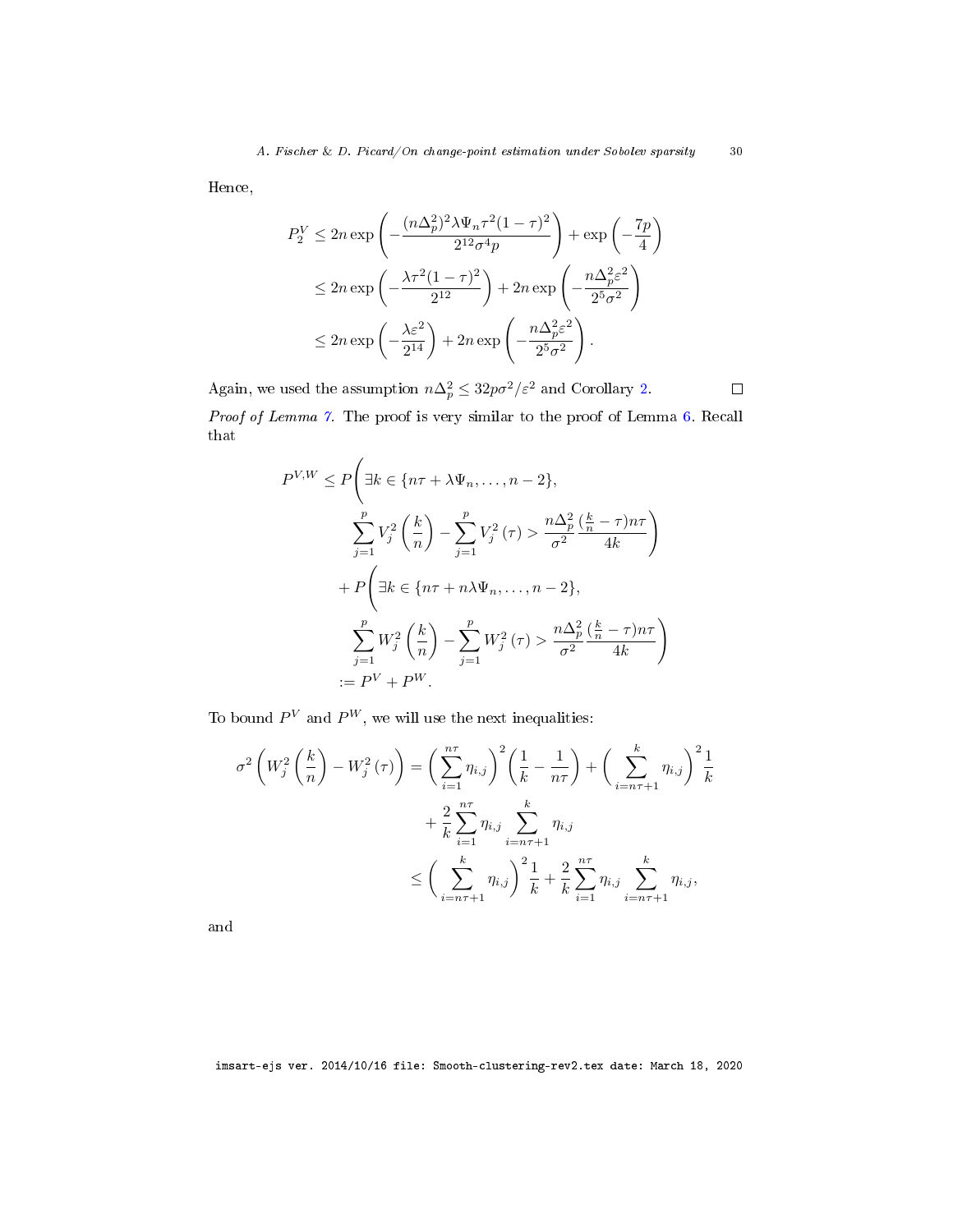Hence,

$$
\begin{aligned}
P_2^V &\le 2n \exp\left(-\frac{(n\Delta_p^2)^2 \lambda \Psi_n \tau^2(1-\tau)^2}{2^{12}\sigma^4 p}\right) + \exp\left(-\frac{7p}{4}\right) \\
&\le 2n \exp\left(-\frac{\lambda \tau^2 (1-\tau)^2}{2^{12}}\right) + 2n \exp\left(-\frac{n\Delta_p^2 \varepsilon^2}{2^5 \sigma^2}\right) \\
&\le 2n \exp\left(-\frac{\lambda \varepsilon^2}{2^{14}}\right) + 2n \exp\left(-\frac{n\Delta_p^2 \varepsilon^2}{2^5 \sigma^2}\right).
\end{aligned}
$$

Again, we used the assumption $n\Delta_p^2 \le 32p\sigma^2/\varepsilon^2$ and Corollary 2. □

*Proof of Lemma 7.* The proof is very similar to the proof of Lemma 6. Recall that

$$
\begin{aligned}
P^{V,W} \le\ & P\Bigg(\exists k \in \{n\tau + \lambda\Psi_n, \ldots, n-2\}, \\
& \sum_{j=1}^{p} V_j^2\left(\frac{k}{n}\right) - \sum_{j=1}^{p} V_j^2(\tau) > \frac{n\Delta_p^2}{\sigma^2} \frac{(\frac{k}{n} - \tau)n\tau}{4k}\Bigg) \\
& + P\Bigg(\exists k \in \{n\tau + n\lambda\Psi_n, \ldots, n-2\}, \\
& \sum_{j=1}^{p} W_j^2\left(\frac{k}{n}\right) - \sum_{j=1}^{p} W_j^2(\tau) > \frac{n\Delta_p^2}{\sigma^2} \frac{(\frac{k}{n} - \tau)n\tau}{4k}\Bigg) \\
:=\ & P^V + P^W.
\end{aligned}
$$

To bound $P^V$ and $P^W$, we will use the next inequalities:

$$
\begin{aligned}
\sigma^2\left(W_j^2\left(\frac{k}{n}\right) - W_j^2(\tau)\right) &= \left(\sum_{i=1}^{n\tau} \eta_{i,j}\right)^2 \left(\frac{1}{k} - \frac{1}{n\tau}\right) + \left(\sum_{i=n\tau+1}^{k} \eta_{i,j}\right)^2 \frac{1}{k} \\
&\quad + \frac{2}{k} \sum_{i=1}^{n\tau} \eta_{i,j} \sum_{i=n\tau+1}^{k} \eta_{i,j} \\
&\le \left(\sum_{i=n\tau+1}^{k} \eta_{i,j}\right)^2 \frac{1}{k} + \frac{2}{k} \sum_{i=1}^{n\tau} \eta_{i,j} \sum_{i=n\tau+1}^{k} \eta_{i,j},
\end{aligned}
$$

and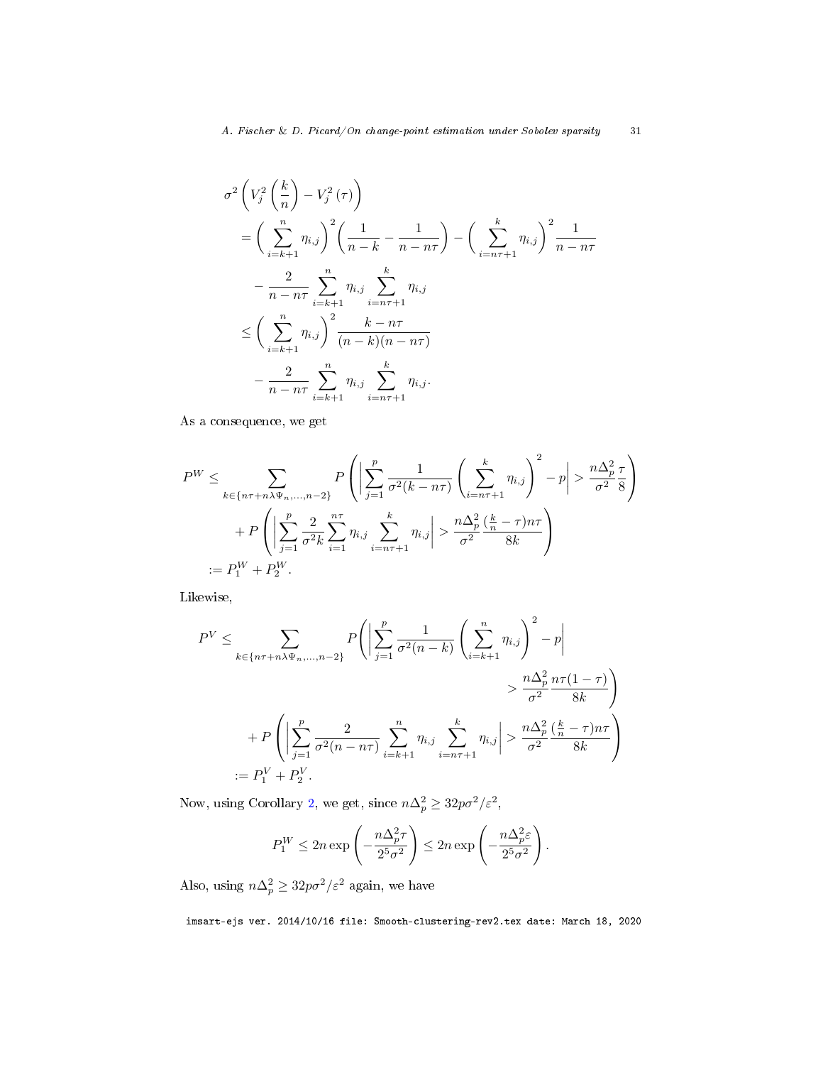$$
\begin{aligned}
&\sigma^2 \left( V_j^2 \left( \frac{k}{n} \right) - V_j^2 (\tau) \right) \\
&= \bigg( \sum_{i=k+1}^{n} \eta_{i,j} \bigg)^2 \left( \frac{1}{n-k} - \frac{1}{n - n\tau} \right) - \bigg( \sum_{i=n\tau+1}^{k} \eta_{i,j} \bigg)^2 \frac{1}{n - n\tau} \\
&\quad - \frac{2}{n - n\tau} \sum_{i=k+1}^{n} \eta_{i,j} \sum_{i=n\tau+1}^{k} \eta_{i,j} \\
&\leq \bigg( \sum_{i=k+1}^{n} \eta_{i,j} \bigg)^2 \frac{k - n\tau}{(n-k)(n-n\tau)} \\
&\quad - \frac{2}{n - n\tau} \sum_{i=k+1}^{n} \eta_{i,j} \sum_{i=n\tau+1}^{k} \eta_{i,j}.
\end{aligned}
$$

As a consequence, we get

$$
\begin{aligned}
P^W \leq & \sum_{k \in \{n\tau + n\lambda\Psi_n, \ldots, n-2\}} P \left( \left| \sum_{j=1}^{p} \frac{1}{\sigma^2 (k - n\tau)} \left( \sum_{i=n\tau+1}^{k} \eta_{i,j} \right)^2 - p \right| > \frac{n\Delta_p^2}{\sigma^2} \frac{\tau}{8} \right) \\
& + P \left( \left| \sum_{j=1}^{p} \frac{2}{\sigma^2 k} \sum_{i=1}^{n\tau} \eta_{i,j} \sum_{i=n\tau+1}^{k} \eta_{i,j} \right| > \frac{n\Delta_p^2}{\sigma^2} \frac{(\frac{k}{n} - \tau) n\tau}{8k} \right) \\
:= & P_1^W + P_2^W.
\end{aligned}
$$

Likewise,

$$
\begin{aligned}
P^V \leq & \sum_{k \in \{n\tau + n\lambda\Psi_n, \ldots, n-2\}} P \Bigg( \left| \sum_{j=1}^{p} \frac{1}{\sigma^2 (n-k)} \left( \sum_{i=k+1}^{n} \eta_{i,j} \right)^2 - p \right| \\
& \qquad\qquad\qquad\qquad\qquad\qquad > \frac{n\Delta_p^2}{\sigma^2} \frac{n\tau(1-\tau)}{8k} \Bigg) \\
& + P \left( \left| \sum_{j=1}^{p} \frac{2}{\sigma^2 (n - n\tau)} \sum_{i=k+1}^{n} \eta_{i,j} \sum_{i=n\tau+1}^{k} \eta_{i,j} \right| > \frac{n\Delta_p^2}{\sigma^2} \frac{(\frac{k}{n} - \tau) n\tau}{8k} \right) \\
:= & P_1^V + P_2^V.
\end{aligned}
$$

Now, using Corollary 2, we get, since $n\Delta_p^2 \geq 32p\sigma^2/\varepsilon^2$,

$$
P_1^W \leq 2n \exp\left( -\frac{n\Delta_p^2 \tau}{2^5 \sigma^2} \right) \leq 2n \exp\left( -\frac{n\Delta_p^2 \varepsilon}{2^5 \sigma^2} \right).
$$

Also, using $n\Delta_p^2 \geq 32p\sigma^2/\varepsilon^2$ again, we have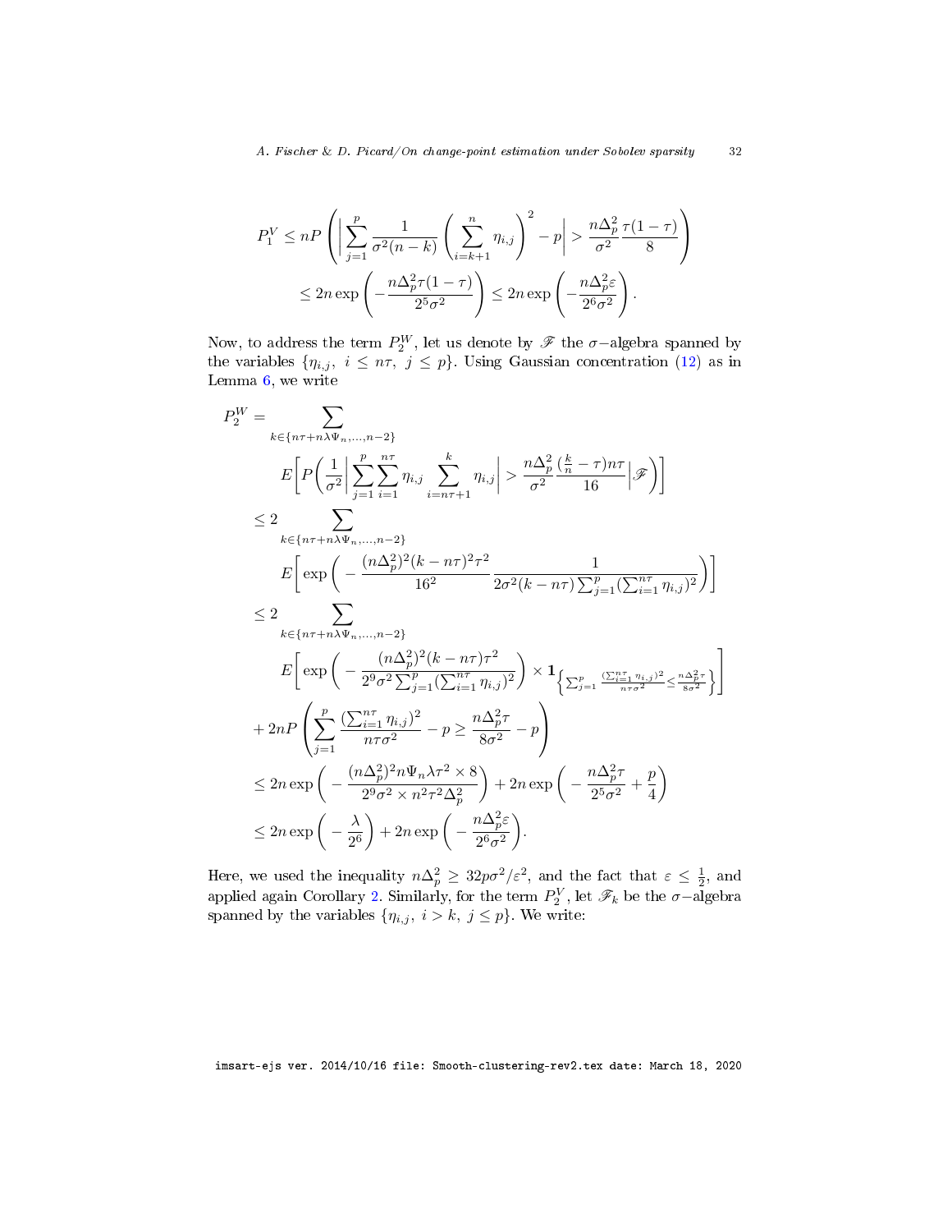$$
\begin{aligned}
P_1^V &\leq nP\left(\left|\sum_{j=1}^{p}\frac{1}{\sigma^2(n-k)}\left(\sum_{i=k+1}^{n}\eta_{i,j}\right)^2 - p\right| > \frac{n\Delta_p^2}{\sigma^2}\frac{\tau(1-\tau)}{8}\right) \\
&\leq 2n\exp\left(-\frac{n\Delta_p^2\tau(1-\tau)}{2^5\sigma^2}\right) \leq 2n\exp\left(-\frac{n\Delta_p^2\varepsilon}{2^6\sigma^2}\right).
\end{aligned}
$$

Now, to address the term $P_2^W$, let us denote by $\mathscr{F}$ the $\sigma-$algebra spanned by the variables $\{\eta_{i,j},\ i \leq n\tau,\ j \leq p\}$. Using Gaussian concentration (12) as in Lemma 6, we write

$$
\begin{aligned}
P_2^W &= \sum_{k\in\{n\tau+n\lambda\Psi_n,\ldots,n-2\}} \\
&\qquad E\bigg[P\bigg(\frac{1}{\sigma^2}\bigg|\sum_{j=1}^{p}\sum_{i=1}^{n\tau}\eta_{i,j}\sum_{i=n\tau+1}^{k}\eta_{i,j}\bigg| > \frac{n\Delta_p^2}{\sigma^2}\frac{(\frac{k}{n}-\tau)n\tau}{16}\bigg|\mathscr{F}\bigg)\bigg] \\
&\leq 2\sum_{k\in\{n\tau+n\lambda\Psi_n,\ldots,n-2\}} \\
&\qquad E\bigg[\exp\bigg(-\frac{(n\Delta_p^2)^2(k-n\tau)^2\tau^2}{16^2}\frac{1}{2\sigma^2(k-n\tau)\sum_{j=1}^{p}(\sum_{i=1}^{n\tau}\eta_{i,j})^2}\bigg)\bigg] \\
&\leq 2\sum_{k\in\{n\tau+n\lambda\Psi_n,\ldots,n-2\}} \\
&\qquad E\bigg[\exp\bigg(-\frac{(n\Delta_p^2)^2(k-n\tau)\tau^2}{2^9\sigma^2\sum_{j=1}^{p}(\sum_{i=1}^{n\tau}\eta_{i,j})^2}\bigg)\times\mathbf{1}_{\left\{\sum_{j=1}^{p}\frac{(\sum_{i=1}^{n\tau}\eta_{i,j})^2}{n\tau\sigma^2}\leq\frac{n\Delta_p^2\tau}{8\sigma^2}\right\}}\bigg] \\
&\quad + 2nP\left(\sum_{j=1}^{p}\frac{(\sum_{i=1}^{n\tau}\eta_{i,j})^2}{n\tau\sigma^2} - p \geq \frac{n\Delta_p^2\tau}{8\sigma^2} - p\right) \\
&\leq 2n\exp\bigg(-\frac{(n\Delta_p^2)^2 n\Psi_n\lambda\tau^2\times 8}{2^9\sigma^2\times n^2\tau^2\Delta_p^2}\bigg) + 2n\exp\bigg(-\frac{n\Delta_p^2\tau}{2^5\sigma^2}+\frac{p}{4}\bigg) \\
&\leq 2n\exp\bigg(-\frac{\lambda}{2^6}\bigg) + 2n\exp\bigg(-\frac{n\Delta_p^2\varepsilon}{2^6\sigma^2}\bigg).
\end{aligned}
$$

Here, we used the inequality $n\Delta_p^2 \geq 32p\sigma^2/\varepsilon^2$, and the fact that $\varepsilon \leq \frac{1}{2}$, and applied again Corollary 2. Similarly, for the term $P_2^V$, let $\mathscr{F}_k$ be the $\sigma-$algebra spanned by the variables $\{\eta_{i,j},\ i > k,\ j \leq p\}$. We write: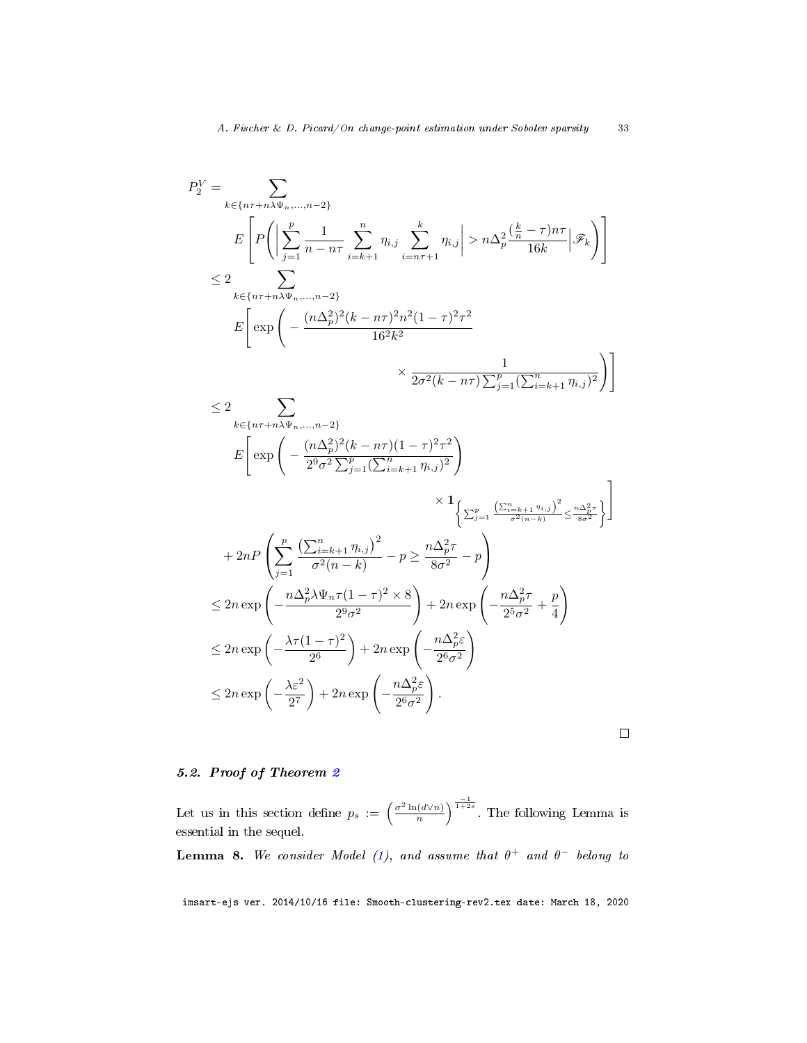$$
\begin{aligned}
P_2^V = & \sum_{k\in\{n\tau+n\lambda\Psi_n,\dots,n-2\}} \\
& E\left[P\left(\Big|\sum_{j=1}^p \frac{1}{n-n\tau}\sum_{i=k+1}^n \eta_{i,j}\sum_{i=n\tau+1}^k \eta_{i,j}\Big| > n\Delta_p^2\frac{(\frac{k}{n}-\tau)n\tau}{16k}\Big|\mathscr{F}_k\right)\right] \\
\leq & \; 2\sum_{k\in\{n\tau+n\lambda\Psi_n,\dots,n-2\}} \\
& E\Bigg[\exp\Bigg(-\frac{(n\Delta_p^2)^2(k-n\tau)^2n^2(1-\tau)^2\tau^2}{16^2k^2} \\
& \qquad\qquad \times \frac{1}{2\sigma^2(k-n\tau)\sum_{j=1}^p(\sum_{i=k+1}^n\eta_{i,j})^2}\Bigg)\Bigg] \\
\leq & \; 2\sum_{k\in\{n\tau+n\lambda\Psi_n,\dots,n-2\}} \\
& E\Bigg[\exp\left(-\frac{(n\Delta_p^2)^2(k-n\tau)(1-\tau)^2\tau^2}{2^9\sigma^2\sum_{j=1}^p(\sum_{i=k+1}^n\eta_{i,j})^2}\right) \\
& \qquad\qquad \times \mathbf{1}_{\left\{\sum_{j=1}^p\frac{\left(\sum_{i=k+1}^n\eta_{i,j}\right)^2}{\sigma^2(n-k)}\leq\frac{n\Delta_p^2\tau}{8\sigma^2}\right\}}\Bigg] \\
& + 2nP\left(\sum_{j=1}^p\frac{\left(\sum_{i=k+1}^n\eta_{i,j}\right)^2}{\sigma^2(n-k)} - p \geq \frac{n\Delta_p^2\tau}{8\sigma^2} - p\right) \\
\leq & \; 2n\exp\left(-\frac{n\Delta_p^2\lambda\Psi_n\tau(1-\tau)^2\times 8}{2^9\sigma^2}\right) + 2n\exp\left(-\frac{n\Delta_p^2\tau}{2^5\sigma^2}+\frac{p}{4}\right) \\
\leq & \; 2n\exp\left(-\frac{\lambda\tau(1-\tau)^2}{2^6}\right) + 2n\exp\left(-\frac{n\Delta_p^2\varepsilon}{2^6\sigma^2}\right) \\
\leq & \; 2n\exp\left(-\frac{\lambda\varepsilon^2}{2^7}\right) + 2n\exp\left(-\frac{n\Delta_p^2\varepsilon}{2^6\sigma^2}\right).
\end{aligned}
$$

□

### 5.2. Proof of Theorem 2

Let us in this section define $p_s := \left(\frac{\sigma^2\ln(d\vee n)}{n}\right)^{\frac{-1}{1+2s}}$. The following Lemma is essential in the sequel.

**Lemma 8.** *We consider Model (1), and assume that $\theta^+$ and $\theta^-$ belong to*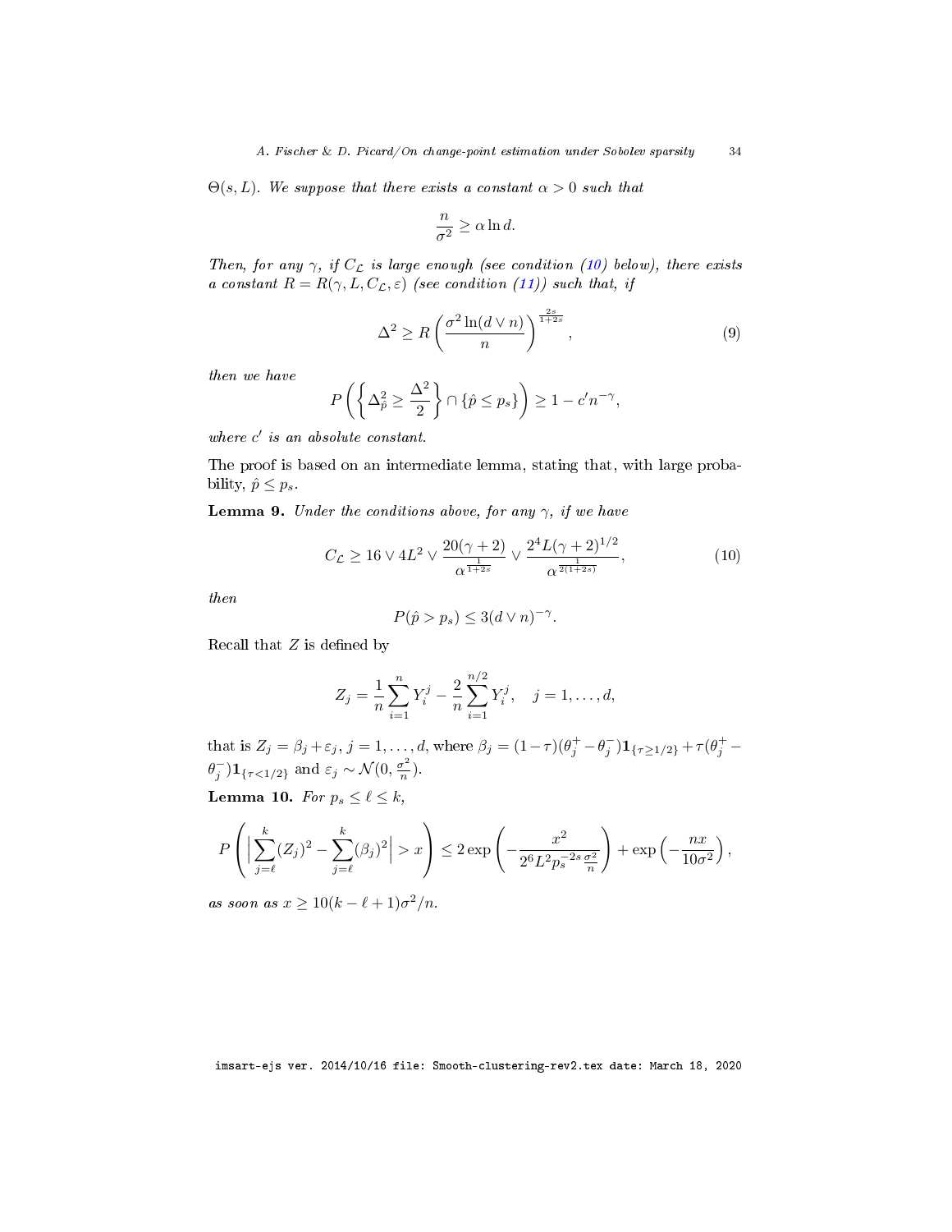*$\Theta(s, L)$. We suppose that there exists a constant $\alpha > 0$ such that*

$$\frac{n}{\sigma^2} \geq \alpha \ln d.$$

*Then, for any $\gamma$, if $C_{\mathcal{L}}$ is large enough (see condition (10) below), there exists a constant $R = R(\gamma, L, C_{\mathcal{L}}, \varepsilon)$ (see condition (11)) such that, if*

$$\Delta^2 \geq R \left( \frac{\sigma^2 \ln(d \vee n)}{n} \right)^{\frac{2s}{1+2s}}, \tag{9}$$

*then we have*

$$P\left( \left\{ \Delta_{\hat{p}}^2 \geq \frac{\Delta^2}{2} \right\} \cap \{\hat{p} \leq p_s\} \right) \geq 1 - c' n^{-\gamma},$$

*where $c'$ is an absolute constant.*

The proof is based on an intermediate lemma, stating that, with large probability, $\hat{p} \leq p_s$.

**Lemma 9.** *Under the conditions above, for any $\gamma$, if we have*

$$C_{\mathcal{L}} \geq 16 \vee 4L^2 \vee \frac{20(\gamma+2)}{\alpha^{\frac{1}{1+2s}}} \vee \frac{2^4 L (\gamma+2)^{1/2}}{\alpha^{\frac{1}{2(1+2s)}}}, \tag{10}$$

*then*

$$P(\hat{p} > p_s) \leq 3(d \vee n)^{-\gamma}.$$

Recall that $Z$ is defined by

$$Z_j = \frac{1}{n} \sum_{i=1}^{n} Y_i^j - \frac{2}{n} \sum_{i=1}^{n/2} Y_i^j, \quad j = 1, \ldots, d,$$

that is $Z_j = \beta_j + \varepsilon_j$, $j = 1, \ldots, d$, where $\beta_j = (1-\tau)(\theta_j^+ - \theta_j^-)\mathbf{1}_{\{\tau \geq 1/2\}} + \tau(\theta_j^+ - \theta_j^-)\mathbf{1}_{\{\tau < 1/2\}}$ and $\varepsilon_j \sim \mathcal{N}(0, \frac{\sigma^2}{n})$.

**Lemma 10.** *For $p_s \leq \ell \leq k$,*

$$P\left( \Big| \sum_{j=\ell}^{k} (Z_j)^2 - \sum_{j=\ell}^{k} (\beta_j)^2 \Big| > x \right) \leq 2 \exp\left( -\frac{x^2}{2^6 L^2 p_s^{-2s} \frac{\sigma^2}{n}} \right) + \exp\left( -\frac{nx}{10\sigma^2} \right),$$

*as soon as $x \geq 10(k - \ell + 1)\sigma^2/n$.*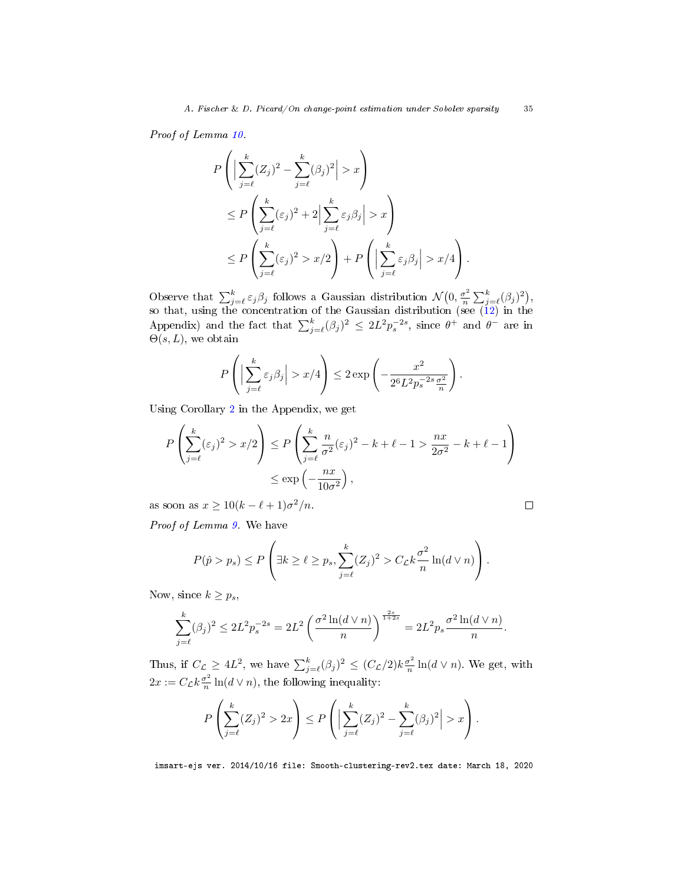*Proof of Lemma 10.*

$$
\begin{aligned}
&P\left(\Big|\sum_{j=\ell}^{k}(Z_j)^2 - \sum_{j=\ell}^{k}(\beta_j)^2\Big| > x\right)\\
&\quad\le P\left(\sum_{j=\ell}^{k}(\varepsilon_j)^2 + 2\Big|\sum_{j=\ell}^{k}\varepsilon_j\beta_j\Big| > x\right)\\
&\quad\le P\left(\sum_{j=\ell}^{k}(\varepsilon_j)^2 > x/2\right) + P\left(\Big|\sum_{j=\ell}^{k}\varepsilon_j\beta_j\Big| > x/4\right).
\end{aligned}
$$

Observe that $\sum_{j=\ell}^{k}\varepsilon_j\beta_j$ follows a Gaussian distribution $\mathcal{N}\big(0, \frac{\sigma^2}{n}\sum_{j=\ell}^{k}(\beta_j)^2\big)$, so that, using the concentration of the Gaussian distribution (see (12) in the Appendix) and the fact that $\sum_{j=\ell}^{k}(\beta_j)^2 \le 2L^2 p_s^{-2s}$, since $\theta^+$ and $\theta^-$ are in $\Theta(s,L)$, we obtain

$$
P\left(\Big|\sum_{j=\ell}^{k}\varepsilon_j\beta_j\Big| > x/4\right) \le 2\exp\left(-\frac{x^2}{2^6 L^2 p_s^{-2s}\frac{\sigma^2}{n}}\right).
$$

Using Corollary 2 in the Appendix, we get

$$
\begin{aligned}
P\left(\sum_{j=\ell}^{k}(\varepsilon_j)^2 > x/2\right) &\le P\left(\sum_{j=\ell}^{k}\frac{n}{\sigma^2}(\varepsilon_j)^2 - k + \ell - 1 > \frac{nx}{2\sigma^2} - k + \ell - 1\right)\\
&\le \exp\left(-\frac{nx}{10\sigma^2}\right),
\end{aligned}
$$

as soon as $x \ge 10(k-\ell+1)\sigma^2/n$. $\square$

*Proof of Lemma 9.* We have

$$
P(\hat{p} > p_s) \le P\left(\exists k \ge \ell \ge p_s, \sum_{j=\ell}^{k}(Z_j)^2 > C_{\mathcal{L}} k\frac{\sigma^2}{n}\ln(d\vee n)\right).
$$

Now, since $k \ge p_s$,

$$
\sum_{j=\ell}^{k}(\beta_j)^2 \le 2L^2 p_s^{-2s} = 2L^2\left(\frac{\sigma^2\ln(d\vee n)}{n}\right)^{\frac{2s}{1+2s}} = 2L^2 p_s\frac{\sigma^2\ln(d\vee n)}{n}.
$$

Thus, if $C_{\mathcal{L}} \ge 4L^2$, we have $\sum_{j=\ell}^{k}(\beta_j)^2 \le (C_{\mathcal{L}}/2)k\frac{\sigma^2}{n}\ln(d\vee n)$. We get, with $2x := C_{\mathcal{L}} k\frac{\sigma^2}{n}\ln(d\vee n)$, the following inequality:

$$
P\left(\sum_{j=\ell}^{k}(Z_j)^2 > 2x\right) \le P\left(\Big|\sum_{j=\ell}^{k}(Z_j)^2 - \sum_{j=\ell}^{k}(\beta_j)^2\Big| > x\right).
$$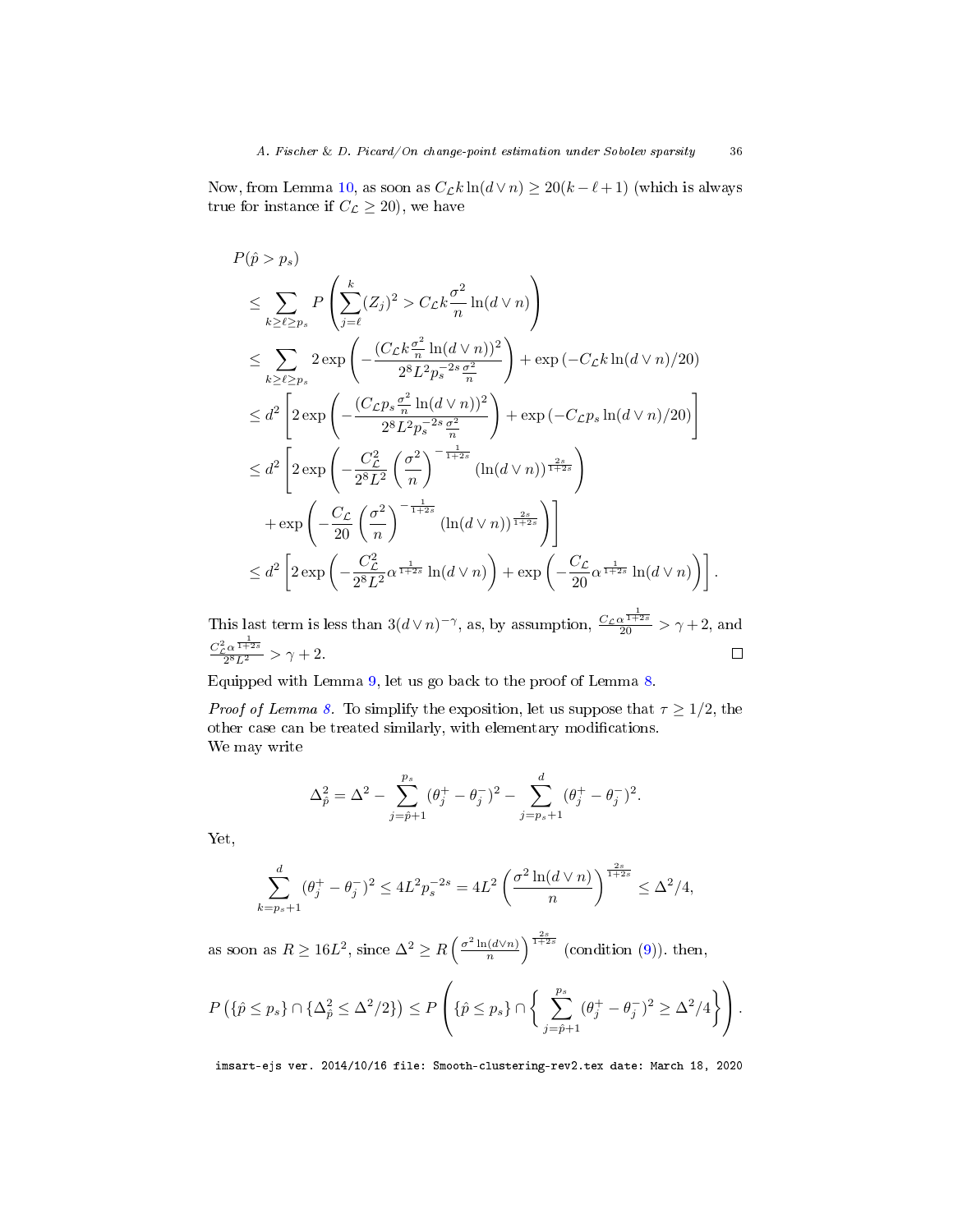Now, from Lemma 10, as soon as $C_{\mathcal{L}} k \ln(d \vee n) \geq 20(k - \ell + 1)$ (which is always true for instance if $C_{\mathcal{L}} \geq 20$), we have

$$
\begin{aligned}
& P(\hat{p} > p_s) \\
& \leq \sum_{k \geq \ell \geq p_s} P\left(\sum_{j=\ell}^{k} (Z_j)^2 > C_{\mathcal{L}} k \frac{\sigma^2}{n} \ln(d \vee n)\right) \\
& \leq \sum_{k \geq \ell \geq p_s} 2 \exp\left(-\frac{(C_{\mathcal{L}} k \frac{\sigma^2}{n} \ln(d \vee n))^2}{2^8 L^2 p_s^{-2s} \frac{\sigma^2}{n}}\right) + \exp\left(-C_{\mathcal{L}} k \ln(d \vee n)/20\right) \\
& \leq d^2 \left[2 \exp\left(-\frac{(C_{\mathcal{L}} p_s \frac{\sigma^2}{n} \ln(d \vee n))^2}{2^8 L^2 p_s^{-2s} \frac{\sigma^2}{n}}\right) + \exp\left(-C_{\mathcal{L}} p_s \ln(d \vee n)/20\right)\right] \\
& \leq d^2 \left[2 \exp\left(-\frac{C_{\mathcal{L}}^2}{2^8 L^2} \left(\frac{\sigma^2}{n}\right)^{-\frac{1}{1+2s}} (\ln(d \vee n))^{\frac{2s}{1+2s}}\right)\right. \\
& \quad \left. + \exp\left(-\frac{C_{\mathcal{L}}}{20} \left(\frac{\sigma^2}{n}\right)^{-\frac{1}{1+2s}} (\ln(d \vee n))^{\frac{2s}{1+2s}}\right)\right] \\
& \leq d^2 \left[2 \exp\left(-\frac{C_{\mathcal{L}}^2}{2^8 L^2} \alpha^{\frac{1}{1+2s}} \ln(d \vee n)\right) + \exp\left(-\frac{C_{\mathcal{L}}}{20} \alpha^{\frac{1}{1+2s}} \ln(d \vee n)\right)\right].
\end{aligned}
$$

This last term is less than $3(d \vee n)^{-\gamma}$, as, by assumption, $\frac{C_{\mathcal{L}} \alpha^{\frac{1}{1+2s}}}{20} > \gamma + 2$, and $\frac{C_{\mathcal{L}}^2 \alpha^{\frac{1}{1+2s}}}{2^8 L^2} > \gamma + 2$. $\square$

Equipped with Lemma 9, let us go back to the proof of Lemma 8.

*Proof of Lemma 8.* To simplify the exposition, let us suppose that $\tau \geq 1/2$, the other case can be treated similarly, with elementary modifications.
We may write

$$
\Delta_{\hat{p}}^2 = \Delta^2 - \sum_{j=\hat{p}+1}^{p_s} (\theta_j^+ - \theta_j^-)^2 - \sum_{j=p_s+1}^{d} (\theta_j^+ - \theta_j^-)^2.
$$

Yet,

$$
\sum_{k=p_s+1}^{d} (\theta_j^+ - \theta_j^-)^2 \leq 4L^2 p_s^{-2s} = 4L^2 \left(\frac{\sigma^2 \ln(d \vee n)}{n}\right)^{\frac{2s}{1+2s}} \leq \Delta^2/4,
$$

as soon as $R \geq 16L^2$, since $\Delta^2 \geq R\left(\frac{\sigma^2 \ln(d \vee n)}{n}\right)^{\frac{2s}{1+2s}}$ (condition (9)). then,

$$
P\left(\{\hat{p} \leq p_s\} \cap \{\Delta_{\hat{p}}^2 \leq \Delta^2/2\}\right) \leq P\left(\{\hat{p} \leq p_s\} \cap \left\{\sum_{j=\hat{p}+1}^{p_s} (\theta_j^+ - \theta_j^-)^2 \geq \Delta^2/4\right\}\right).
$$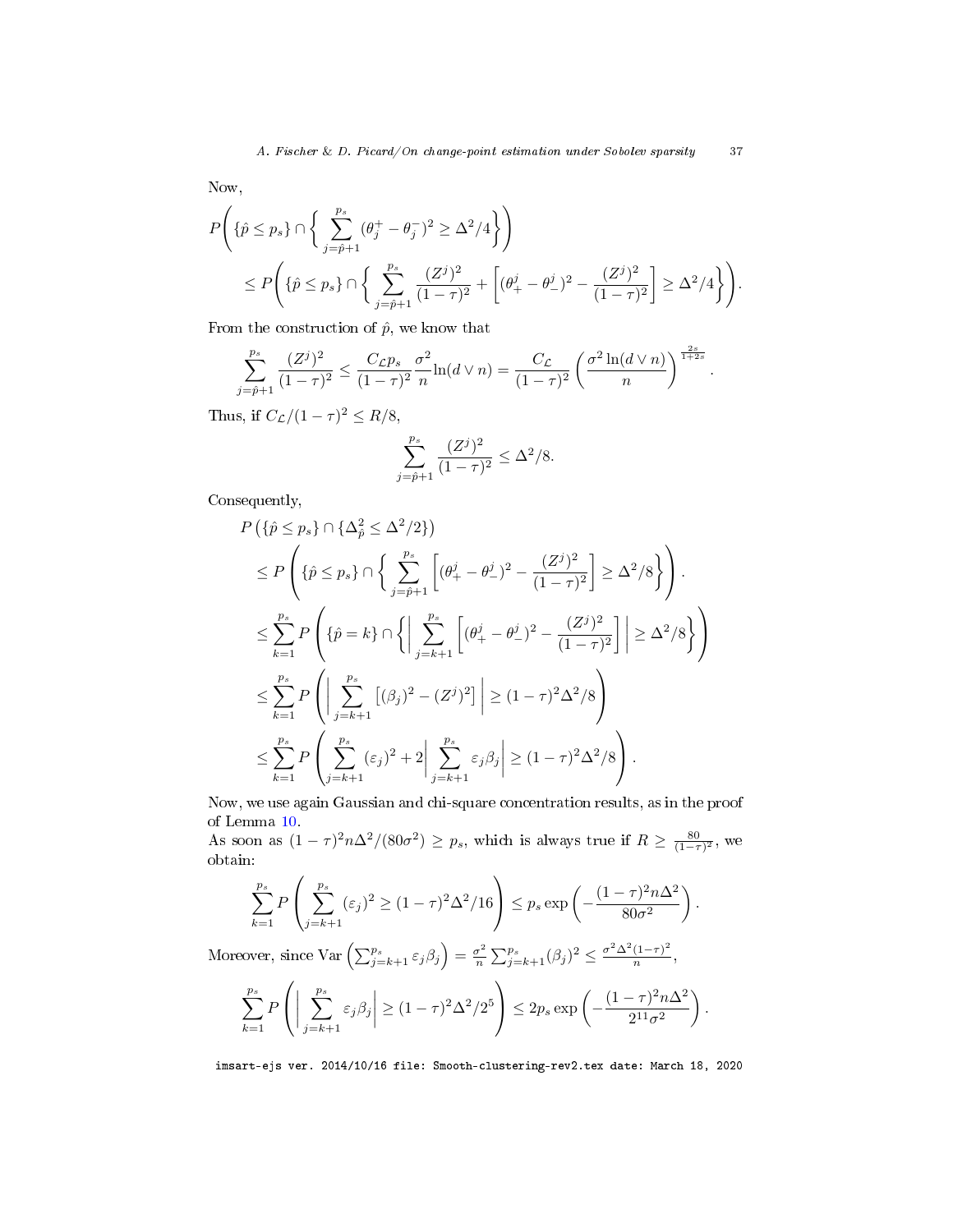Now,

$$P\Bigg(\{\hat{p} \le p_s\} \cap \Big\{ \sum_{j=\hat{p}+1}^{p_s} (\theta_j^+ - \theta_j^-)^2 \ge \Delta^2/4 \Big\}\Bigg)$$

$$\le P\Bigg(\{\hat{p} \le p_s\} \cap \Big\{ \sum_{j=\hat{p}+1}^{p_s} \frac{(Z^j)^2}{(1-\tau)^2} + \Big[(\theta_+^j - \theta_-^j)^2 - \frac{(Z^j)^2}{(1-\tau)^2}\Big] \ge \Delta^2/4 \Big\}\Bigg).$$

From the construction of $\hat{p}$, we know that

$$\sum_{j=\hat{p}+1}^{p_s} \frac{(Z^j)^2}{(1-\tau)^2} \le \frac{C_{\mathcal{L}} p_s}{(1-\tau)^2} \frac{\sigma^2}{n} \ln(d \vee n) = \frac{C_{\mathcal{L}}}{(1-\tau)^2} \left( \frac{\sigma^2 \ln(d \vee n)}{n} \right)^{\frac{2s}{1+2s}}.$$

Thus, if $C_{\mathcal{L}}/(1-\tau)^2 \le R/8$,

$$\sum_{j=\hat{p}+1}^{p_s} \frac{(Z^j)^2}{(1-\tau)^2} \le \Delta^2/8.$$

Consequently,

$$P\left(\{\hat{p} \le p_s\} \cap \{\Delta_{\hat{p}}^2 \le \Delta^2/2\}\right)$$

$$\le P\left(\{\hat{p} \le p_s\} \cap \Big\{ \sum_{j=\hat{p}+1}^{p_s} \Big[(\theta_+^j - \theta_-^j)^2 - \frac{(Z^j)^2}{(1-\tau)^2}\Big] \ge \Delta^2/8 \Big\}\right).$$

$$\le \sum_{k=1}^{p_s} P\left(\{\hat{p} = k\} \cap \Big\{ \Big| \sum_{j=k+1}^{p_s} \Big[(\theta_+^j - \theta_-^j)^2 - \frac{(Z^j)^2}{(1-\tau)^2}\Big] \Big| \ge \Delta^2/8 \Big\}\right)$$

$$\le \sum_{k=1}^{p_s} P\left( \Big| \sum_{j=k+1}^{p_s} \left[(\beta_j)^2 - (Z^j)^2\right] \Big| \ge (1-\tau)^2\Delta^2/8 \right)$$

$$\le \sum_{k=1}^{p_s} P\left( \sum_{j=k+1}^{p_s} (\varepsilon_j)^2 + 2 \Big| \sum_{j=k+1}^{p_s} \varepsilon_j \beta_j \Big| \ge (1-\tau)^2\Delta^2/8 \right).$$

Now, we use again Gaussian and chi-square concentration results, as in the proof of Lemma 10.

As soon as $(1-\tau)^2 n\Delta^2/(80\sigma^2) \ge p_s$, which is always true if $R \ge \frac{80}{(1-\tau)^2}$, we obtain:

$$\sum_{k=1}^{p_s} P\left( \sum_{j=k+1}^{p_s} (\varepsilon_j)^2 \ge (1-\tau)^2\Delta^2/16 \right) \le p_s \exp\left( -\frac{(1-\tau)^2 n\Delta^2}{80\sigma^2} \right).$$

Moreover, since $\mathrm{Var}\left(\sum_{j=k+1}^{p_s} \varepsilon_j \beta_j\right) = \frac{\sigma^2}{n} \sum_{j=k+1}^{p_s} (\beta_j)^2 \le \frac{\sigma^2 \Delta^2 (1-\tau)^2}{n}$,

$$\sum_{k=1}^{p_s} P\left( \Big| \sum_{j=k+1}^{p_s} \varepsilon_j \beta_j \Big| \ge (1-\tau)^2\Delta^2/2^5 \right) \le 2p_s \exp\left( -\frac{(1-\tau)^2 n\Delta^2}{2^{11}\sigma^2} \right).$$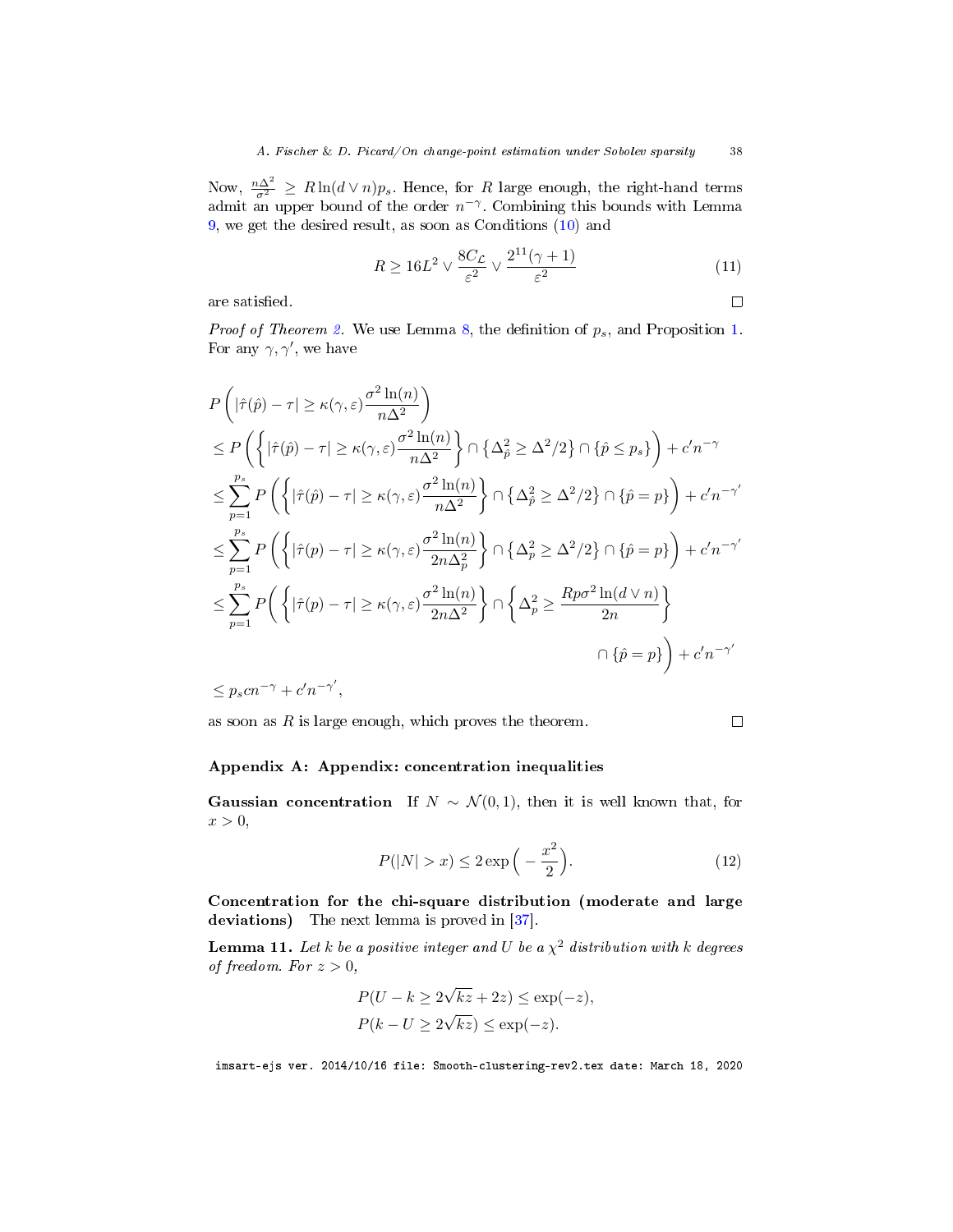Now, $\frac{n\Delta^2}{\sigma^2} \geq R\ln(d \vee n)p_s$. Hence, for $R$ large enough, the right-hand terms admit an upper bound of the order $n^{-\gamma}$. Combining this bounds with Lemma 9, we get the desired result, as soon as Conditions (10) and

$$R \geq 16L^2 \vee \frac{8C_{\mathcal{L}}}{\varepsilon^2} \vee \frac{2^{11}(\gamma+1)}{\varepsilon^2} \tag{11}$$

are satisfied. □

*Proof of Theorem 2.* We use Lemma 8, the definition of $p_s$, and Proposition 1. For any $\gamma, \gamma'$, we have

$$\begin{aligned}
&P\left(|\hat{\tau}(\hat{p}) - \tau| \geq \kappa(\gamma,\varepsilon)\frac{\sigma^2\ln(n)}{n\Delta^2}\right) \\
&\leq P\left(\left\{|\hat{\tau}(\hat{p}) - \tau| \geq \kappa(\gamma,\varepsilon)\frac{\sigma^2\ln(n)}{n\Delta^2}\right\} \cap \left\{\Delta_{\hat{p}}^2 \geq \Delta^2/2\right\} \cap \{\hat{p} \leq p_s\}\right) + c'n^{-\gamma} \\
&\leq \sum_{p=1}^{p_s} P\left(\left\{|\hat{\tau}(\hat{p}) - \tau| \geq \kappa(\gamma,\varepsilon)\frac{\sigma^2\ln(n)}{n\Delta^2}\right\} \cap \left\{\Delta_{\hat{p}}^2 \geq \Delta^2/2\right\} \cap \{\hat{p} = p\}\right) + c'n^{-\gamma'} \\
&\leq \sum_{p=1}^{p_s} P\left(\left\{|\hat{\tau}(p) - \tau| \geq \kappa(\gamma,\varepsilon)\frac{\sigma^2\ln(n)}{2n\Delta_p^2}\right\} \cap \left\{\Delta_{p}^2 \geq \Delta^2/2\right\} \cap \{\hat{p} = p\}\right) + c'n^{-\gamma'} \\
&\leq \sum_{p=1}^{p_s} P\Bigg(\left\{|\hat{\tau}(p) - \tau| \geq \kappa(\gamma,\varepsilon)\frac{\sigma^2\ln(n)}{2n\Delta^2}\right\} \cap \left\{\Delta_{p}^2 \geq \frac{Rp\sigma^2\ln(d \vee n)}{2n}\right\} \\
&\qquad\qquad\qquad\qquad\qquad\qquad\qquad\qquad \cap \{\hat{p} = p\}\Bigg) + c'n^{-\gamma'} \\
&\leq p_s c n^{-\gamma} + c'n^{-\gamma'},
\end{aligned}$$

as soon as $R$ is large enough, which proves the theorem. □

## Appendix A: Appendix: concentration inequalities

**Gaussian concentration** If $N \sim \mathcal{N}(0,1)$, then it is well known that, for $x > 0$,

$$P(|N| > x) \leq 2\exp\Big(-\frac{x^2}{2}\Big). \tag{12}$$

**Concentration for the chi-square distribution (moderate and large deviations)** The next lemma is proved in [37].

**Lemma 11.** *Let $k$ be a positive integer and $U$ be a $\chi^2$ distribution with $k$ degrees of freedom. For $z > 0$,*

$$\begin{aligned}
P(U - k \geq 2\sqrt{kz} + 2z) &\leq \exp(-z), \\
P(k - U \geq 2\sqrt{kz}) &\leq \exp(-z).
\end{aligned}$$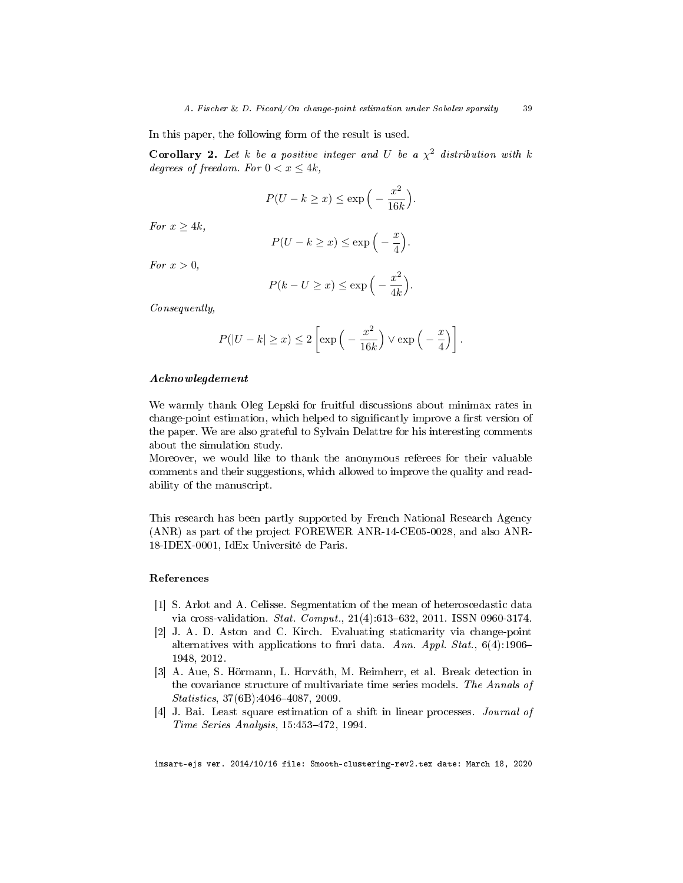In this paper, the following form of the result is used.

**Corollary 2.** *Let $k$ be a positive integer and $U$ be a $\chi^2$ distribution with $k$ degrees of freedom. For $0 < x \leq 4k$,*

$$P(U - k \geq x) \leq \exp\Big( - \frac{x^2}{16k}\Big).$$

*For $x \geq 4k$,*

$$P(U - k \geq x) \leq \exp\Big( - \frac{x}{4}\Big).$$

*For $x > 0$,*

$$P(k - U \geq x) \leq \exp\Big( - \frac{x^2}{4k}\Big).$$

*Consequently,*

$$P(|U - k| \geq x) \leq 2\left[\exp\Big( - \frac{x^2}{16k}\Big) \vee \exp\Big( - \frac{x}{4}\Big)\right].$$

### *Acknowlegdement*

We warmly thank Oleg Lepski for fruitful discussions about minimax rates in change-point estimation, which helped to significantly improve a first version of the paper. We are also grateful to Sylvain Delattre for his interesting comments about the simulation study.
Moreover, we would like to thank the anonymous referees for their valuable comments and their suggestions, which allowed to improve the quality and readability of the manuscript.

This research has been partly supported by French National Research Agency (ANR) as part of the project FOREWER ANR-14-CE05-0028, and also ANR-18-IDEX-0001, IdEx Université de Paris.

## References

- [1] S. Arlot and A. Celisse. Segmentation of the mean of heteroscedastic data via cross-validation. *Stat. Comput.*, 21(4):613–632, 2011. ISSN 0960-3174.
- [2] J. A. D. Aston and C. Kirch. Evaluating stationarity via change-point alternatives with applications to fmri data. *Ann. Appl. Stat.*, 6(4):1906–1948, 2012.
- [3] A. Aue, S. Hörmann, L. Horváth, M. Reimherr, et al. Break detection in the covariance structure of multivariate time series models. *The Annals of Statistics*, 37(6B):4046–4087, 2009.
- [4] J. Bai. Least square estimation of a shift in linear processes. *Journal of Time Series Analysis*, 15:453–472, 1994.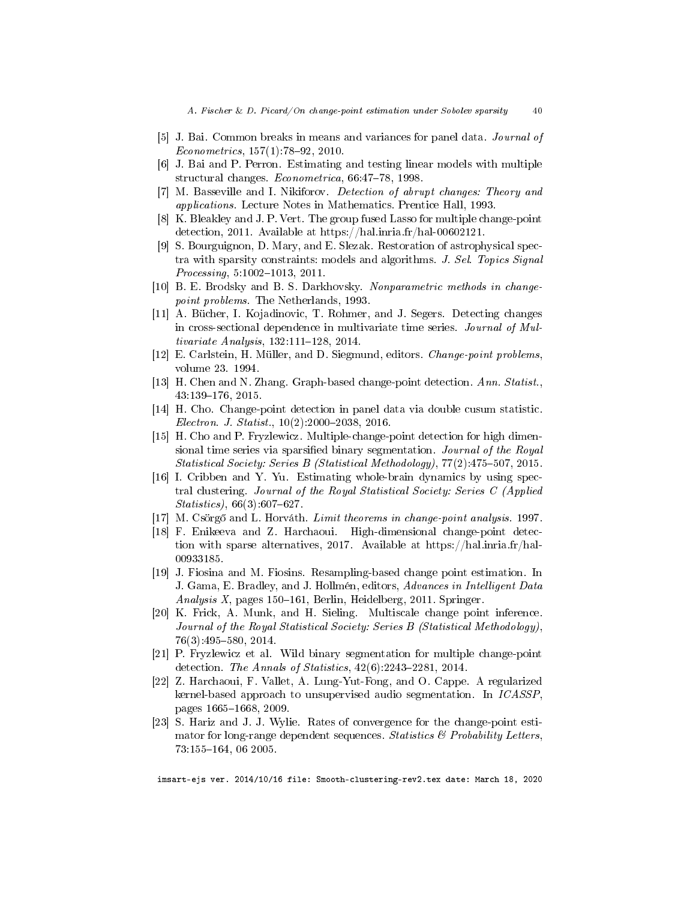- [5] J. Bai. Common breaks in means and variances for panel data. *Journal of Econometrics*, 157(1):78–92, 2010.
- [6] J. Bai and P. Perron. Estimating and testing linear models with multiple structural changes. *Econometrica*, 66:47–78, 1998.
- [7] M. Basseville and I. Nikiforov. *Detection of abrupt changes: Theory and applications*. Lecture Notes in Mathematics. Prentice Hall, 1993.
- [8] K. Bleakley and J. P. Vert. The group fused Lasso for multiple change-point detection, 2011. Available at https://hal.inria.fr/hal-00602121.
- [9] S. Bourguignon, D. Mary, and E. Slezak. Restoration of astrophysical spectra with sparsity constraints: models and algorithms. *J. Sel. Topics Signal Processing*, 5:1002–1013, 2011.
- [10] B. E. Brodsky and B. S. Darkhovsky. *Nonparametric methods in change-point problems*. The Netherlands, 1993.
- [11] A. Bücher, I. Kojadinovic, T. Rohmer, and J. Segers. Detecting changes in cross-sectional dependence in multivariate time series. *Journal of Multivariate Analysis*, 132:111–128, 2014.
- [12] E. Carlstein, H. Müller, and D. Siegmund, editors. *Change-point problems*, volume 23. 1994.
- [13] H. Chen and N. Zhang. Graph-based change-point detection. *Ann. Statist.*, 43:139–176, 2015.
- [14] H. Cho. Change-point detection in panel data via double cusum statistic. *Electron. J. Statist.*, 10(2):2000–2038, 2016.
- [15] H. Cho and P. Fryzlewicz. Multiple-change-point detection for high dimensional time series via sparsified binary segmentation. *Journal of the Royal Statistical Society: Series B (Statistical Methodology)*, 77(2):475–507, 2015.
- [16] I. Cribben and Y. Yu. Estimating whole-brain dynamics by using spectral clustering. *Journal of the Royal Statistical Society: Series C (Applied Statistics)*, 66(3):607–627.
- [17] M. Csörgő and L. Horváth. *Limit theorems in change-point analysis*. 1997.
- [18] F. Enikeeva and Z. Harchaoui. High-dimensional change-point detection with sparse alternatives, 2017. Available at https://hal.inria.fr/hal-00933185.
- [19] J. Fiosina and M. Fiosins. Resampling-based change point estimation. In J. Gama, E. Bradley, and J. Hollmén, editors, *Advances in Intelligent Data Analysis X*, pages 150–161, Berlin, Heidelberg, 2011. Springer.
- [20] K. Frick, A. Munk, and H. Sieling. Multiscale change point inference. *Journal of the Royal Statistical Society: Series B (Statistical Methodology)*, 76(3):495–580, 2014.
- [21] P. Fryzlewicz et al. Wild binary segmentation for multiple change-point detection. *The Annals of Statistics*, 42(6):2243–2281, 2014.
- [22] Z. Harchaoui, F. Vallet, A. Lung-Yut-Fong, and O. Cappe. A regularized kernel-based approach to unsupervised audio segmentation. In *ICASSP*, pages 1665–1668, 2009.
- [23] S. Hariz and J. J. Wylie. Rates of convergence for the change-point estimator for long-range dependent sequences. *Statistics & Probability Letters*, 73:155–164, 06 2005.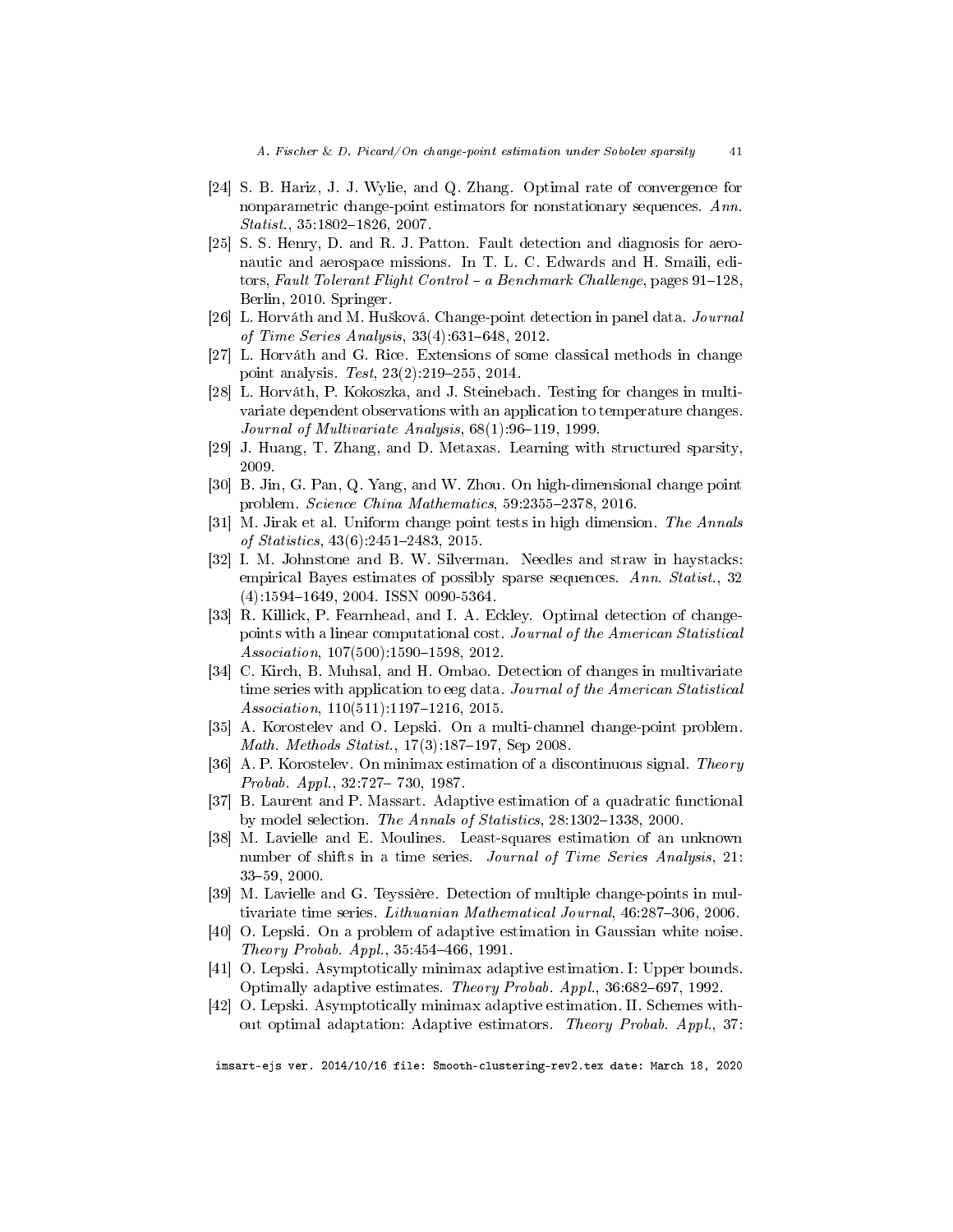[24] S. B. Hariz, J. J. Wylie, and Q. Zhang. Optimal rate of convergence for nonparametric change-point estimators for nonstationary sequences. *Ann. Statist.*, 35:1802–1826, 2007.

[25] S. S. Henry, D. and R. J. Patton. Fault detection and diagnosis for aeronautic and aerospace missions. In T. L. C. Edwards and H. Smaili, editors, *Fault Tolerant Flight Control – a Benchmark Challenge*, pages 91–128, Berlin, 2010. Springer.

[26] L. Horváth and M. Hušková. Change-point detection in panel data. *Journal of Time Series Analysis*, 33(4):631–648, 2012.

[27] L. Horváth and G. Rice. Extensions of some classical methods in change point analysis. *Test*, 23(2):219–255, 2014.

[28] L. Horváth, P. Kokoszka, and J. Steinebach. Testing for changes in multivariate dependent observations with an application to temperature changes. *Journal of Multivariate Analysis*, 68(1):96–119, 1999.

[29] J. Huang, T. Zhang, and D. Metaxas. Learning with structured sparsity, 2009.

[30] B. Jin, G. Pan, Q. Yang, and W. Zhou. On high-dimensional change point problem. *Science China Mathematics*, 59:2355–2378, 2016.

[31] M. Jirak et al. Uniform change point tests in high dimension. *The Annals of Statistics*, 43(6):2451–2483, 2015.

[32] I. M. Johnstone and B. W. Silverman. Needles and straw in haystacks: empirical Bayes estimates of possibly sparse sequences. *Ann. Statist.*, 32 (4):1594–1649, 2004. ISSN 0090-5364.

[33] R. Killick, P. Fearnhead, and I. A. Eckley. Optimal detection of change-points with a linear computational cost. *Journal of the American Statistical Association*, 107(500):1590–1598, 2012.

[34] C. Kirch, B. Muhsal, and H. Ombao. Detection of changes in multivariate time series with application to eeg data. *Journal of the American Statistical Association*, 110(511):1197–1216, 2015.

[35] A. Korostelev and O. Lepski. On a multi-channel change-point problem. *Math. Methods Statist.*, 17(3):187–197, Sep 2008.

[36] A. P. Korostelev. On minimax estimation of a discontinuous signal. *Theory Probab. Appl.*, 32:727– 730, 1987.

[37] B. Laurent and P. Massart. Adaptive estimation of a quadratic functional by model selection. *The Annals of Statistics*, 28:1302–1338, 2000.

[38] M. Lavielle and E. Moulines. Least-squares estimation of an unknown number of shifts in a time series. *Journal of Time Series Analysis*, 21: 33–59, 2000.

[39] M. Lavielle and G. Teyssière. Detection of multiple change-points in multivariate time series. *Lithuanian Mathematical Journal*, 46:287–306, 2006.

[40] O. Lepski. On a problem of adaptive estimation in Gaussian white noise. *Theory Probab. Appl.*, 35:454–466, 1991.

[41] O. Lepski. Asymptotically minimax adaptive estimation. I: Upper bounds. Optimally adaptive estimates. *Theory Probab. Appl.*, 36:682–697, 1992.

[42] O. Lepski. Asymptotically minimax adaptive estimation. II. Schemes without optimal adaptation: Adaptive estimators. *Theory Probab. Appl.*, 37: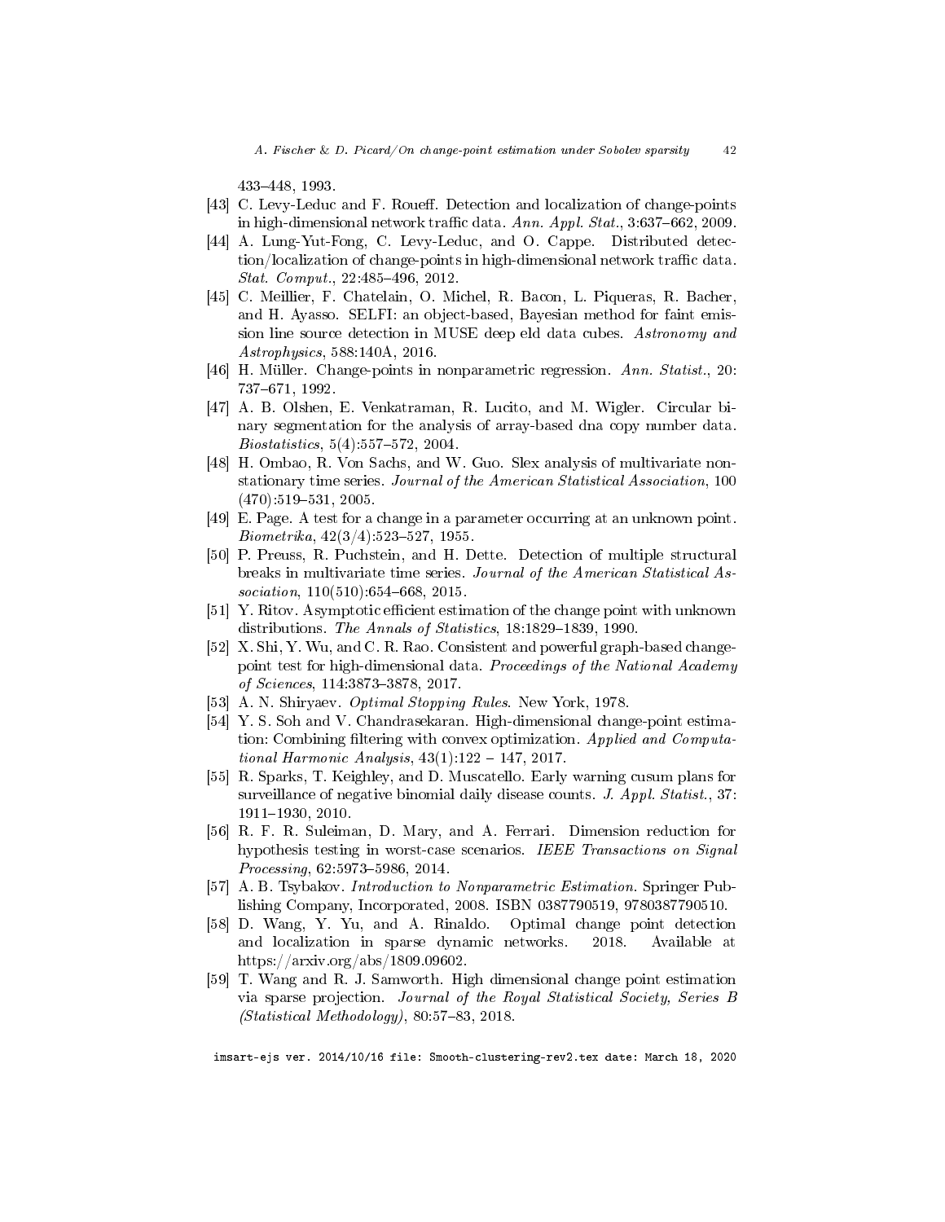433–448, 1993.

[43] C. Levy-Leduc and F. Roueff. Detection and localization of change-points in high-dimensional network traffic data. *Ann. Appl. Stat.*, 3:637–662, 2009.

[44] A. Lung-Yut-Fong, C. Levy-Leduc, and O. Cappe. Distributed detection/localization of change-points in high-dimensional network traffic data. *Stat. Comput.*, 22:485–496, 2012.

[45] C. Meillier, F. Chatelain, O. Michel, R. Bacon, L. Piqueras, R. Bacher, and H. Ayasso. SELFI: an object-based, Bayesian method for faint emission line source detection in MUSE deep eld data cubes. *Astronomy and Astrophysics*, 588:140A, 2016.

[46] H. Müller. Change-points in nonparametric regression. *Ann. Statist.*, 20: 737–671, 1992.

[47] A. B. Olshen, E. Venkatraman, R. Lucito, and M. Wigler. Circular binary segmentation for the analysis of array-based dna copy number data. *Biostatistics*, 5(4):557–572, 2004.

[48] H. Ombao, R. Von Sachs, and W. Guo. Slex analysis of multivariate nonstationary time series. *Journal of the American Statistical Association*, 100 (470):519–531, 2005.

[49] E. Page. A test for a change in a parameter occurring at an unknown point. *Biometrika*, 42(3/4):523–527, 1955.

[50] P. Preuss, R. Puchstein, and H. Dette. Detection of multiple structural breaks in multivariate time series. *Journal of the American Statistical Association*, 110(510):654–668, 2015.

[51] Y. Ritov. Asymptotic efficient estimation of the change point with unknown distributions. *The Annals of Statistics*, 18:1829–1839, 1990.

[52] X. Shi, Y. Wu, and C. R. Rao. Consistent and powerful graph-based change-point test for high-dimensional data. *Proceedings of the National Academy of Sciences*, 114:3873–3878, 2017.

[53] A. N. Shiryaev. *Optimal Stopping Rules*. New York, 1978.

[54] Y. S. Soh and V. Chandrasekaran. High-dimensional change-point estimation: Combining filtering with convex optimization. *Applied and Computational Harmonic Analysis*, 43(1):122 – 147, 2017.

[55] R. Sparks, T. Keighley, and D. Muscatello. Early warning cusum plans for surveillance of negative binomial daily disease counts. *J. Appl. Statist.*, 37: 1911–1930, 2010.

[56] R. F. R. Suleiman, D. Mary, and A. Ferrari. Dimension reduction for hypothesis testing in worst-case scenarios. *IEEE Transactions on Signal Processing*, 62:5973–5986, 2014.

[57] A. B. Tsybakov. *Introduction to Nonparametric Estimation*. Springer Publishing Company, Incorporated, 2008. ISBN 0387790519, 9780387790510.

[58] D. Wang, Y. Yu, and A. Rinaldo. Optimal change point detection and localization in sparse dynamic networks. 2018. Available at https://arxiv.org/abs/1809.09602.

[59] T. Wang and R. J. Samworth. High dimensional change point estimation via sparse projection. *Journal of the Royal Statistical Society, Series B (Statistical Methodology)*, 80:57–83, 2018.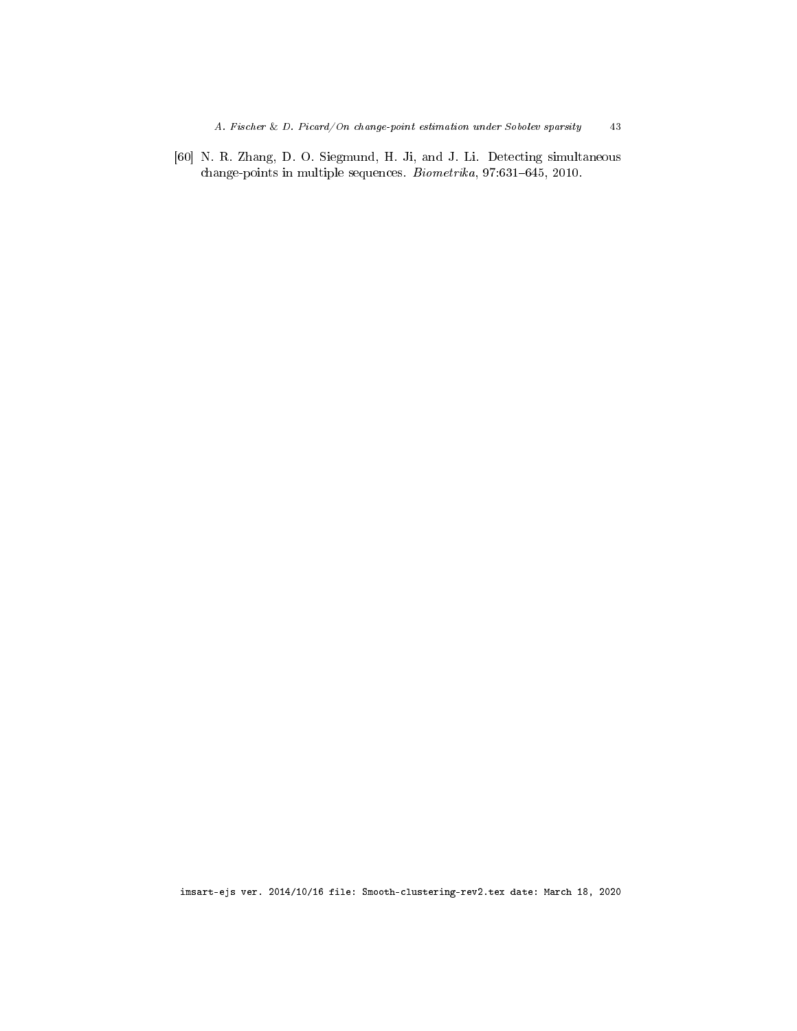[60] N. R. Zhang, D. O. Siegmund, H. Ji, and J. Li. Detecting simultaneous change-points in multiple sequences. *Biometrika*, 97:631–645, 2010.